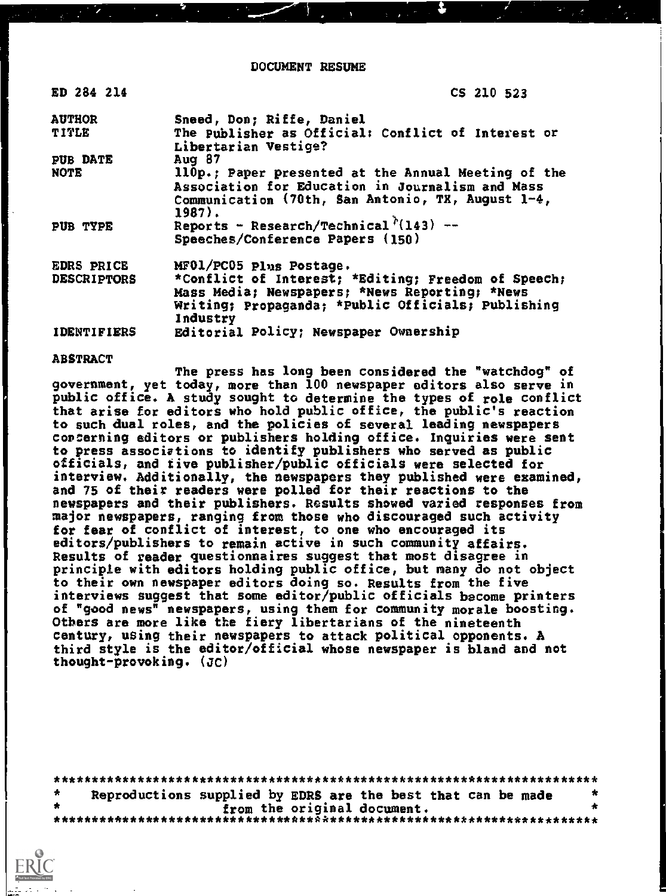DOCUMENT RESUME

| ED 284 214 | CS 210 523 |
|---|---|
| AUTHOR | Sneed, Don; Riffe, Daniel |
| TITLE | The Publisher as Official: Conflict of Interest or Libertarian Vestige? |
| PUB DATE | Aug 87 |
| NOTE | 110p.; Paper presented at the Annual Meeting of the Association for Education in Journalism and Mass Communication (70th, San Antonio, TX, August 1-4, 1987). |
| PUB TYPE | Reports - Research/Technical (143) -- Speeches/Conference Papers (150) |
| EDRS PRICE | MF01/PC05 Plus Postage. |
| DESCRIPTORS | *Conflict of Interest; *Editing; Freedom of Speech; Mass Media; Newspapers; *News Reporting; *News Writing; Propaganda; *Public Officials; Publishing Industry |
| IDENTIFIERS | Editorial Policy; Newspaper Ownership |

ABSTRACT

The press has long been considered the "watchdog" of government, yet today, more than 100 newspaper editors also serve in public office. A study sought to determine the types of role conflict that arise for editors who hold public office, the public's reaction to such dual roles, and the policies of several leading newspapers concerning editors or publishers holding office. Inquiries were sent to press associations to identify publishers who served as public officials, and five publisher/public officials were selected for interview. Additionally, the newspapers they published were examined, and 75 of their readers were polled for their reactions to the newspapers and their publishers. Results showed varied responses from major newspapers, ranging from those who discouraged such activity for fear of conflict of interest, to one who encouraged its editors/publishers to remain active in such community affairs. Results of reader questionnaires suggest that most disagree in principle with editors holding public office, but many do not object to their own newspaper editors doing so. Results from the five interviews suggest that some editor/public officials become printers of "good news" newspapers, using them for community morale boosting. Others are more like the fiery libertarians of the nineteenth century, using their newspapers to attack political opponents. A third style is the editor/official whose newspaper is bland and not thought-provoking. (JC)

***********************************************************************
* Reproductions supplied by EDRS are the best that can be made *
* from the original document. *
***********************************************************************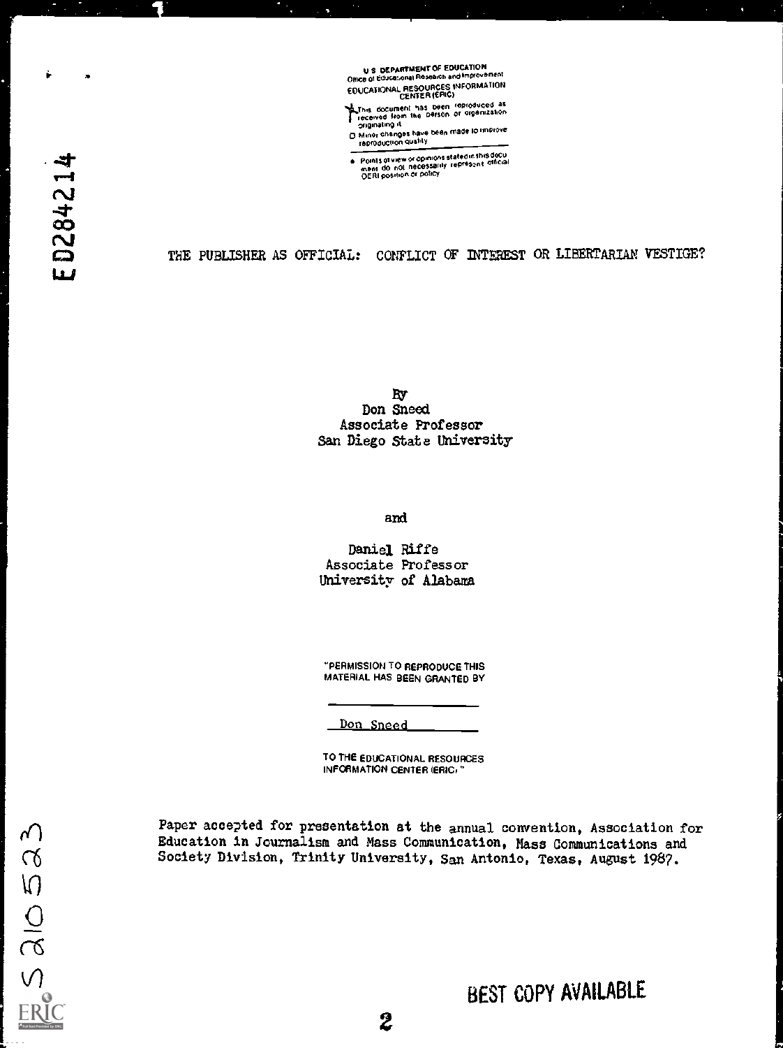U.S. DEPARTMENT OF EDUCATION
Office of Educational Research and Improvement
EDUCATIONAL RESOURCES INFORMATION CENTER (ERIC)

This document has been reproduced as received from the person or organization originating it.

Minor changes have been made to improve reproduction quality.

Points of view or opinions stated in this document do not necessarily represent official OERI position or policy.

ED284214

# THE PUBLISHER AS OFFICIAL: CONFLICT OF INTEREST OR LIBERTARIAN VESTIGE?

By
Don Sneed
Associate Professor
San Diego State University

and

Daniel Riffe
Associate Professor
University of Alabama

"PERMISSION TO REPRODUCE THIS MATERIAL HAS BEEN GRANTED BY

Don Sneed

TO THE EDUCATIONAL RESOURCES INFORMATION CENTER (ERIC)."

Paper accepted for presentation at the annual convention, Association for Education in Journalism and Mass Communication, Mass Communications and Society Division, Trinity University, San Antonio, Texas, August 1987.

S210523

BEST COPY AVAILABLE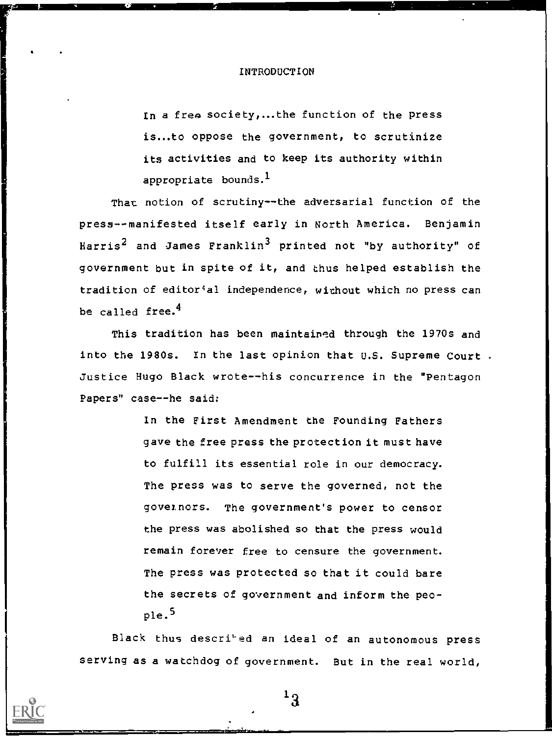# INTRODUCTION

> In a free society,...the function of the press is...to oppose the government, to scrutinize its activities and to keep its authority within appropriate bounds.[1]

That notion of scrutiny--the adversarial function of the press--manifested itself early in North America. Benjamin Harris[2] and James Franklin[3] printed not "by authority" of government but in spite of it, and thus helped establish the tradition of editorial independence, without which no press can be called free.[4]

This tradition has been maintained through the 1970s and into the 1980s. In the last opinion that U.S. Supreme Court Justice Hugo Black wrote--his concurrence in the "Pentagon Papers" case--he said:

> In the First Amendment the Founding Fathers gave the free press the protection it must have to fulfill its essential role in our democracy. The press was to serve the governed, not the governors. The government's power to censor the press was abolished so that the press would remain forever free to censure the government. The press was protected so that it could bare the secrets of government and inform the people.[5]

Black thus described an ideal of an autonomous press serving as a watchdog of government. But in the real world,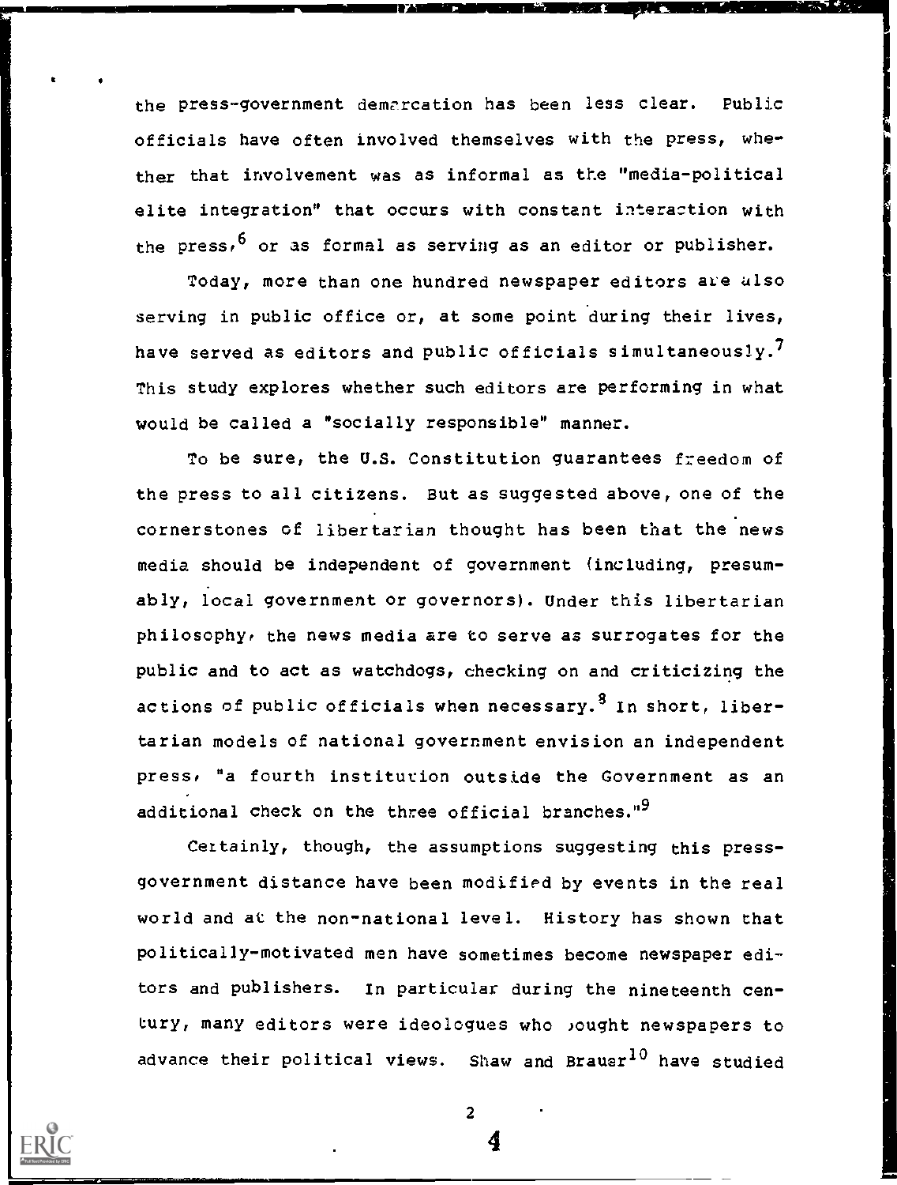the press-government demarcation has been less clear. Public officials have often involved themselves with the press, whether that involvement was as informal as the "media-political elite integration" that occurs with constant interaction with the press,[6] or as formal as serving as an editor or publisher.

Today, more than one hundred newspaper editors are also serving in public office or, at some point during their lives, have served as editors and public officials simultaneously.[7] This study explores whether such editors are performing in what would be called a "socially responsible" manner.

To be sure, the U.S. Constitution guarantees freedom of the press to all citizens. But as suggested above, one of the cornerstones of libertarian thought has been that the news media should be independent of government (including, presumably, local government or governors). Under this libertarian philosophy, the news media are to serve as surrogates for the public and to act as watchdogs, checking on and criticizing the actions of public officials when necessary.[8] In short, libertarian models of national government envision an independent press, "a fourth institution outside the Government as an additional check on the three official branches."[9]

Certainly, though, the assumptions suggesting this press-government distance have been modified by events in the real world and at the non-national level. History has shown that politically-motivated men have sometimes become newspaper editors and publishers. In particular during the nineteenth century, many editors were ideologues who bought newspapers to advance their political views. Shaw and Brauer[10] have studied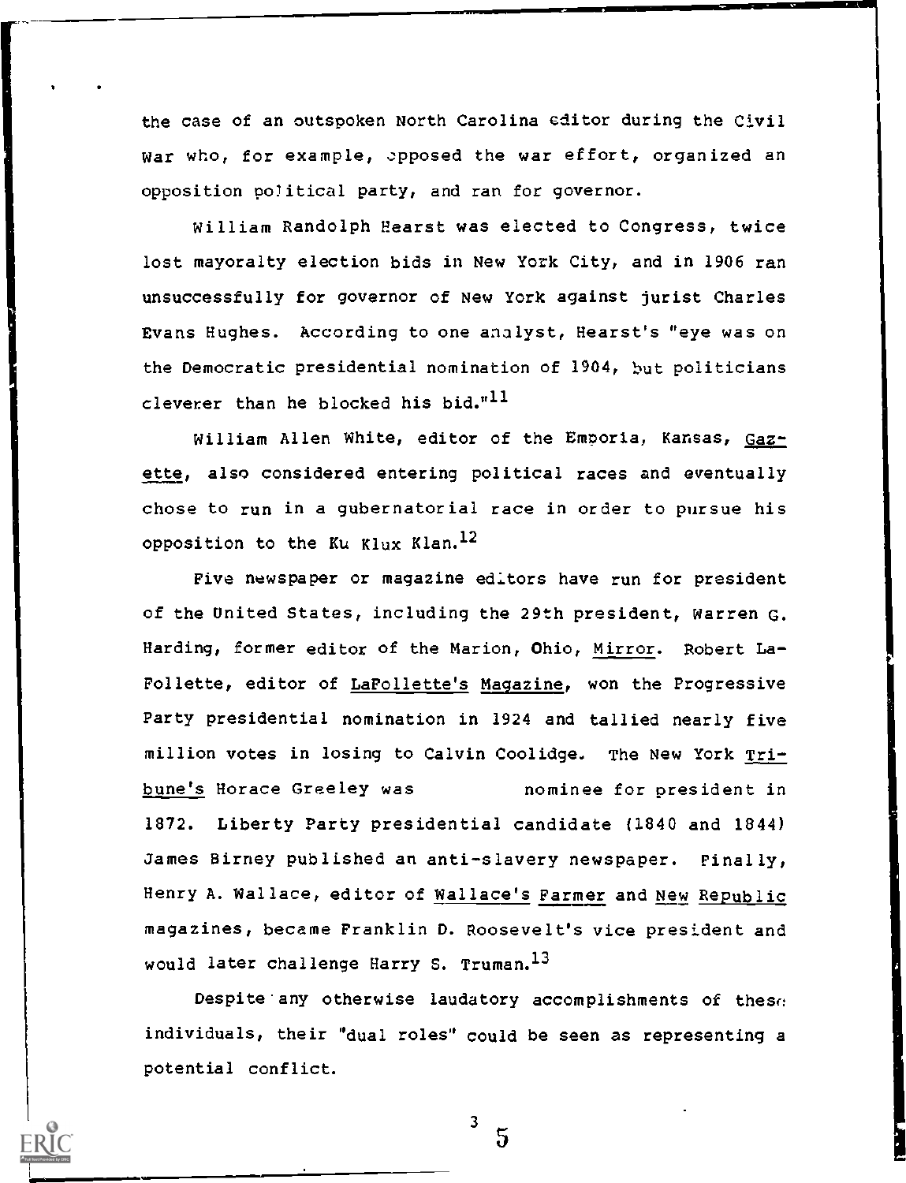the case of an outspoken North Carolina editor during the Civil War who, for example, opposed the war effort, organized an opposition political party, and ran for governor.

William Randolph Hearst was elected to Congress, twice lost mayoralty election bids in New York City, and in 1906 ran unsuccessfully for governor of New York against jurist Charles Evans Hughes. According to one analyst, Hearst's "eye was on the Democratic presidential nomination of 1904, but politicians cleverer than he blocked his bid."[11]

William Allen White, editor of the Emporia, Kansas, Gazette, also considered entering political races and eventually chose to run in a gubernatorial race in order to pursue his opposition to the Ku Klux Klan.[12]

Five newspaper or magazine editors have run for president of the United States, including the 29th president, Warren G. Harding, former editor of the Marion, Ohio, Mirror. Robert LaFollette, editor of LaFollette's Magazine, won the Progressive Party presidential nomination in 1924 and tallied nearly five million votes in losing to Calvin Coolidge. The New York Tribune's Horace Greeley was nominee for president in 1872. Liberty Party presidential candidate (1840 and 1844) James Birney published an anti-slavery newspaper. Finally, Henry A. Wallace, editor of Wallace's Farmer and New Republic magazines, became Franklin D. Roosevelt's vice president and would later challenge Harry S. Truman.[13]

Despite any otherwise laudatory accomplishments of these individuals, their "dual roles" could be seen as representing a potential conflict.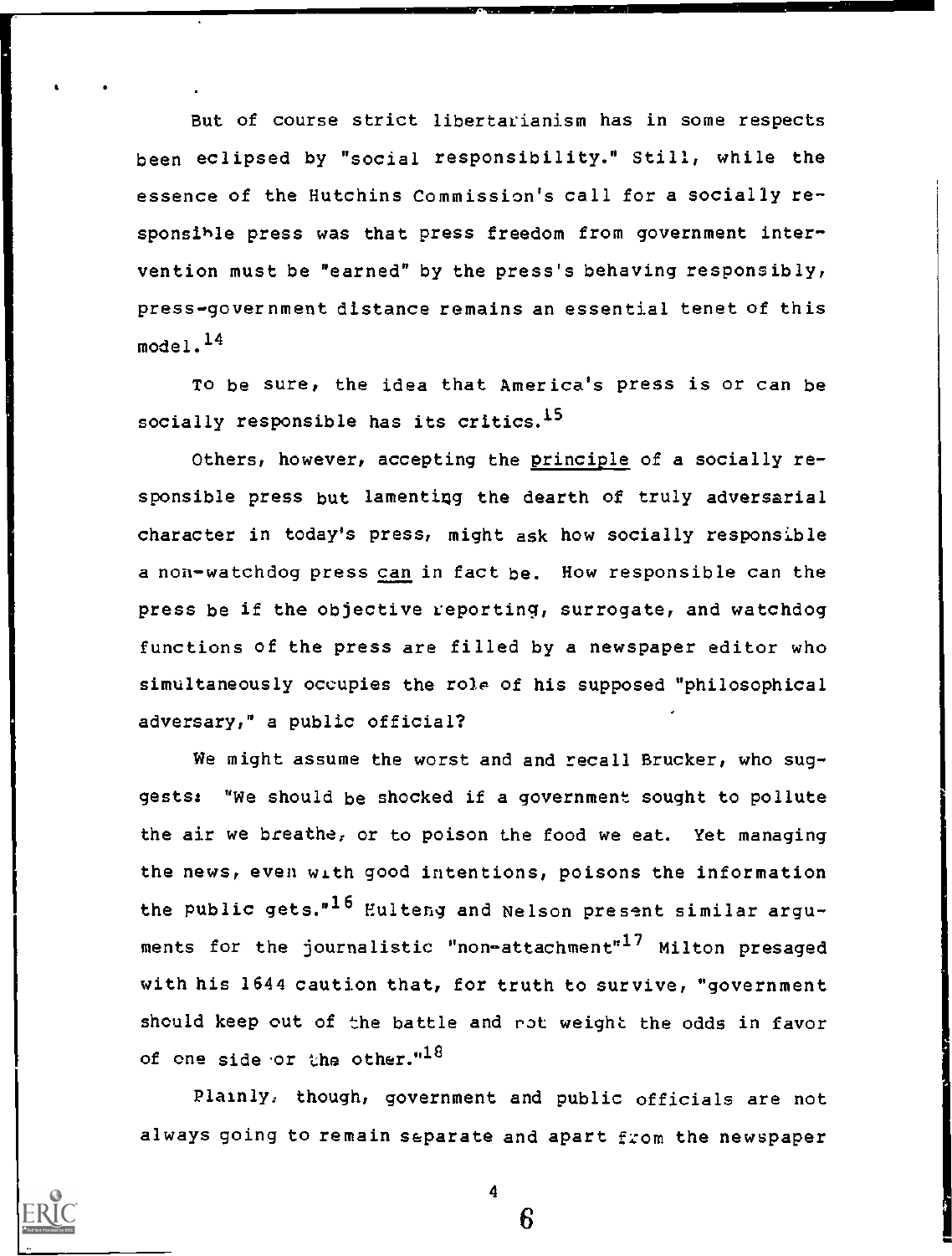But of course strict libertarianism has in some respects been eclipsed by "social responsibility." Still, while the essence of the Hutchins Commission's call for a socially responsible press was that press freedom from government intervention must be "earned" by the press's behaving responsibly, press-government distance remains an essential tenet of this model.[14]

To be sure, the idea that America's press is or can be socially responsible has its critics.[15]

Others, however, accepting the principle of a socially responsible press but lamenting the dearth of truly adversarial character in today's press, might ask how socially responsible a non-watchdog press can in fact be. How responsible can the press be if the objective reporting, surrogate, and watchdog functions of the press are filled by a newspaper editor who simultaneously occupies the role of his supposed "philosophical adversary," a public official?

We might assume the worst and and recall Brucker, who suggests: "We should be shocked if a government sought to pollute the air we breathe, or to poison the food we eat. Yet managing the news, even with good intentions, poisons the information the public gets."[16] Hulteng and Nelson present similar arguments for the journalistic "non-attachment"[17] Milton presaged with his 1644 caution that, for truth to survive, "government should keep out of the battle and not weight the odds in favor of one side or the other."[18]

Plainly, though, government and public officials are not always going to remain separate and apart from the newspaper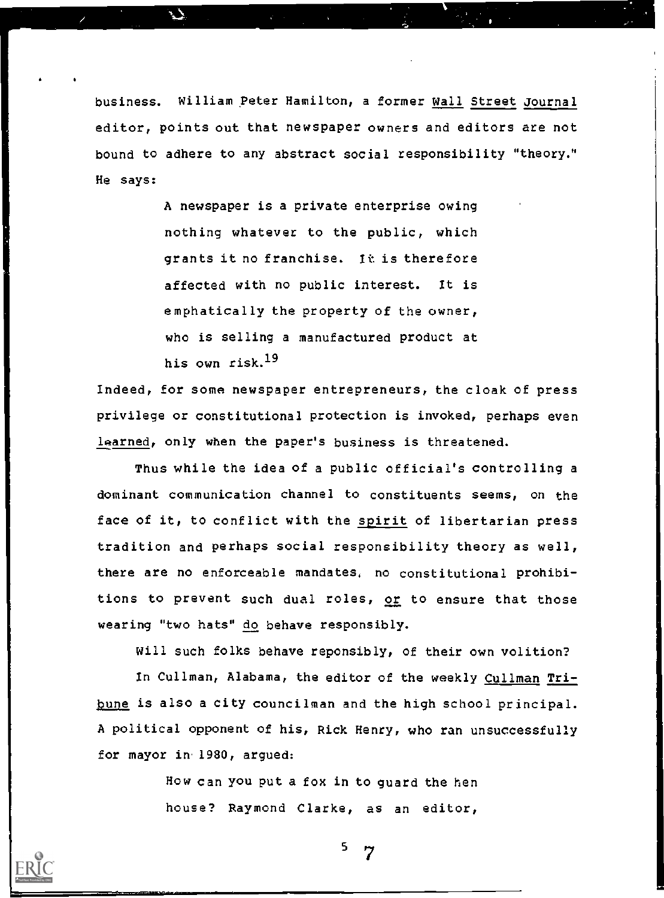business. William Peter Hamilton, a former Wall Street Journal editor, points out that newspaper owners and editors are not bound to adhere to any abstract social responsibility "theory." He says:

> A newspaper is a private enterprise owing nothing whatever to the public, which grants it no franchise. It is therefore affected with no public interest. It is emphatically the property of the owner, who is selling a manufactured product at his own risk.[19]

Indeed, for some newspaper entrepreneurs, the cloak of press privilege or constitutional protection is invoked, perhaps even learned, only when the paper's business is threatened.

Thus while the idea of a public official's controlling a dominant communication channel to constituents seems, on the face of it, to conflict with the spirit of libertarian press tradition and perhaps social responsibility theory as well, there are no enforceable mandates, no constitutional prohibitions to prevent such dual roles, or to ensure that those wearing "two hats" do behave responsibly.

Will such folks behave reponsibly, of their own volition?

In Cullman, Alabama, the editor of the weekly Cullman Tribune is also a city councilman and the high school principal. A political opponent of his, Rick Henry, who ran unsuccessfully for mayor in 1980, argued:

> How can you put a fox in to guard the hen house? Raymond Clarke, as an editor,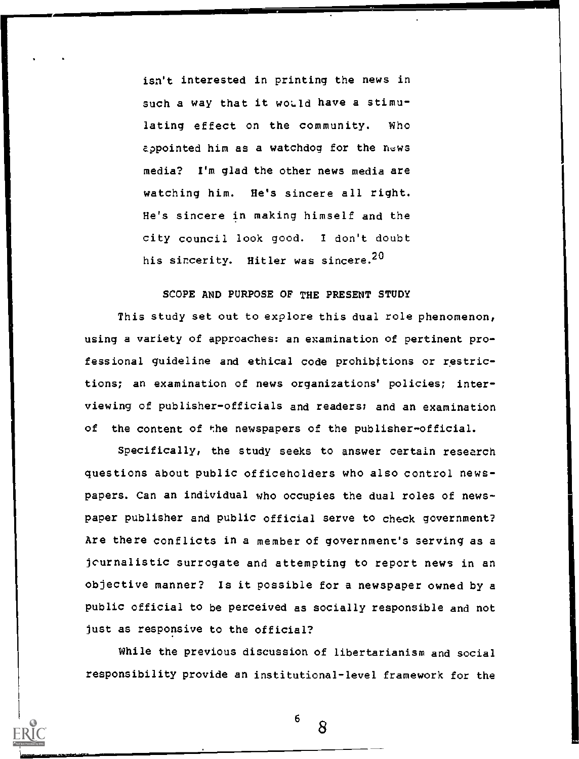isn't interested in printing the news in such a way that it would have a stimulating effect on the community. Who appointed him as a watchdog for the news media? I'm glad the other news media are watching him. He's sincere all right. He's sincere in making himself and the city council look good. I don't doubt his sincerity. Hitler was sincere.[20]

## SCOPE AND PURPOSE OF THE PRESENT STUDY

This study set out to explore this dual role phenomenon, using a variety of approaches: an examination of pertinent professional guideline and ethical code prohibitions or restrictions; an examination of news organizations' policies; interviewing of publisher-officials and readers; and an examination of the content of the newspapers of the publisher-official.

Specifically, the study seeks to answer certain research questions about public officeholders who also control newspapers. Can an individual who occupies the dual roles of newspaper publisher and public official serve to check government? Are there conflicts in a member of government's serving as a journalistic surrogate and attempting to report news in an objective manner? Is it possible for a newspaper owned by a public official to be perceived as socially responsible and not just as responsive to the official?

While the previous discussion of libertarianism and social responsibility provide an institutional-level framework for the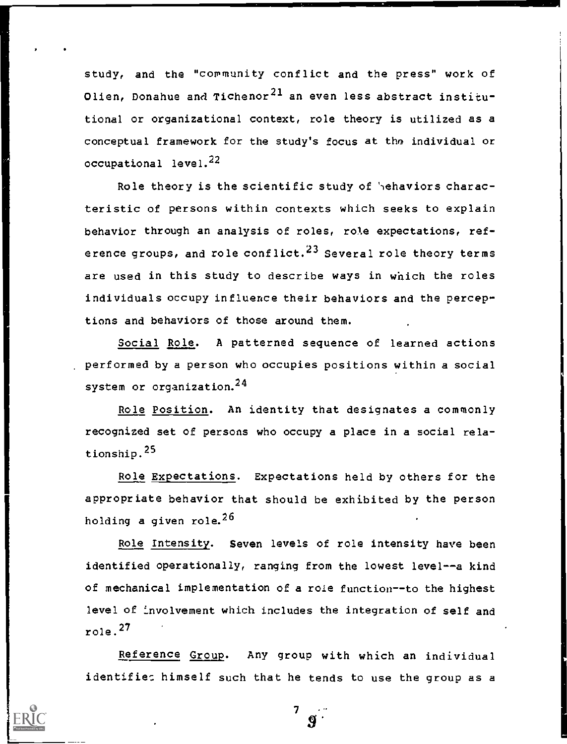study, and the "community conflict and the press" work of Olien, Donahue and Tichenor[21] an even less abstract institutional or organizational context, role theory is utilized as a conceptual framework for the study's focus at the individual or occupational level.[22]

Role theory is the scientific study of behaviors characteristic of persons within contexts which seeks to explain behavior through an analysis of roles, role expectations, reference groups, and role conflict.[23] Several role theory terms are used in this study to describe ways in which the roles individuals occupy influence their behaviors and the perceptions and behaviors of those around them.

<u>Social Role</u>. A patterned sequence of learned actions performed by a person who occupies positions within a social system or organization.[24]

<u>Role Position</u>. An identity that designates a commonly recognized set of persons who occupy a place in a social relationship.[25]

<u>Role Expectations</u>. Expectations held by others for the appropriate behavior that should be exhibited by the person holding a given role.[26]

<u>Role Intensity</u>. Seven levels of role intensity have been identified operationally, ranging from the lowest level--a kind of mechanical implementation of a role function--to the highest level of involvement which includes the integration of self and role.[27]

<u>Reference Group</u>. Any group with which an individual identifies himself such that he tends to use the group as a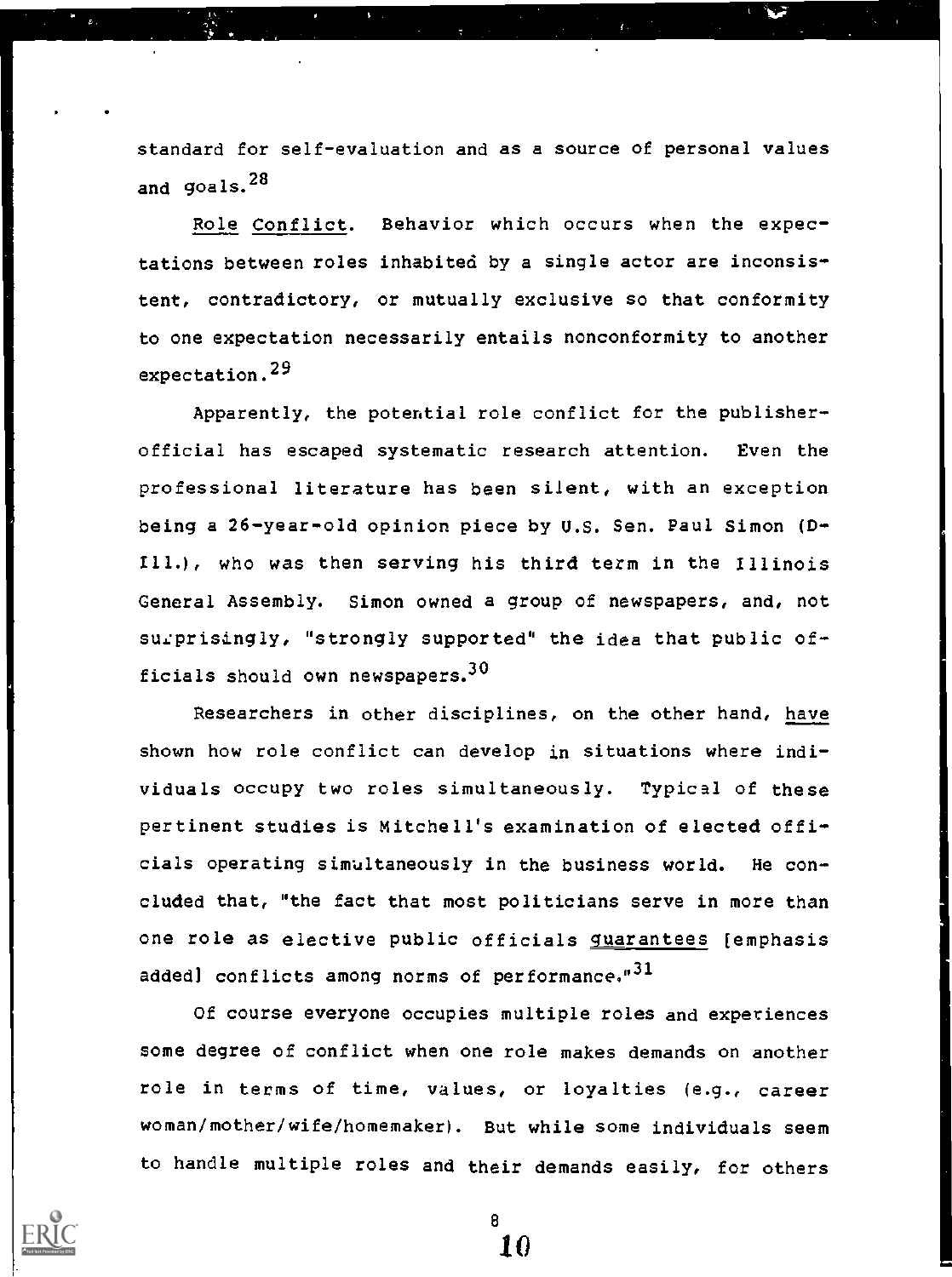standard for self-evaluation and as a source of personal values and goals.[28]

Role Conflict. Behavior which occurs when the expectations between roles inhabited by a single actor are inconsistent, contradictory, or mutually exclusive so that conformity to one expectation necessarily entails nonconformity to another expectation.[29]

Apparently, the potential role conflict for the publisher-official has escaped systematic research attention. Even the professional literature has been silent, with an exception being a 26-year-old opinion piece by U.S. Sen. Paul Simon (D-Ill.), who was then serving his third term in the Illinois General Assembly. Simon owned a group of newspapers, and, not surprisingly, "strongly supported" the idea that public officials should own newspapers.[30]

Researchers in other disciplines, on the other hand, have shown how role conflict can develop in situations where individuals occupy two roles simultaneously. Typical of these pertinent studies is Mitchell's examination of elected officials operating simultaneously in the business world. He concluded that, "the fact that most politicians serve in more than one role as elective public officials guarantees [emphasis added] conflicts among norms of performance."[31]

Of course everyone occupies multiple roles and experiences some degree of conflict when one role makes demands on another role in terms of time, values, or loyalties (e.g., career woman/mother/wife/homemaker). But while some individuals seem to handle multiple roles and their demands easily, for others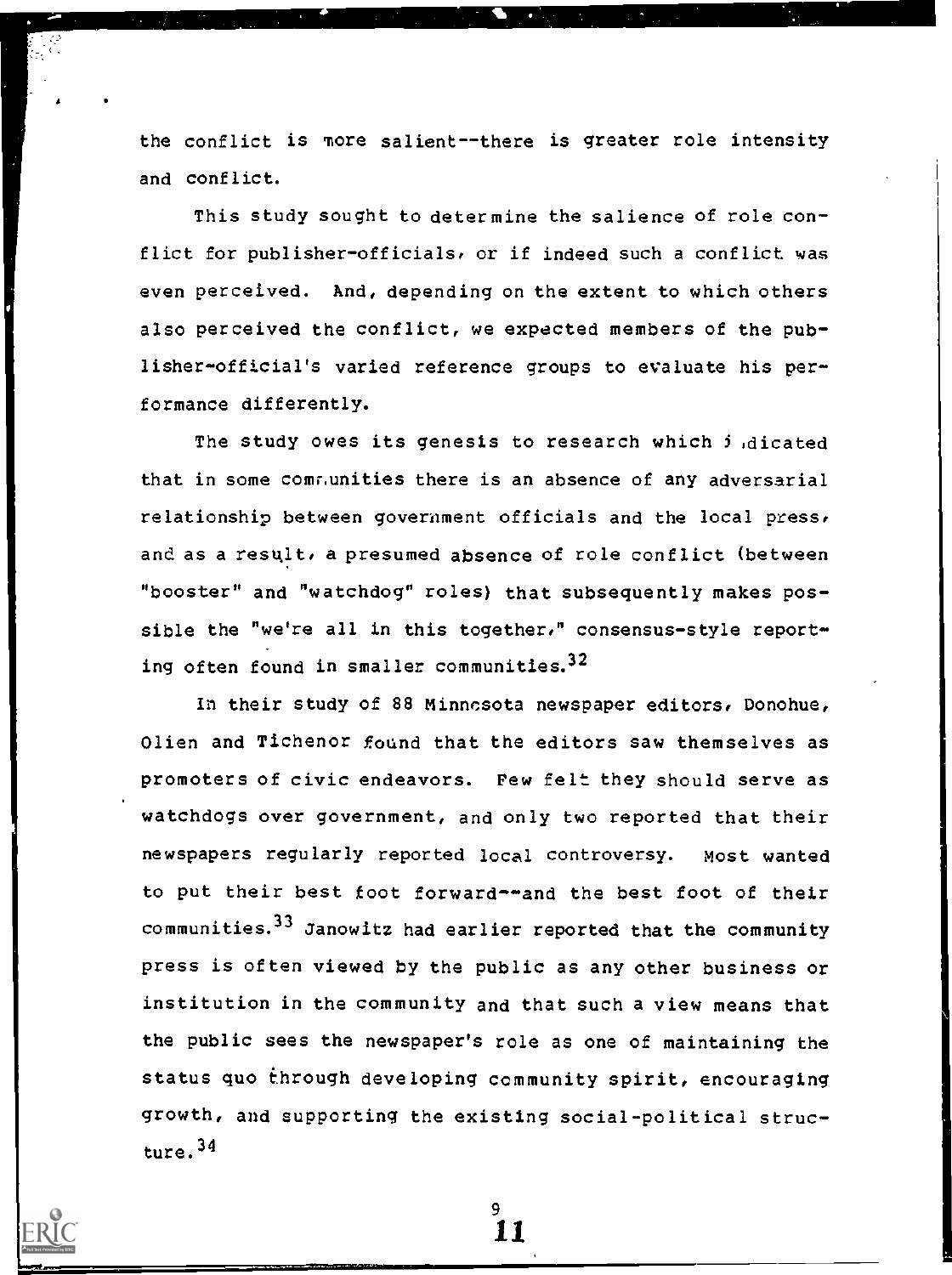the conflict is more salient--there is greater role intensity and conflict.

This study sought to determine the salience of role conflict for publisher-officials, or if indeed such a conflict was even perceived. And, depending on the extent to which others also perceived the conflict, we expected members of the publisher-official's varied reference groups to evaluate his performance differently.

The study owes its genesis to research which indicated that in some communities there is an absence of any adversarial relationship between government officials and the local press, and as a result, a presumed absence of role conflict (between "booster" and "watchdog" roles) that subsequently makes possible the "we're all in this together," consensus-style reporting often found in smaller communities.[32]

In their study of 88 Minnesota newspaper editors, Donohue, Olien and Tichenor found that the editors saw themselves as promoters of civic endeavors. Few felt they should serve as watchdogs over government, and only two reported that their newspapers regularly reported local controversy. Most wanted to put their best foot forward--and the best foot of their communities.[33] Janowitz had earlier reported that the community press is often viewed by the public as any other business or institution in the community and that such a view means that the public sees the newspaper's role as one of maintaining the status quo through developing community spirit, encouraging growth, and supporting the existing social-political structure.[34]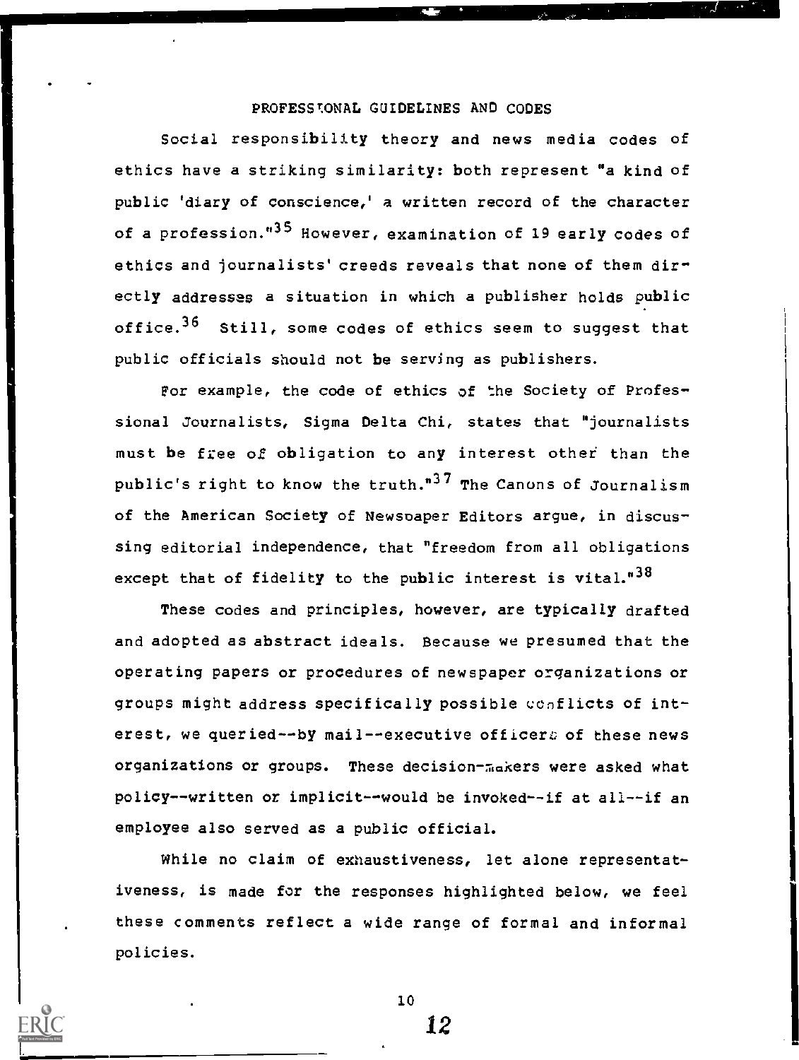## PROFESSIONAL GUIDELINES AND CODES

Social responsibility theory and news media codes of ethics have a striking similarity: both represent "a kind of public 'diary of conscience,' a written record of the character of a profession."[35] However, examination of 19 early codes of ethics and journalists' creeds reveals that none of them directly addresses a situation in which a publisher holds public office.[36] Still, some codes of ethics seem to suggest that public officials should not be serving as publishers.

For example, the code of ethics of the Society of Professional Journalists, Sigma Delta Chi, states that "journalists must be free of obligation to any interest other than the public's right to know the truth."[37] The Canons of Journalism of the American Society of Newspaper Editors argue, in discussing editorial independence, that "freedom from all obligations except that of fidelity to the public interest is vital."[38]

These codes and principles, however, are typically drafted and adopted as abstract ideals. Because we presumed that the operating papers or procedures of newspaper organizations or groups might address specifically possible conflicts of interest, we queried--by mail--executive officers of these news organizations or groups. These decision-makers were asked what policy--written or implicit--would be invoked--if at all--if an employee also served as a public official.

While no claim of exhaustiveness, let alone representativeness, is made for the responses highlighted below, we feel these comments reflect a wide range of formal and informal policies.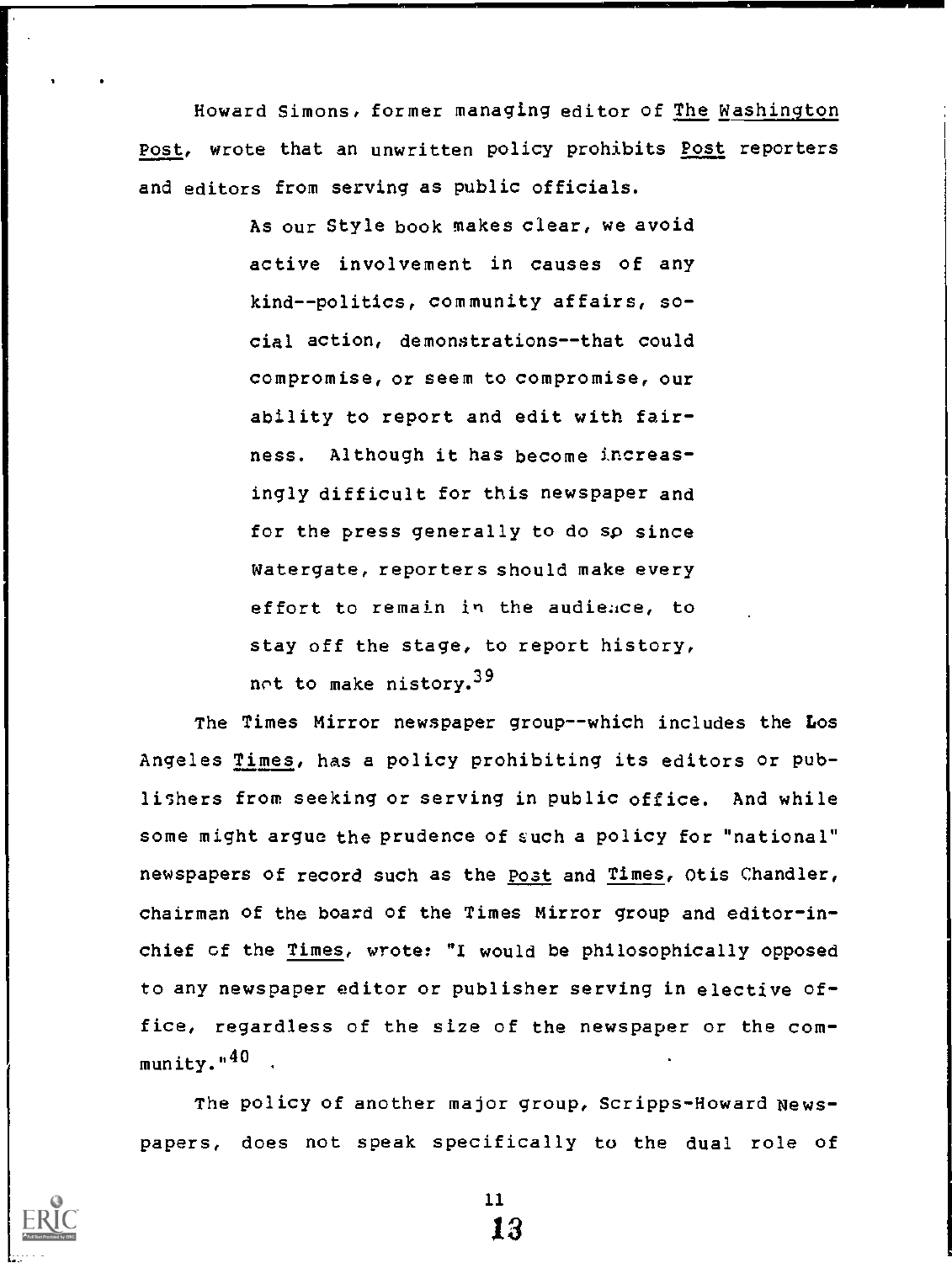Howard Simons, former managing editor of *The Washington Post*, wrote that an unwritten policy prohibits *Post* reporters and editors from serving as public officials.

> As our Style book makes clear, we avoid active involvement in causes of any kind--politics, community affairs, social action, demonstrations--that could compromise, or seem to compromise, our ability to report and edit with fairness. Although it has become increasingly difficult for this newspaper and for the press generally to do so since Watergate, reporters should make every effort to remain in the audience, to stay off the stage, to report history, not to make history.[39]

The Times Mirror newspaper group--which includes the Los Angeles *Times*, has a policy prohibiting its editors or publishers from seeking or serving in public office. And while some might argue the prudence of such a policy for "national" newspapers of record such as the *Post* and *Times*, Otis Chandler, chairman of the board of the Times Mirror group and editor-in-chief of the *Times*, wrote: "I would be philosophically opposed to any newspaper editor or publisher serving in elective office, regardless of the size of the newspaper or the community."[40]

The policy of another major group, Scripps-Howard Newspapers, does not speak specifically to the dual role of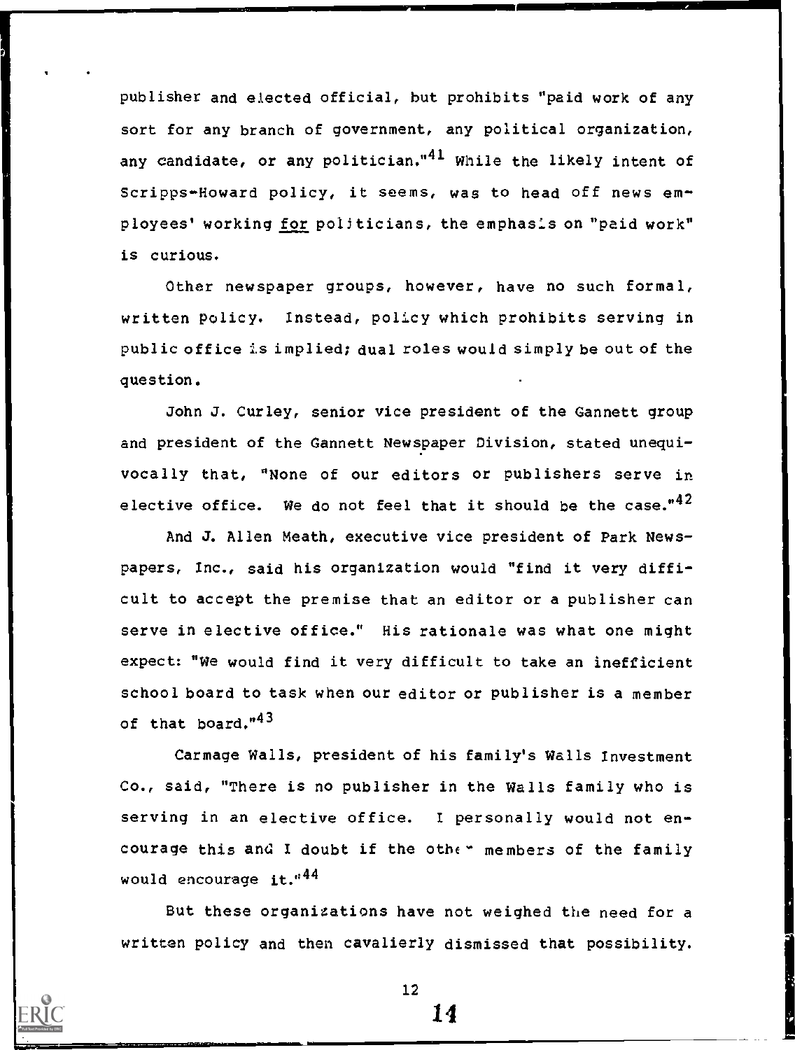publisher and elected official, but prohibits "paid work of any sort for any branch of government, any political organization, any candidate, or any politician."[41] While the likely intent of Scripps-Howard policy, it seems, was to head off news employees' working _for_ politicians, the emphasis on "paid work" is curious.

Other newspaper groups, however, have no such formal, written policy. Instead, policy which prohibits serving in public office is implied; dual roles would simply be out of the question.

John J. Curley, senior vice president of the Gannett group and president of the Gannett Newspaper Division, stated unequivocally that, "None of our editors or publishers serve in elective office. We do not feel that it should be the case."[42]

And J. Allen Meath, executive vice president of Park Newspapers, Inc., said his organization would "find it very difficult to accept the premise that an editor or a publisher can serve in elective office." His rationale was what one might expect: "We would find it very difficult to take an inefficient school board to task when our editor or publisher is a member of that board."[43]

Carmage Walls, president of his family's Walls Investment Co., said, "There is no publisher in the Walls family who is serving in an elective office. I personally would not encourage this and I doubt if the other members of the family would encourage it."[44]

But these organizations have not weighed the need for a written policy and then cavalierly dismissed that possibility.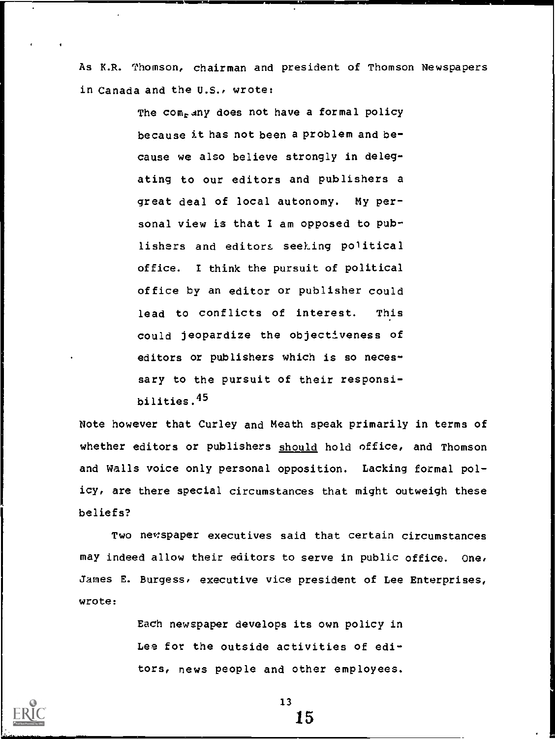As K.R. Thomson, chairman and president of Thomson Newspapers in Canada and the U.S., wrote:

> The company does not have a formal policy because it has not been a problem and because we also believe strongly in delegating to our editors and publishers a great deal of local autonomy. My personal view is that I am opposed to publishers and editors seeking political office. I think the pursuit of political office by an editor or publisher could lead to conflicts of interest. This could jeopardize the objectiveness of editors or publishers which is so necessary to the pursuit of their responsibilities.[45]

Note however that Curley and Meath speak primarily in terms of whether editors or publishers should hold office, and Thomson and Walls voice only personal opposition. Lacking formal policy, are there special circumstances that might outweigh these beliefs?

Two newspaper executives said that certain circumstances may indeed allow their editors to serve in public office. One, James E. Burgess, executive vice president of Lee Enterprises, wrote:

> Each newspaper develops its own policy in Lee for the outside activities of editors, news people and other employees.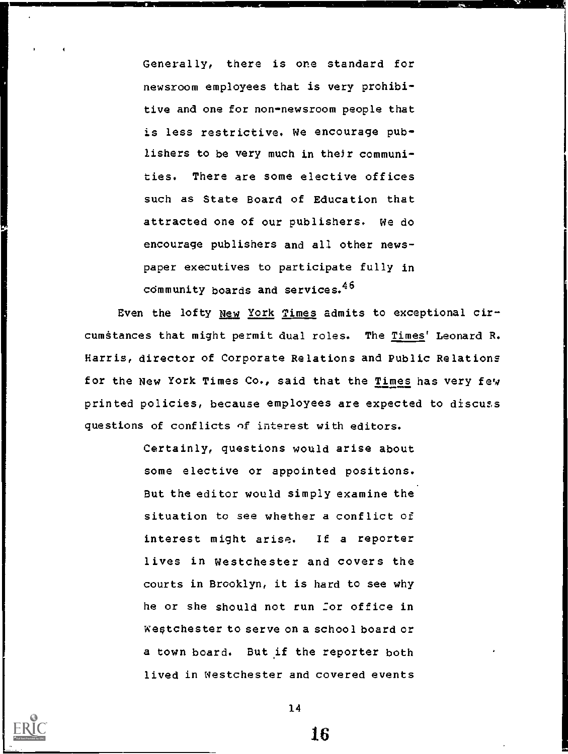> Generally, there is one standard for newsroom employees that is very prohibitive and one for non-newsroom people that is less restrictive. We encourage publishers to be very much in their communities. There are some elective offices such as State Board of Education that attracted one of our publishers. We do encourage publishers and all other newspaper executives to participate fully in community boards and services.[46]

Even the lofty *New York Times* admits to exceptional circumstances that might permit dual roles. The *Times*' Leonard R. Harris, director of Corporate Relations and Public Relations for the New York Times Co., said that the *Times* has very few printed policies, because employees are expected to discuss questions of conflicts of interest with editors.

> Certainly, questions would arise about some elective or appointed positions. But the editor would simply examine the situation to see whether a conflict of interest might arise. If a reporter lives in Westchester and covers the courts in Brooklyn, it is hard to see why he or she should not run for office in Westchester to serve on a school board or a town board. But if the reporter both lived in Westchester and covered events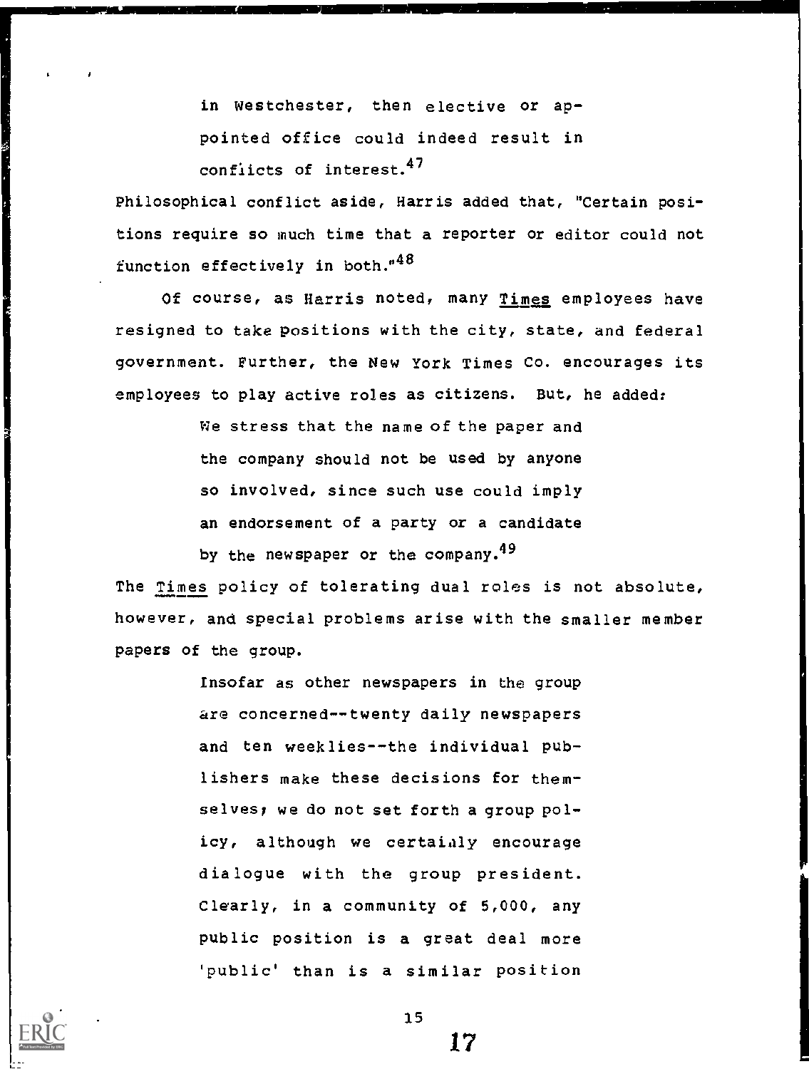> in Westchester, then elective or appointed office could indeed result in conflicts of interest.[47]

Philosophical conflict aside, Harris added that, "Certain positions require so much time that a reporter or editor could not function effectively in both."[48]

Of course, as Harris noted, many _Times_ employees have resigned to take positions with the city, state, and federal government. Further, the New York Times Co. encourages its employees to play active roles as citizens. But, he added:

> We stress that the name of the paper and the company should not be used by anyone so involved, since such use could imply an endorsement of a party or a candidate by the newspaper or the company.[49]

The _Times_ policy of tolerating dual roles is not absolute, however, and special problems arise with the smaller member papers of the group.

> Insofar as other newspapers in the group are concerned--twenty daily newspapers and ten weeklies--the individual publishers make these decisions for themselves; we do not set forth a group policy, although we certainly encourage dialogue with the group president. Clearly, in a community of 5,000, any public position is a great deal more 'public' than is a similar position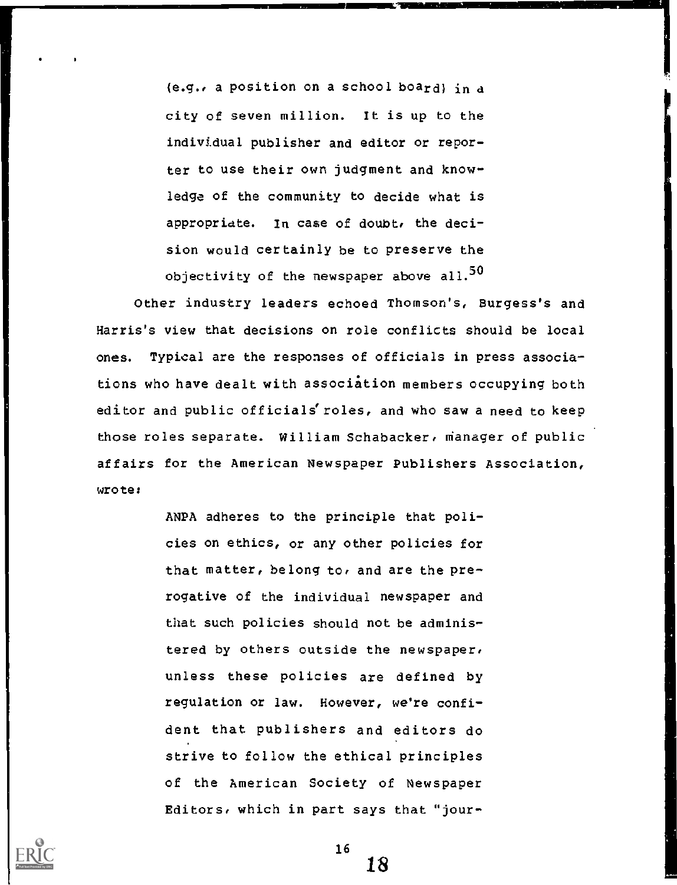> (e.g., a position on a school board) in a city of seven million. It is up to the individual publisher and editor or reporter to use their own judgment and knowledge of the community to decide what is appropriate. In case of doubt, the decision would certainly be to preserve the objectivity of the newspaper above all.[50]

Other industry leaders echoed Thomson's, Burgess's and Harris's view that decisions on role conflicts should be local ones. Typical are the responses of officials in press associations who have dealt with association members occupying both editor and public officials' roles, and who saw a need to keep those roles separate. William Schabacker, manager of public affairs for the American Newspaper Publishers Association, wrote:

> ANPA adheres to the principle that policies on ethics, or any other policies for that matter, belong to, and are the prerogative of the individual newspaper and that such policies should not be administered by others outside the newspaper, unless these policies are defined by regulation or law. However, we're confident that publishers and editors do strive to follow the ethical principles of the American Society of Newspaper Editors, which in part says that "jour-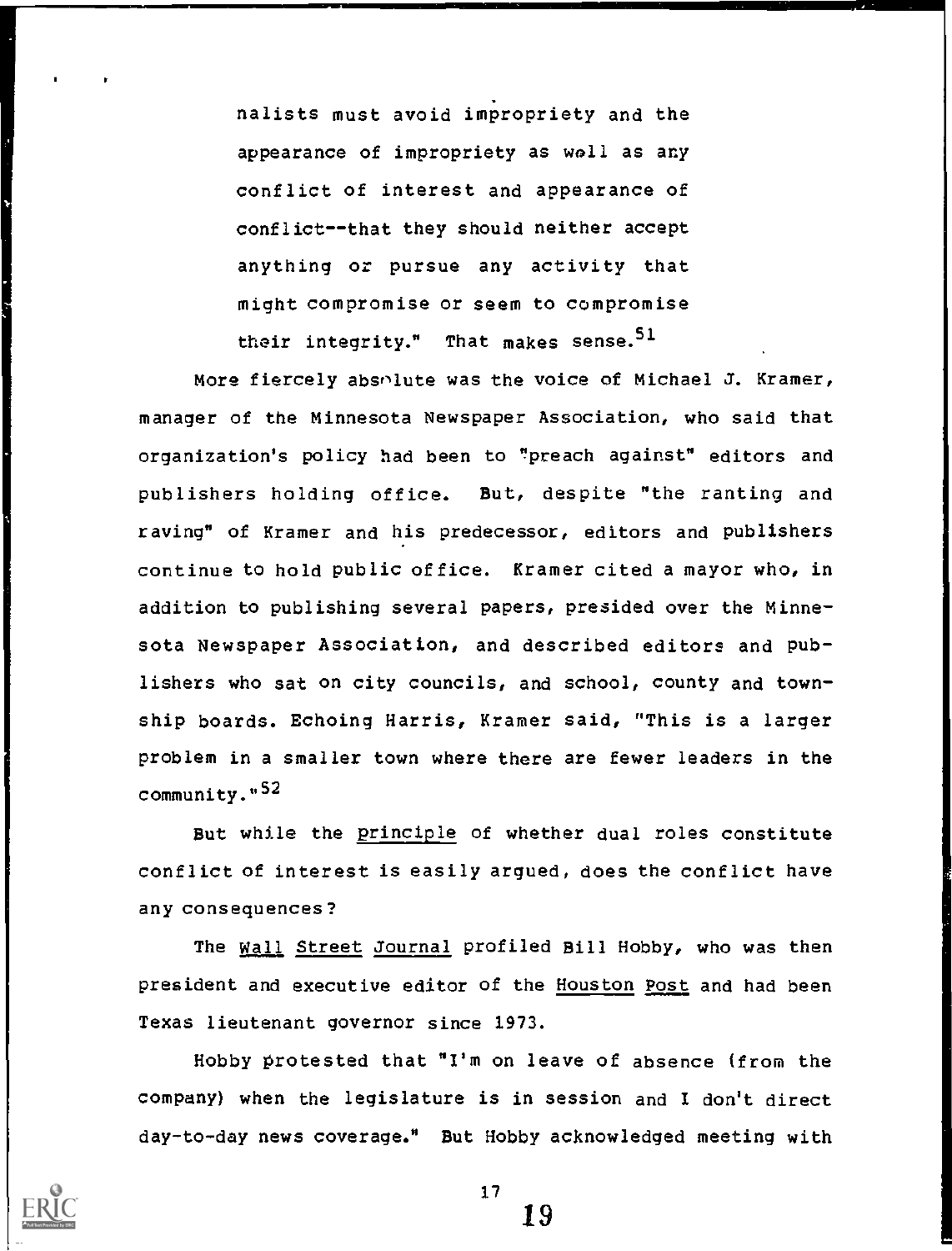nalists must avoid impropriety and the appearance of impropriety as well as any conflict of interest and appearance of conflict--that they should neither accept anything or pursue any activity that might compromise or seem to compromise their integrity." That makes sense.[51]

More fiercely absolute was the voice of Michael J. Kramer, manager of the Minnesota Newspaper Association, who said that organization's policy had been to "preach against" editors and publishers holding office. But, despite "the ranting and raving" of Kramer and his predecessor, editors and publishers continue to hold public office. Kramer cited a mayor who, in addition to publishing several papers, presided over the Minnesota Newspaper Association, and described editors and publishers who sat on city councils, and school, county and township boards. Echoing Harris, Kramer said, "This is a larger problem in a smaller town where there are fewer leaders in the community."[52]

But while the principle of whether dual roles constitute conflict of interest is easily argued, does the conflict have any consequences?

The Wall Street Journal profiled Bill Hobby, who was then president and executive editor of the Houston Post and had been Texas lieutenant governor since 1973.

Hobby protested that "I'm on leave of absence (from the company) when the legislature is in session and I don't direct day-to-day news coverage." But Hobby acknowledged meeting with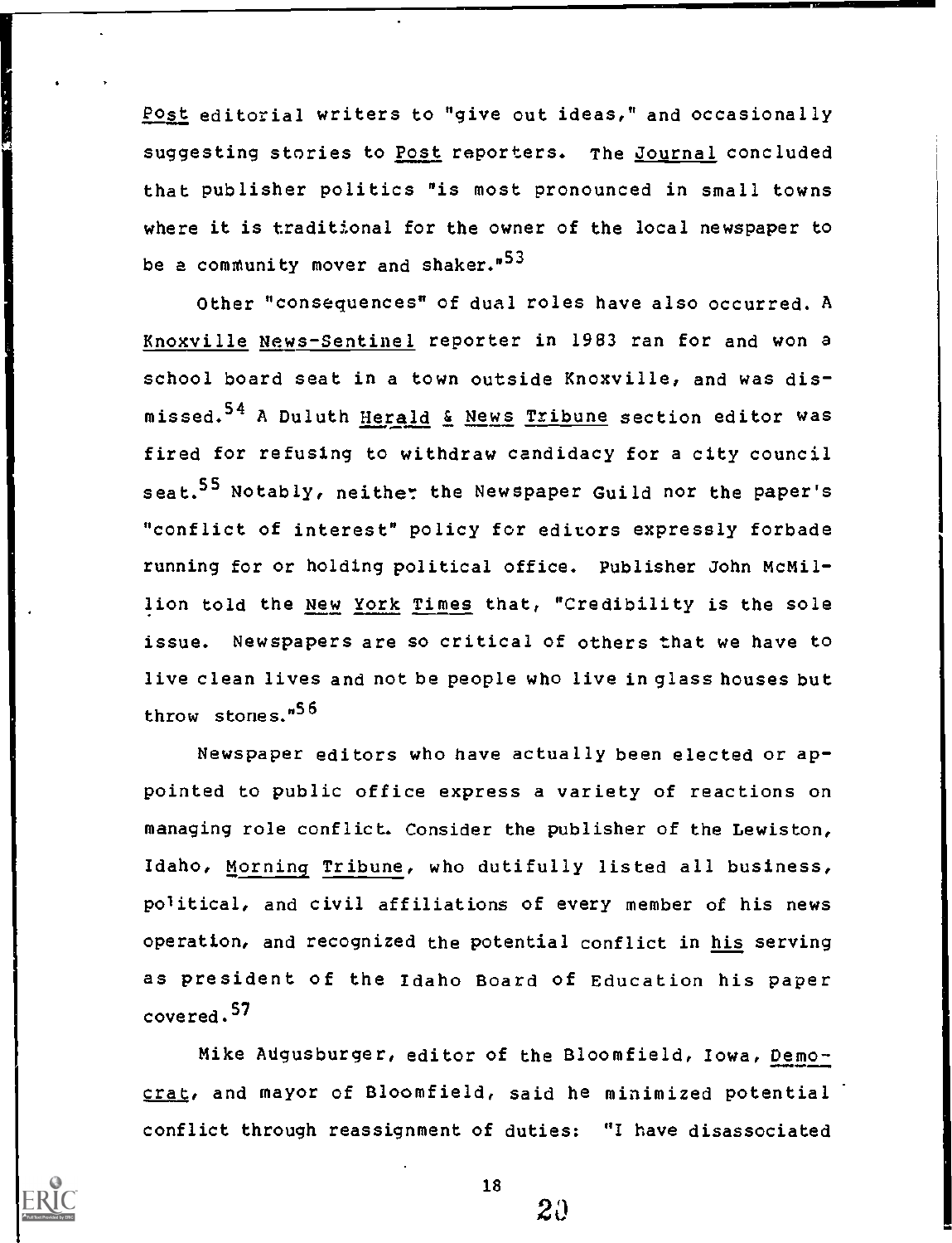*Post* editorial writers to "give out ideas," and occasionally suggesting stories to *Post* reporters. The *Journal* concluded that publisher politics "is most pronounced in small towns where it is traditional for the owner of the local newspaper to be a community mover and shaker."[53]

Other "consequences" of dual roles have also occurred. A *Knoxville News-Sentinel* reporter in 1983 ran for and won a school board seat in a town outside Knoxville, and was dismissed.[54] A Duluth *Herald & News Tribune* section editor was fired for refusing to withdraw candidacy for a city council seat.[55] Notably, neither the Newspaper Guild nor the paper's "conflict of interest" policy for editors expressly forbade running for or holding political office. Publisher John McMillion told the *New York Times* that, "Credibility is the sole issue. Newspapers are so critical of others that we have to live clean lives and not be people who live in glass houses but throw stones."[56]

Newspaper editors who have actually been elected or appointed to public office express a variety of reactions on managing role conflict. Consider the publisher of the Lewiston, Idaho, *Morning Tribune*, who dutifully listed all business, political, and civil affiliations of every member of his news operation, and recognized the potential conflict in *his* serving as president of the Idaho Board of Education his paper covered.[57]

Mike Augusburger, editor of the Bloomfield, Iowa, *Democrat*, and mayor of Bloomfield, said he minimized potential conflict through reassignment of duties: "I have disassociated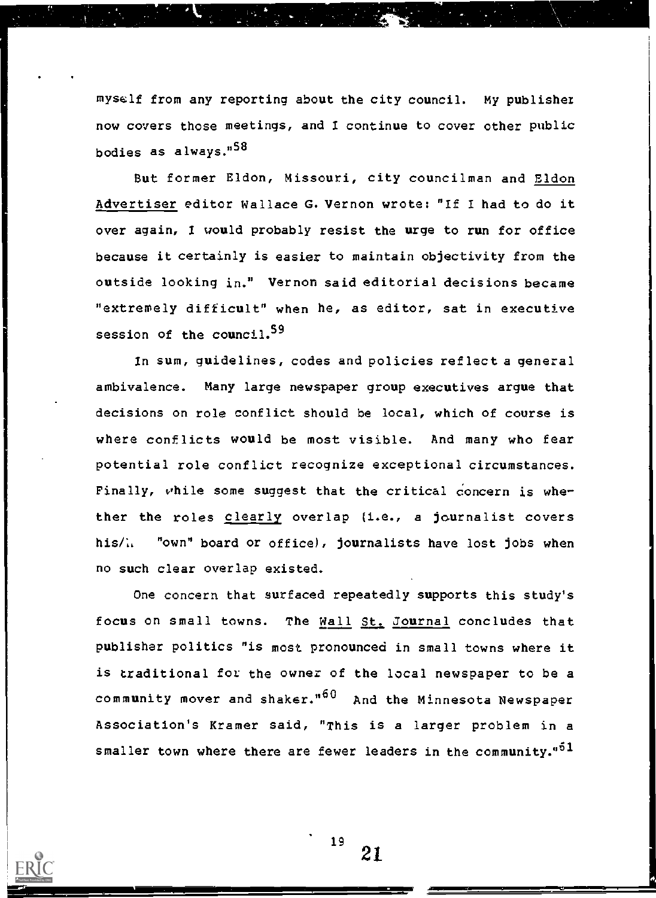myself from any reporting about the city council. My publisher now covers those meetings, and I continue to cover other public bodies as always."[58]

But former Eldon, Missouri, city councilman and Eldon Advertiser editor Wallace G. Vernon wrote: "If I had to do it over again, I would probably resist the urge to run for office because it certainly is easier to maintain objectivity from the outside looking in." Vernon said editorial decisions became "extremely difficult" when he, as editor, sat in executive session of the council.[59]

In sum, guidelines, codes and policies reflect a general ambivalence. Many large newspaper group executives argue that decisions on role conflict should be local, which of course is where conflicts would be most visible. And many who fear potential role conflict recognize exceptional circumstances. Finally, while some suggest that the critical concern is whether the roles clearly overlap (i.e., a journalist covers his/h "own" board or office), journalists have lost jobs when no such clear overlap existed.

One concern that surfaced repeatedly supports this study's focus on small towns. The Wall St. Journal concludes that publisher politics "is most pronounced in small towns where it is traditional for the owner of the local newspaper to be a community mover and shaker."[60] And the Minnesota Newspaper Association's Kramer said, "This is a larger problem in a smaller town where there are fewer leaders in the community."[61]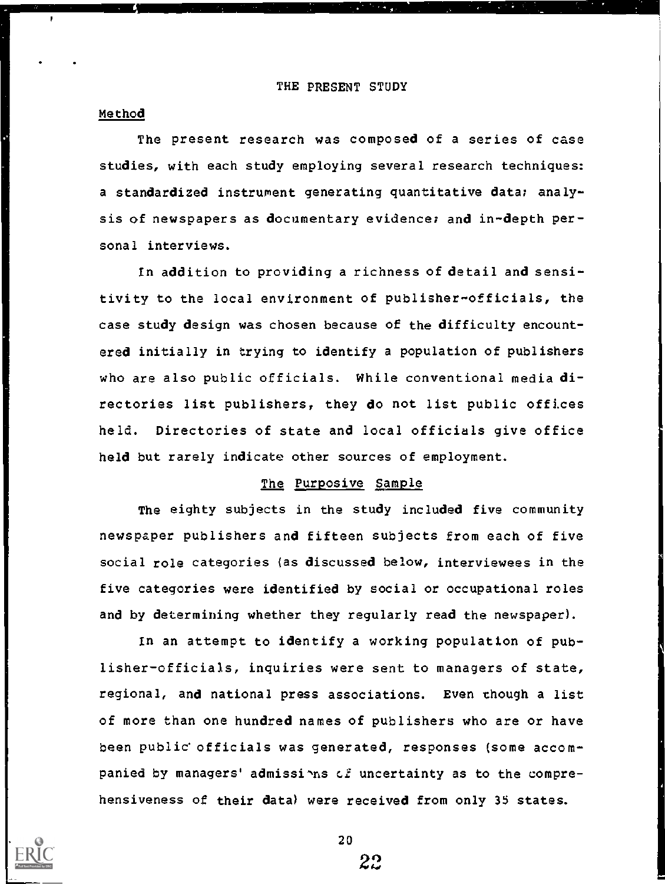# THE PRESENT STUDY

## Method

The present research was composed of a series of case studies, with each study employing several research techniques: a standardized instrument generating quantitative data; analysis of newspapers as documentary evidence; and in-depth personal interviews.

In addition to providing a richness of detail and sensitivity to the local environment of publisher-officials, the case study design was chosen because of the difficulty encountered initially in trying to identify a population of publishers who are also public officials. While conventional media directories list publishers, they do not list public offices held. Directories of state and local officials give office held but rarely indicate other sources of employment.

### The Purposive Sample

The eighty subjects in the study included five community newspaper publishers and fifteen subjects from each of five social role categories (as discussed below, interviewees in the five categories were identified by social or occupational roles and by determining whether they regularly read the newspaper).

In an attempt to identify a working population of publisher-officials, inquiries were sent to managers of state, regional, and national press associations. Even though a list of more than one hundred names of publishers who are or have been public officials was generated, responses (some accompanied by managers' admissions of uncertainty as to the comprehensiveness of their data) were received from only 35 states.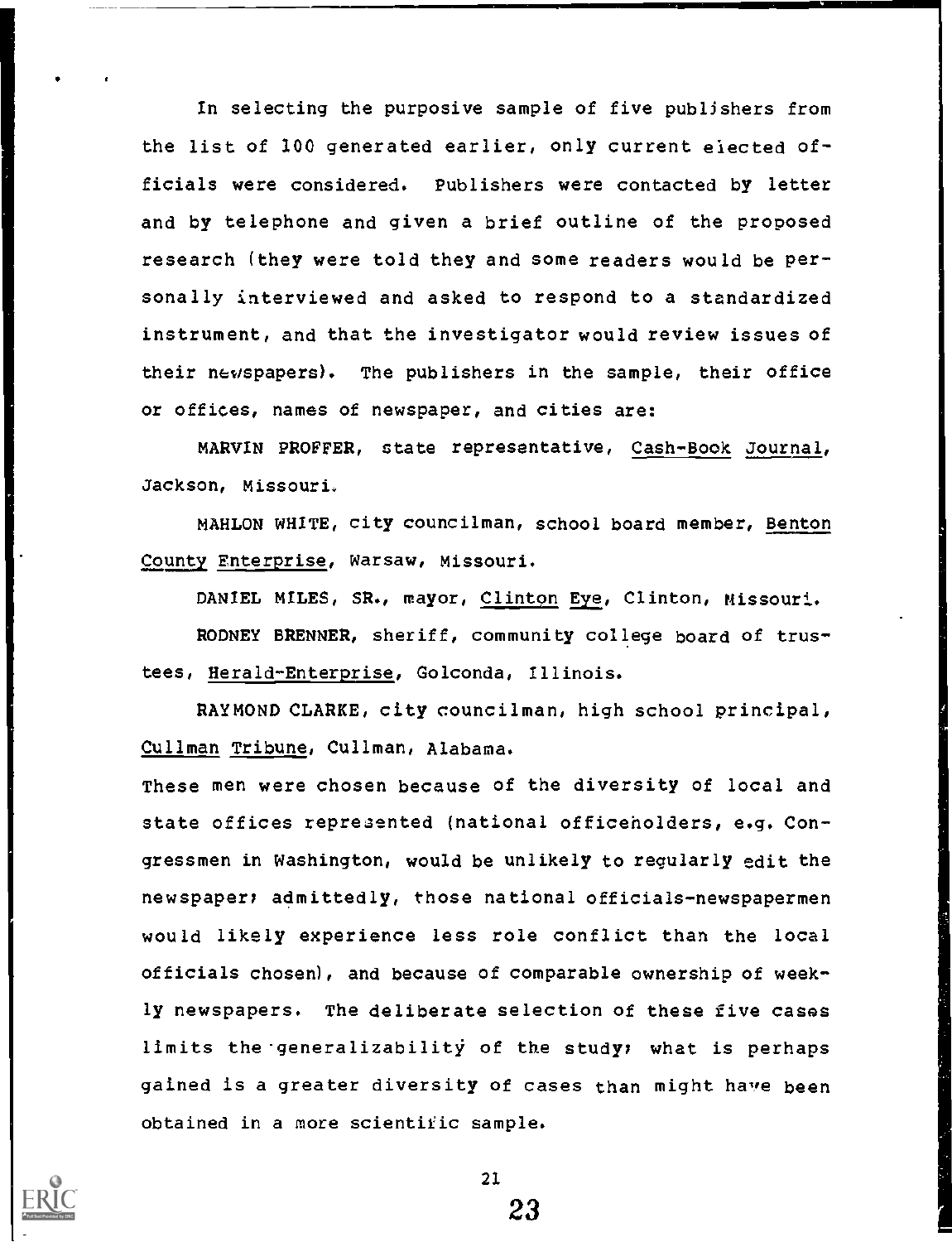In selecting the purposive sample of five publishers from the list of 100 generated earlier, only current elected officials were considered. Publishers were contacted by letter and by telephone and given a brief outline of the proposed research (they were told they and some readers would be personally interviewed and asked to respond to a standardized instrument, and that the investigator would review issues of their newspapers). The publishers in the sample, their office or offices, names of newspaper, and cities are:

MARVIN PROFFER, state representative, Cash-Book Journal, Jackson, Missouri.

MAHLON WHITE, city councilman, school board member, Benton County Enterprise, Warsaw, Missouri.

DANIEL MILES, SR., mayor, Clinton Eye, Clinton, Missouri.

RODNEY BRENNER, sheriff, community college board of trustees, Herald-Enterprise, Golconda, Illinois.

RAYMOND CLARKE, city councilman, high school principal, Cullman Tribune, Cullman, Alabama.

These men were chosen because of the diversity of local and state offices represented (national officeholders, e.g. Congressmen in Washington, would be unlikely to regularly edit the newspaper; admittedly, those national officials-newspapermen would likely experience less role conflict than the local officials chosen), and because of comparable ownership of weekly newspapers. The deliberate selection of these five cases limits the generalizability of the study; what is perhaps gained is a greater diversity of cases than might have been obtained in a more scientific sample.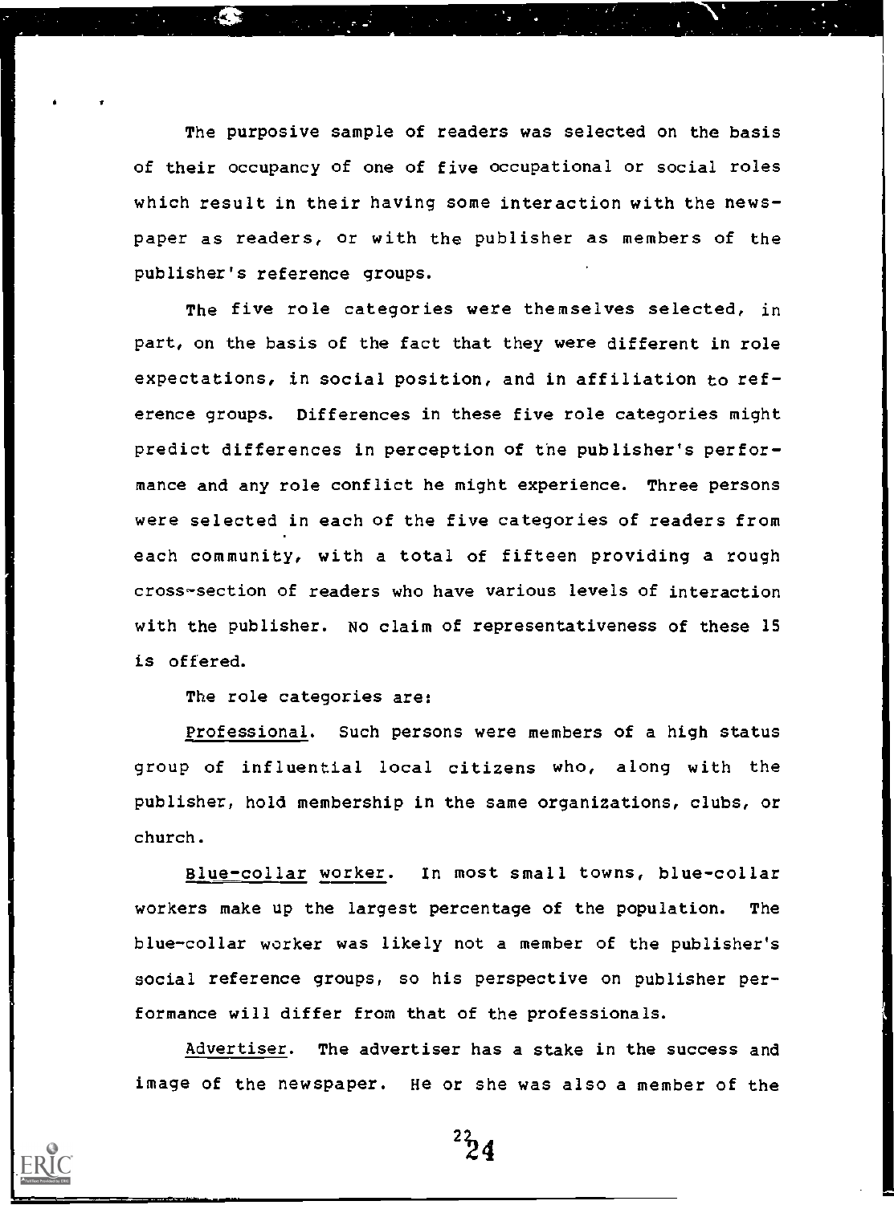The purposive sample of readers was selected on the basis of their occupancy of one of five occupational or social roles which result in their having some interaction with the newspaper as readers, or with the publisher as members of the publisher's reference groups.

The five role categories were themselves selected, in part, on the basis of the fact that they were different in role expectations, in social position, and in affiliation to reference groups. Differences in these five role categories might predict differences in perception of the publisher's performance and any role conflict he might experience. Three persons were selected in each of the five categories of readers from each community, with a total of fifteen providing a rough cross-section of readers who have various levels of interaction with the publisher. No claim of representativeness of these 15 is offered.

The role categories are:

Professional. Such persons were members of a high status group of influential local citizens who, along with the publisher, hold membership in the same organizations, clubs, or church.

Blue-collar worker. In most small towns, blue-collar workers make up the largest percentage of the population. The blue-collar worker was likely not a member of the publisher's social reference groups, so his perspective on publisher performance will differ from that of the professionals.

Advertiser. The advertiser has a stake in the success and image of the newspaper. He or she was also a member of the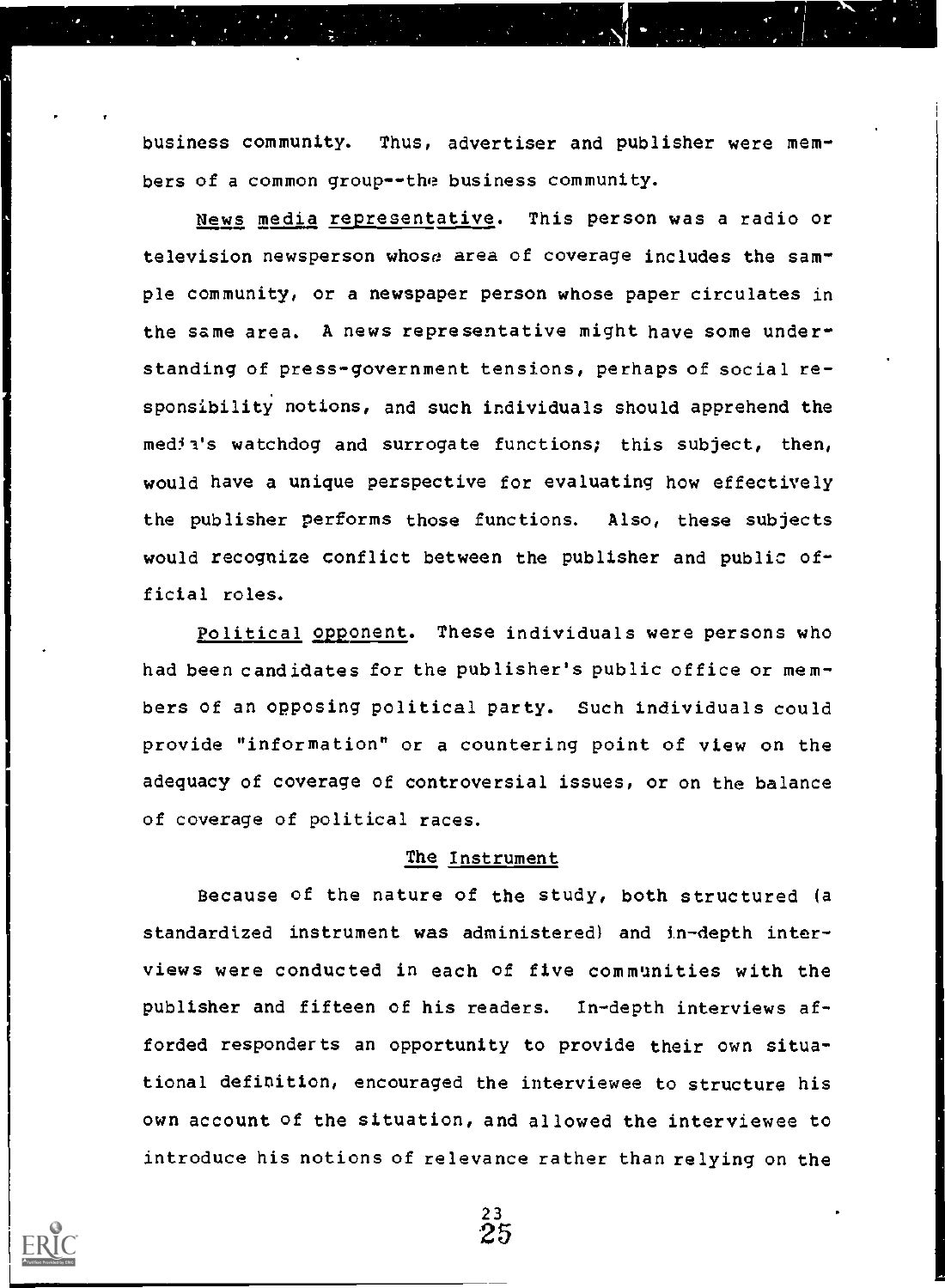business community. Thus, advertiser and publisher were members of a common group--the business community.

News media representative. This person was a radio or television newsperson whose area of coverage includes the sample community, or a newspaper person whose paper circulates in the same area. A news representative might have some understanding of press-government tensions, perhaps of social responsibility notions, and such individuals should apprehend the media's watchdog and surrogate functions; this subject, then, would have a unique perspective for evaluating how effectively the publisher performs those functions. Also, these subjects would recognize conflict between the publisher and public official roles.

Political opponent. These individuals were persons who had been candidates for the publisher's public office or members of an opposing political party. Such individuals could provide "information" or a countering point of view on the adequacy of coverage of controversial issues, or on the balance of coverage of political races.

## The Instrument

Because of the nature of the study, both structured (a standardized instrument was administered) and in-depth interviews were conducted in each of five communities with the publisher and fifteen of his readers. In-depth interviews afforded responderts an opportunity to provide their own situational definition, encouraged the interviewee to structure his own account of the situation, and allowed the interviewee to introduce his notions of relevance rather than relying on the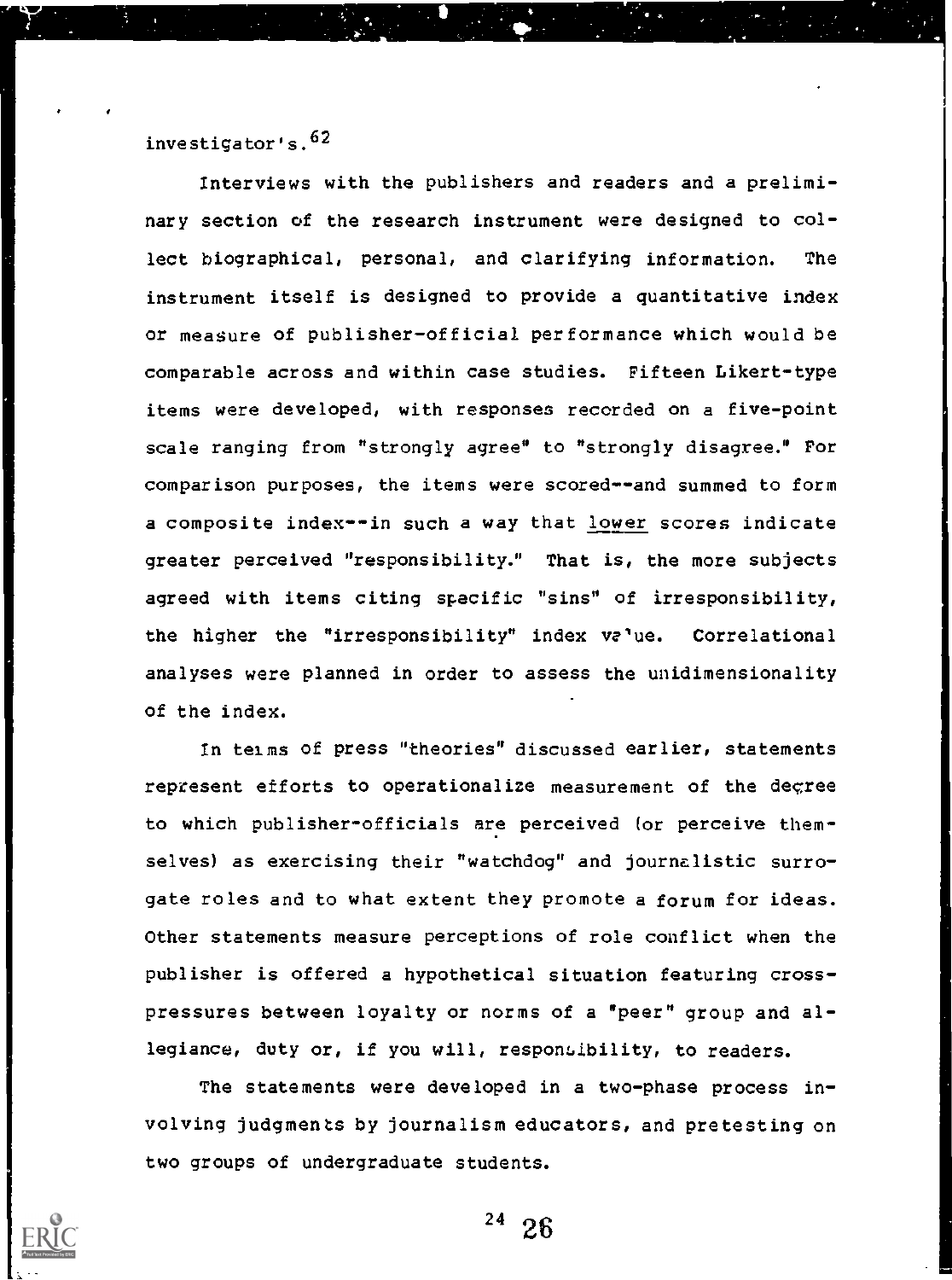investigator's.[62]

Interviews with the publishers and readers and a preliminary section of the research instrument were designed to collect biographical, personal, and clarifying information. The instrument itself is designed to provide a quantitative index or measure of publisher-official performance which would be comparable across and within case studies. Fifteen Likert-type items were developed, with responses recorded on a five-point scale ranging from "strongly agree" to "strongly disagree." For comparison purposes, the items were scored--and summed to form a composite index--in such a way that <u>lower</u> scores indicate greater perceived "responsibility." That is, the more subjects agreed with items citing specific "sins" of irresponsibility, the higher the "irresponsibility" index value. Correlational analyses were planned in order to assess the unidimensionality of the index.

In terms of press "theories" discussed earlier, statements represent efforts to operationalize measurement of the degree to which publisher-officials are perceived (or perceive themselves) as exercising their "watchdog" and journalistic surrogate roles and to what extent they promote a forum for ideas. Other statements measure perceptions of role conflict when the publisher is offered a hypothetical situation featuring cross-pressures between loyalty or norms of a "peer" group and allegiance, duty or, if you will, responsibility, to readers.

The statements were developed in a two-phase process involving judgments by journalism educators, and pretesting on two groups of undergraduate students.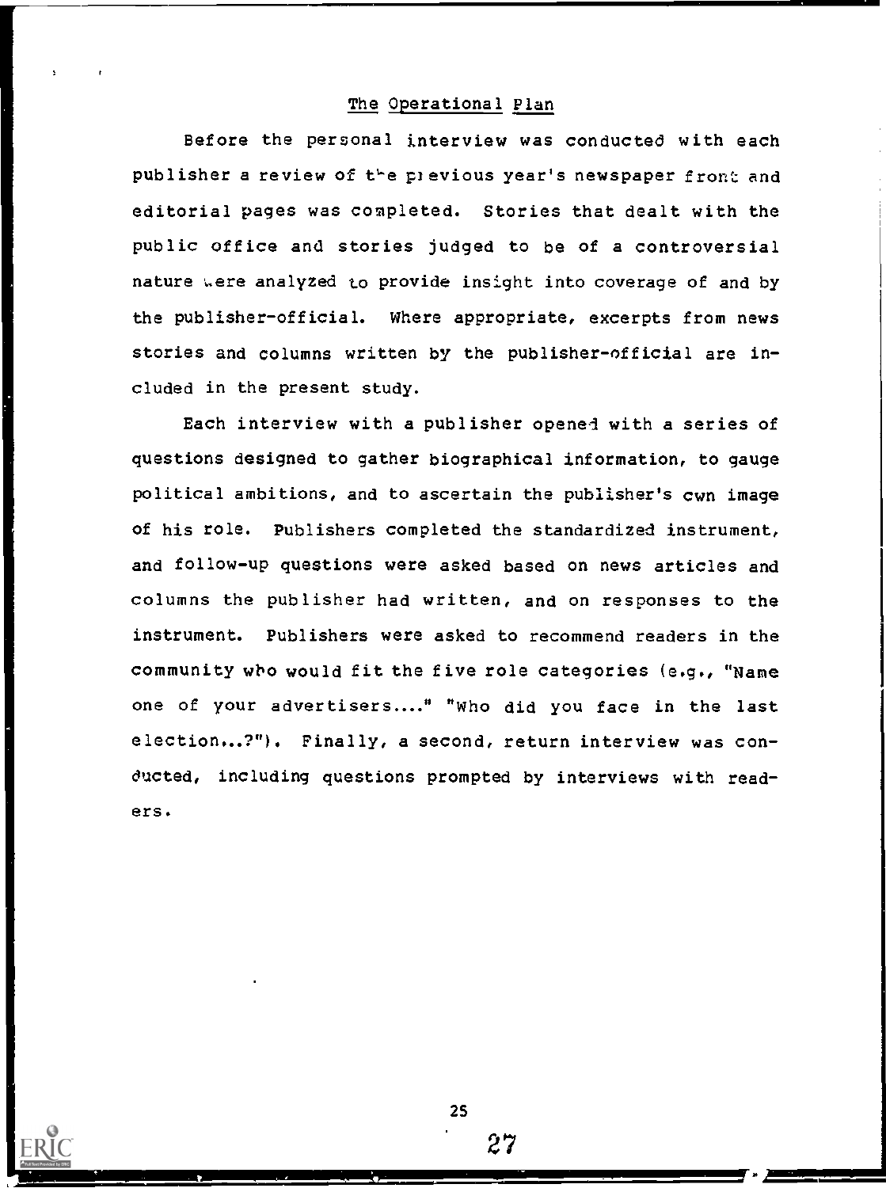## The Operational Plan

Before the personal interview was conducted with each publisher a review of the previous year's newspaper front and editorial pages was completed. Stories that dealt with the public office and stories judged to be of a controversial nature were analyzed to provide insight into coverage of and by the publisher-official. Where appropriate, excerpts from news stories and columns written by the publisher-official are included in the present study.

Each interview with a publisher opened with a series of questions designed to gather biographical information, to gauge political ambitions, and to ascertain the publisher's own image of his role. Publishers completed the standardized instrument, and follow-up questions were asked based on news articles and columns the publisher had written, and on responses to the instrument. Publishers were asked to recommend readers in the community who would fit the five role categories (e.g., "Name one of your advertisers...." "Who did you face in the last election...?"). Finally, a second, return interview was conducted, including questions prompted by interviews with readers.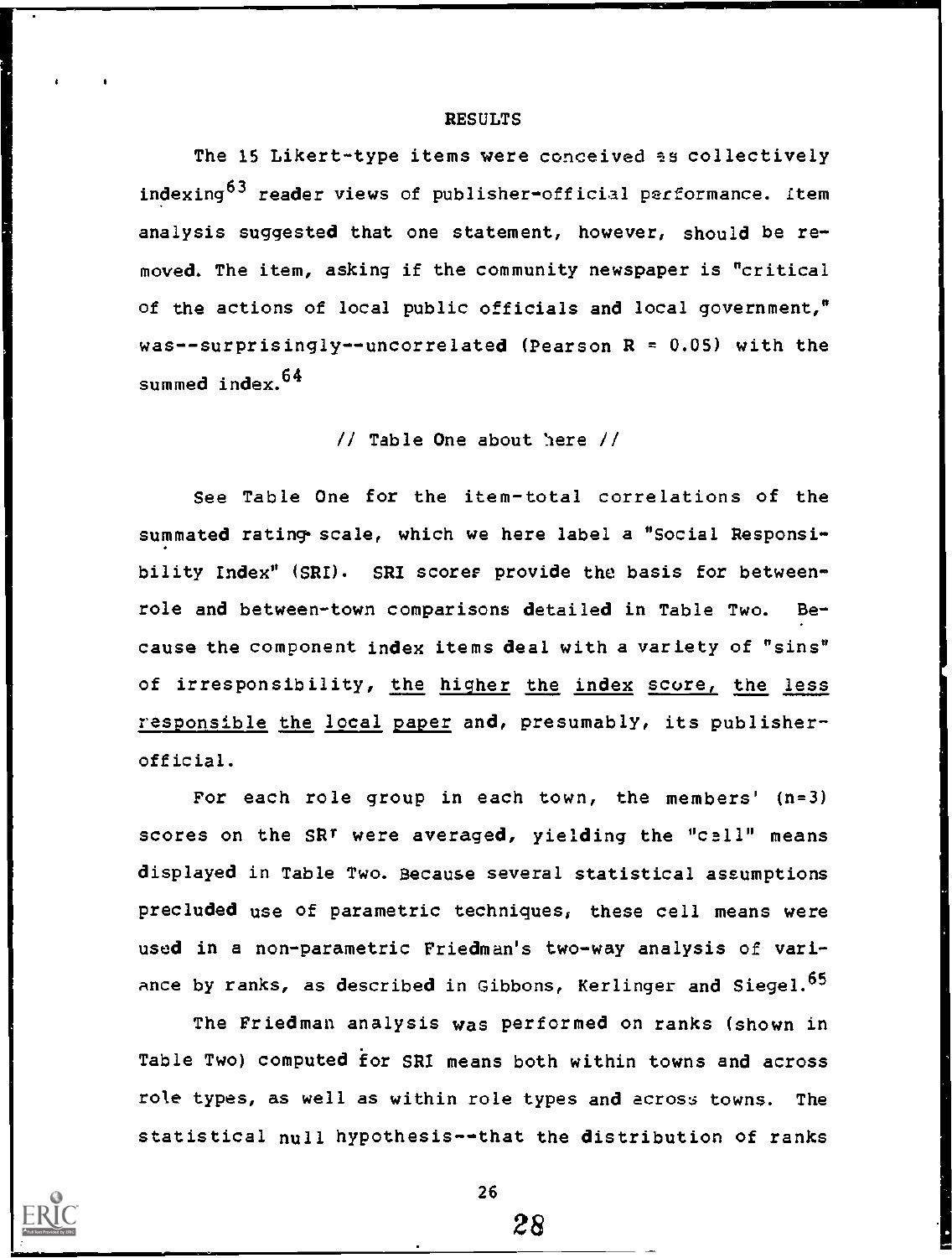## RESULTS

The 15 Likert-type items were conceived as collectively indexing[63] reader views of publisher-official performance. Item analysis suggested that one statement, however, should be removed. The item, asking if the community newspaper is "critical of the actions of local public officials and local government," was--surprisingly--uncorrelated (Pearson R = 0.05) with the summed index.[64]

// Table One about here //

See Table One for the item-total correlations of the summated rating scale, which we here label a "Social Responsibility Index" (SRI). SRI scores provide the basis for between-role and between-town comparisons detailed in Table Two. Because the component index items deal with a variety of "sins" of irresponsibility, <u>the higher the index score, the less responsible the local paper</u> and, presumably, its publisher-official.

For each role group in each town, the members' (n=3) scores on the SRI were averaged, yielding the "cell" means displayed in Table Two. Because several statistical assumptions precluded use of parametric techniques, these cell means were used in a non-parametric Friedman's two-way analysis of variance by ranks, as described in Gibbons, Kerlinger and Siegel.[65]

The Friedman analysis was performed on ranks (shown in Table Two) computed for SRI means both within towns and across role types, as well as within role types and across towns. The statistical null hypothesis--that the distribution of ranks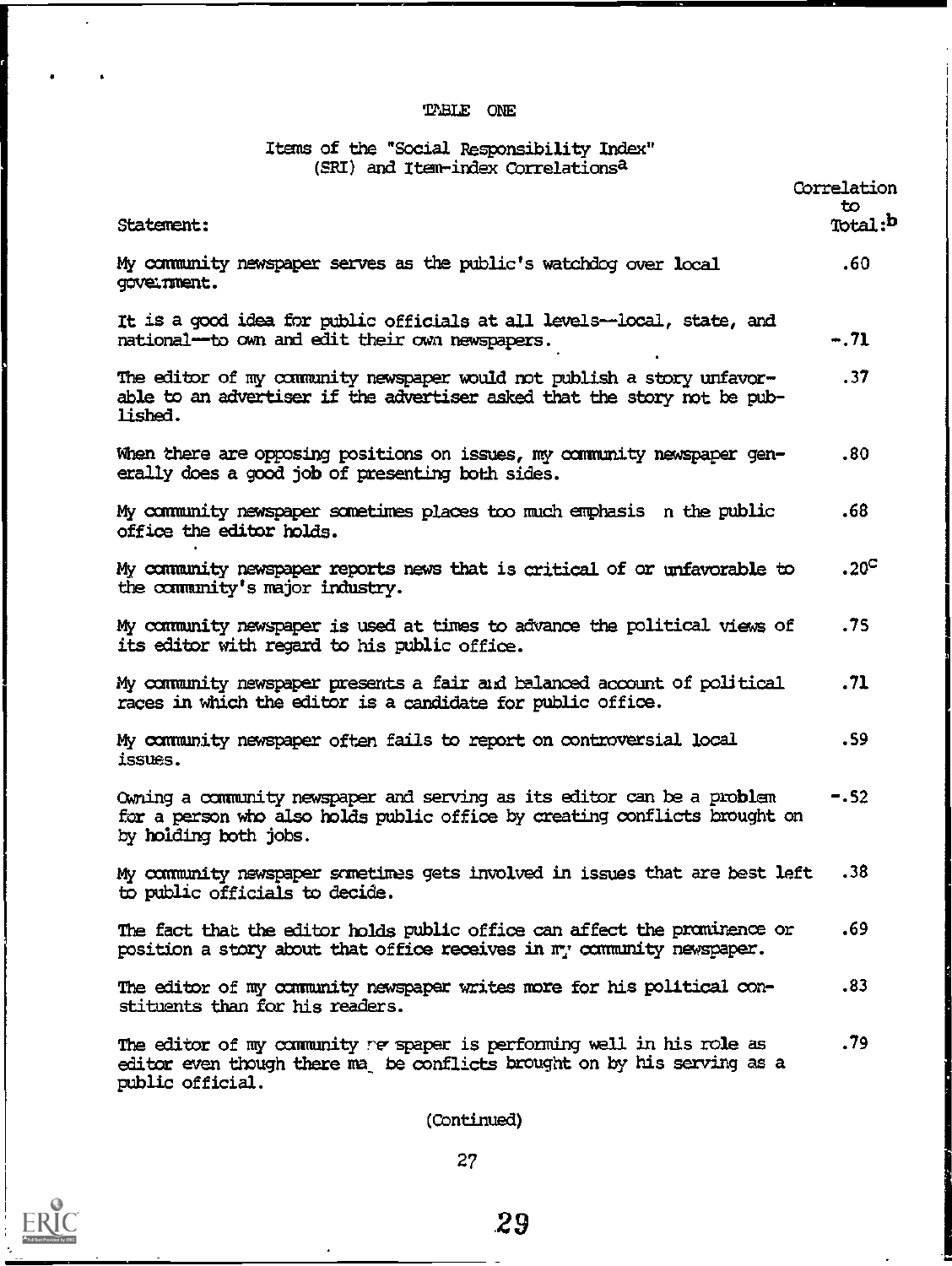TABLE ONE

Items of the "Social Responsibility Index" (SRI) and Item-index Correlations[a]

| Statement: | Correlation to Total:[b] |
|---|---|
| My community newspaper serves as the public's watchdog over local government. | .60 |
| It is a good idea for public officials at all levels--local, state, and national--to own and edit their own newspapers. | -.71 |
| The editor of my community newspaper would not publish a story unfavorable to an advertiser if the advertiser asked that the story not be published. | .37 |
| When there are opposing positions on issues, my community newspaper generally does a good job of presenting both sides. | .80 |
| My community newspaper sometimes places too much emphasis n the public office the editor holds. | .68 |
| My community newspaper reports news that is critical of or unfavorable to the community's major industry. | .20[c] |
| My community newspaper is used at times to advance the political views of its editor with regard to his public office. | .75 |
| My community newspaper presents a fair and balanced account of political races in which the editor is a candidate for public office. | .71 |
| My community newspaper often fails to report on controversial local issues. | .59 |
| Owning a community newspaper and serving as its editor can be a problem for a person who also holds public office by creating conflicts brought on by holding both jobs. | -.52 |
| My community newspaper sometimes gets involved in issues that are best left to public officials to decide. | .38 |
| The fact that the editor holds public office can affect the prominence or position a story about that office receives in my community newspaper. | .69 |
| The editor of my community newspaper writes more for his political constituents than for his readers. | .83 |
| The editor of my community newspaper is performing well in his role as editor even though there may be conflicts brought on by his serving as a public official. | .79 |

(Continued)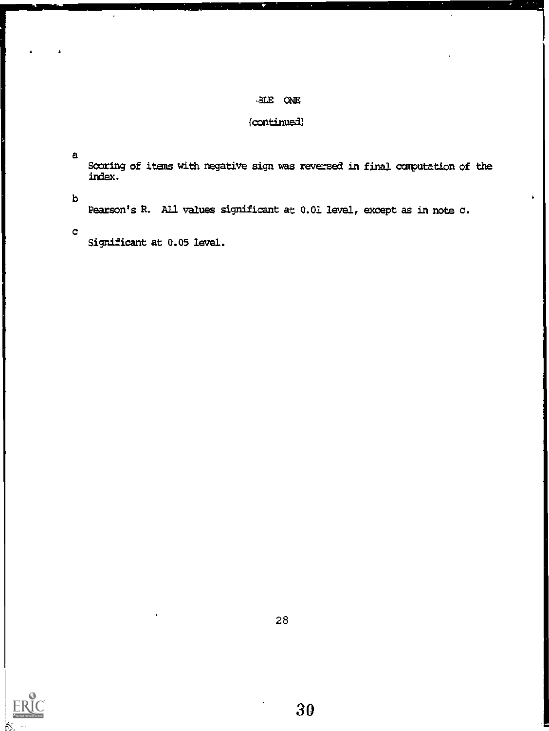TABLE ONE

(continued)

[a] Scoring of items with negative sign was reversed in final computation of the index.

[b] Pearson's R. All values significant at 0.01 level, except as in note c.

[c] Significant at 0.05 level.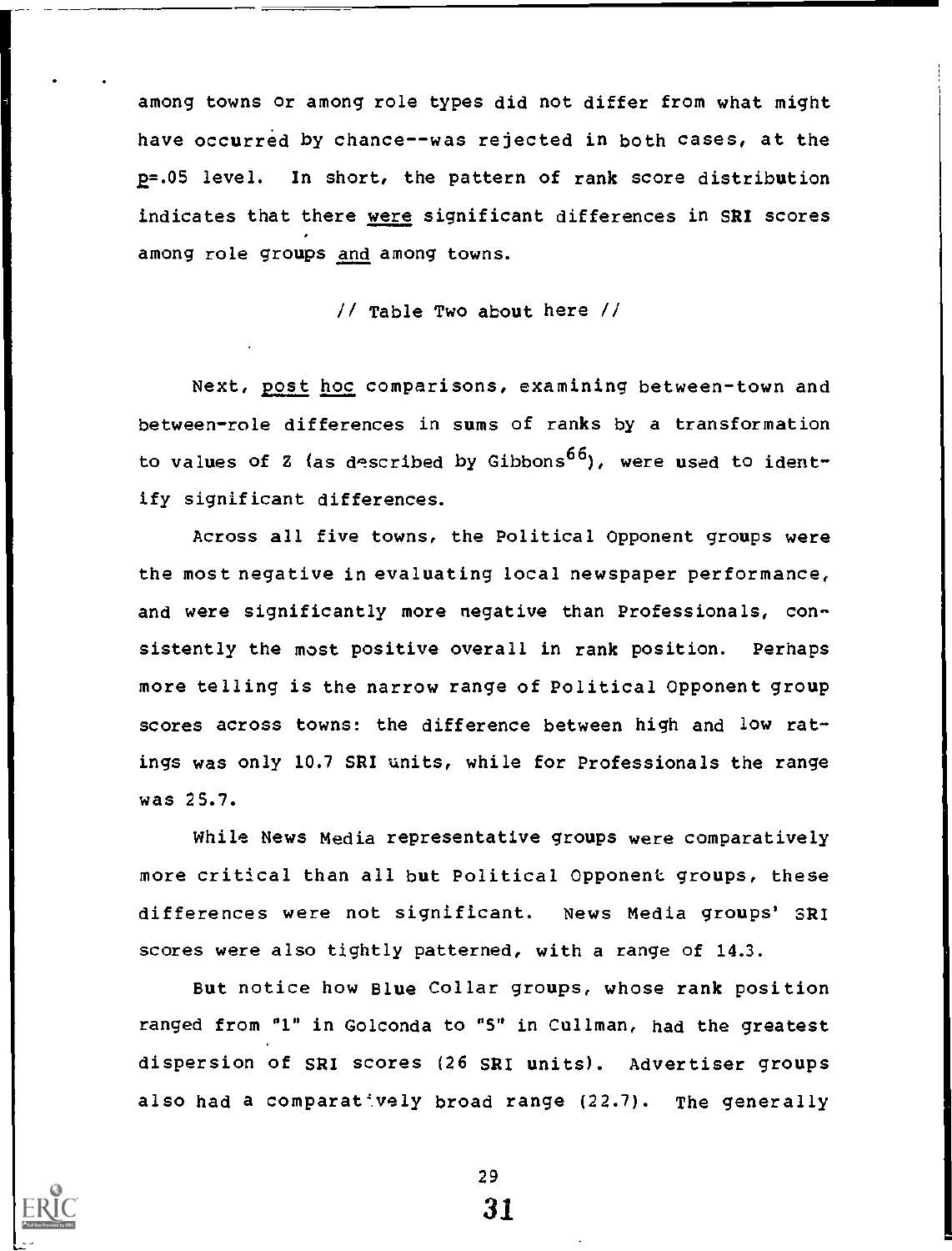among towns or among role types did not differ from what might have occurred by chance--was rejected in both cases, at the $p=.05$ level. In short, the pattern of rank score distribution indicates that there _were_ significant differences in SRI scores among role groups _and_ among towns.

// Table Two about here //

Next, _post hoc_ comparisons, examining between-town and between-role differences in sums of ranks by a transformation to values of Z (as described by Gibbons[66]), were used to identify significant differences.

Across all five towns, the Political Opponent groups were the most negative in evaluating local newspaper performance, and were significantly more negative than Professionals, consistently the most positive overall in rank position. Perhaps more telling is the narrow range of Political Opponent group scores across towns: the difference between high and low ratings was only 10.7 SRI units, while for Professionals the range was 25.7.

While News Media representative groups were comparatively more critical than all but Political Opponent groups, these differences were not significant. News Media groups' SRI scores were also tightly patterned, with a range of 14.3.

But notice how Blue Collar groups, whose rank position ranged from "1" in Golconda to "5" in Cullman, had the greatest dispersion of SRI scores (26 SRI units). Advertiser groups also had a comparatively broad range (22.7). The generally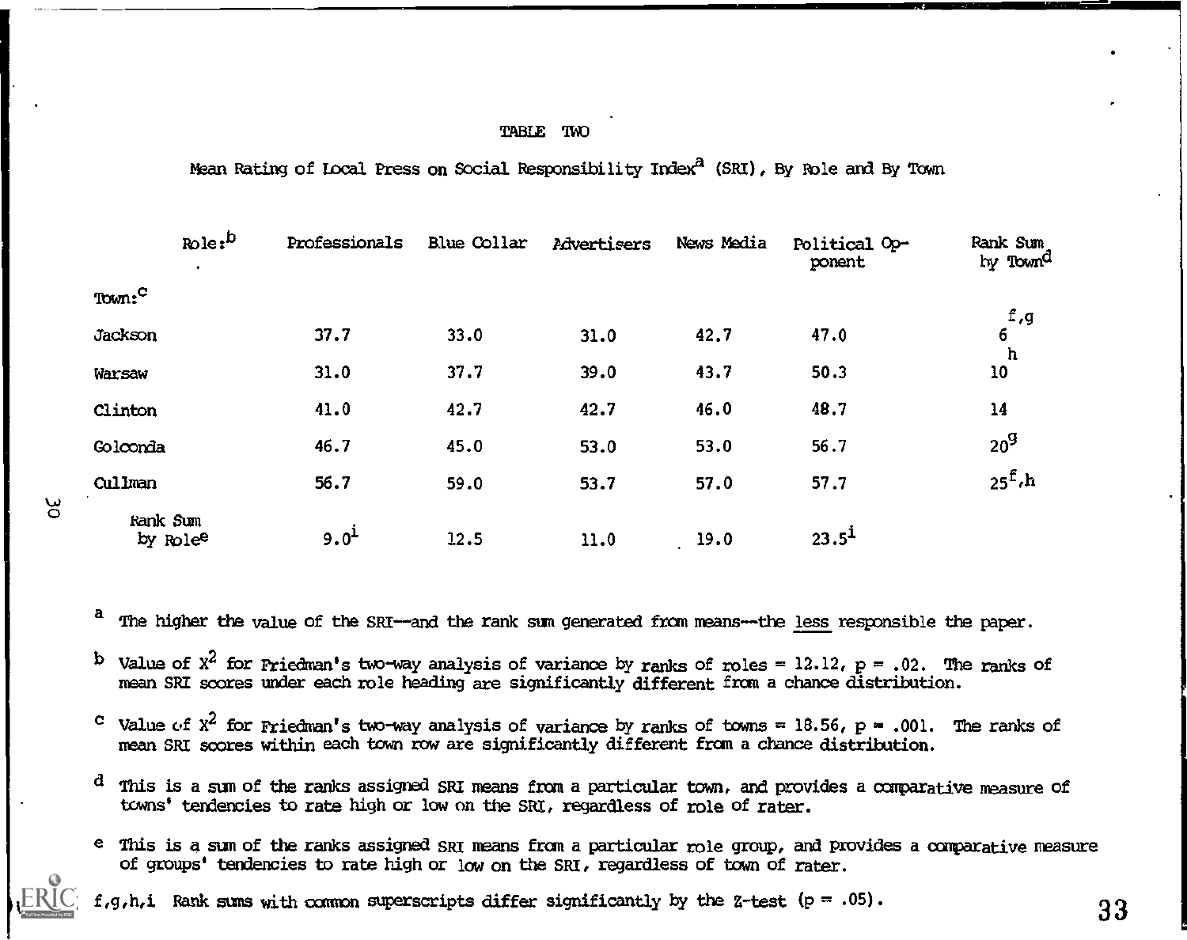TABLE TWO

Mean Rating of Local Press on Social Responsibility Index[a] (SRI), By Role and By Town

| Role:[b] | Professionals | Blue Collar | Advertisers | News Media | Political Opponent | Rank Sum by Town[d] |
|---|---|---|---|---|---|---|
| Town:[c] | | | | | | |
| Jackson | 37.7 | 33.0 | 31.0 | 42.7 | 47.0 | 6[f,g] |
| Warsaw | 31.0 | 37.7 | 39.0 | 43.7 | 50.3 | 10[h] |
| Clinton | 41.0 | 42.7 | 42.7 | 46.0 | 48.7 | 14 |
| Golconda | 46.7 | 45.0 | 53.0 | 53.0 | 56.7 | 20[g] |
| Cullman | 56.7 | 59.0 | 53.7 | 57.0 | 57.7 | 25[f,h] |
| Rank Sum by Role[e] | 9.0[i] | 12.5 | 11.0 | 19.0 | 23.5[i] | |

[a] The higher the value of the SRI—and the rank sum generated from means—the <u>less</u> responsible the paper.

[b] Value of $X^2$ for Friedman's two-way analysis of variance by ranks of roles = 12.12, $p = .02$. The ranks of mean SRI scores under each role heading are significantly different from a chance distribution.

[c] Value of $X^2$ for Friedman's two-way analysis of variance by ranks of towns = 18.56, $p = .001$. The ranks of mean SRI scores within each town row are significantly different from a chance distribution.

[d] This is a sum of the ranks assigned SRI means from a particular town, and provides a comparative measure of towns' tendencies to rate high or low on the SRI, regardless of role of rater.

[e] This is a sum of the ranks assigned SRI means from a particular role group, and provides a comparative measure of groups' tendencies to rate high or low on the SRI, regardless of town of rater.

f,g,h,i Rank sums with common superscripts differ significantly by the Z-test ($p = .05$).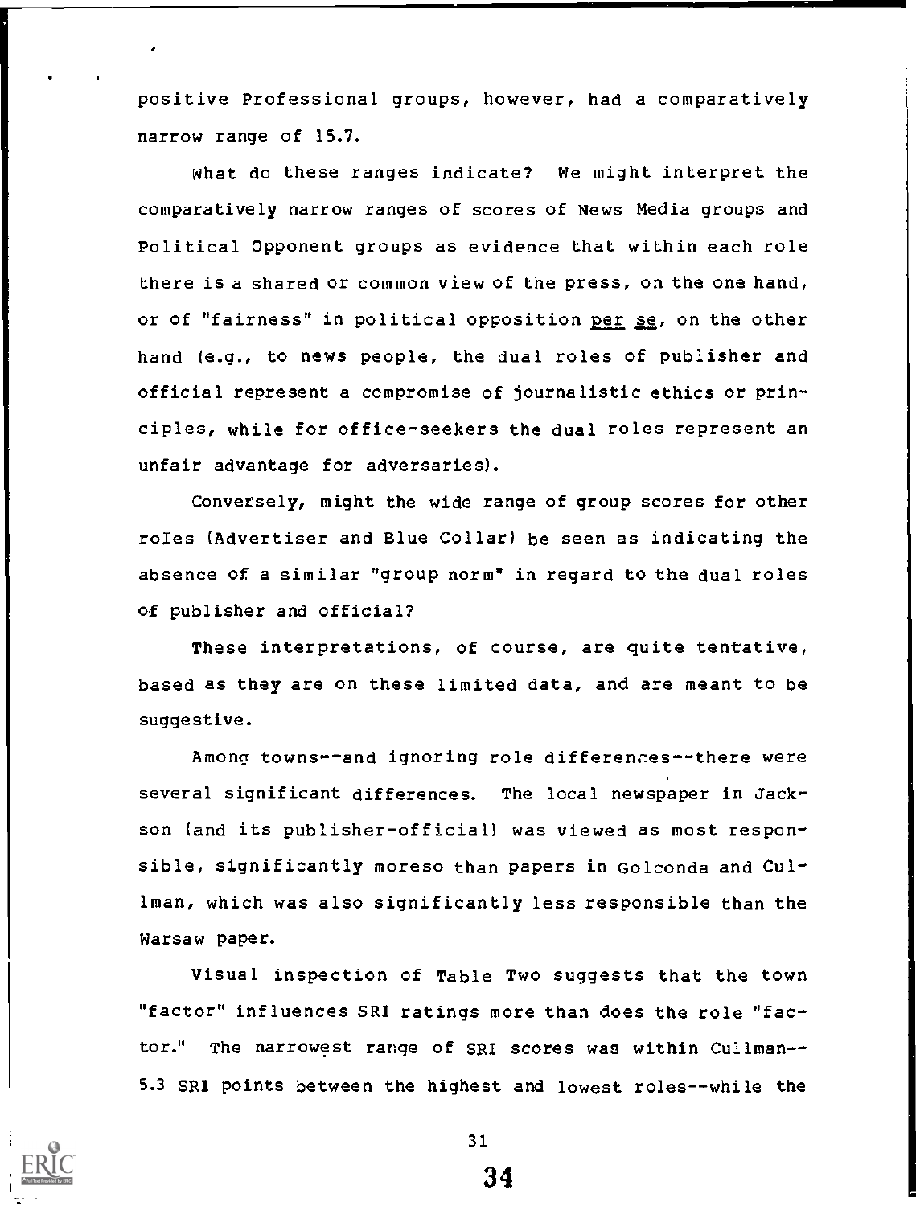positive Professional groups, however, had a comparatively narrow range of 15.7.

What do these ranges indicate? We might interpret the comparatively narrow ranges of scores of News Media groups and Political Opponent groups as evidence that within each role there is a shared or common view of the press, on the one hand, or of "fairness" in political opposition *per se*, on the other hand (e.g., to news people, the dual roles of publisher and official represent a compromise of journalistic ethics or principles, while for office-seekers the dual roles represent an unfair advantage for adversaries).

Conversely, might the wide range of group scores for other roles (Advertiser and Blue Collar) be seen as indicating the absence of a similar "group norm" in regard to the dual roles of publisher and official?

These interpretations, of course, are quite tentative, based as they are on these limited data, and are meant to be suggestive.

Among towns--and ignoring role differences--there were several significant differences. The local newspaper in Jackson (and its publisher-official) was viewed as most responsible, significantly moreso than papers in Golconda and Cullman, which was also significantly less responsible than the Warsaw paper.

Visual inspection of Table Two suggests that the town "factor" influences SRI ratings more than does the role "factor." The narrowest range of SRI scores was within Cullman--5.3 SRI points between the highest and lowest roles--while the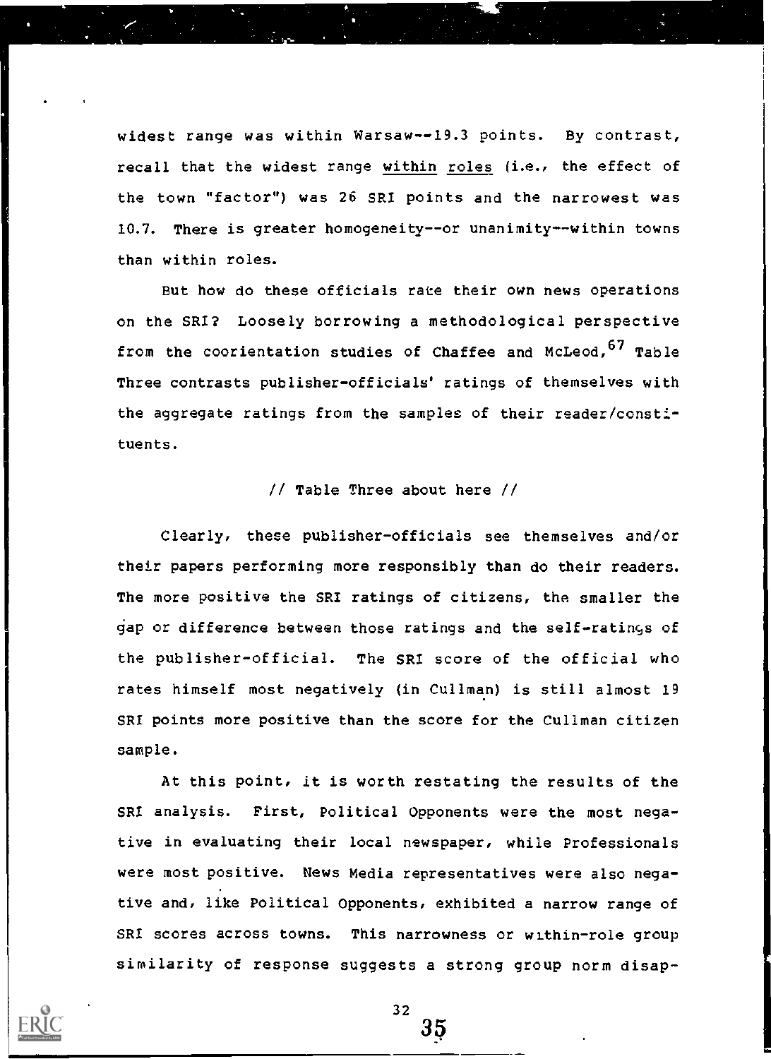widest range was within Warsaw--19.3 points. By contrast, recall that the widest range within roles (i.e., the effect of the town "factor") was 26 SRI points and the narrowest was 10.7. There is greater homogeneity--or unanimity--within towns than within roles.

But how do these officials rate their own news operations on the SRI? Loosely borrowing a methodological perspective from the coorientation studies of Chaffee and McLeod,[67] Table Three contrasts publisher-officials' ratings of themselves with the aggregate ratings from the samples of their reader/constituents.

// Table Three about here //

Clearly, these publisher-officials see themselves and/or their papers performing more responsibly than do their readers. The more positive the SRI ratings of citizens, the smaller the gap or difference between those ratings and the self-ratings of the publisher-official. The SRI score of the official who rates himself most negatively (in Cullman) is still almost 19 SRI points more positive than the score for the Cullman citizen sample.

At this point, it is worth restating the results of the SRI analysis. First, Political Opponents were the most negative in evaluating their local newspaper, while Professionals were most positive. News Media representatives were also negative and, like Political Opponents, exhibited a narrow range of SRI scores across towns. This narrowness or within-role group similarity of response suggests a strong group norm disap-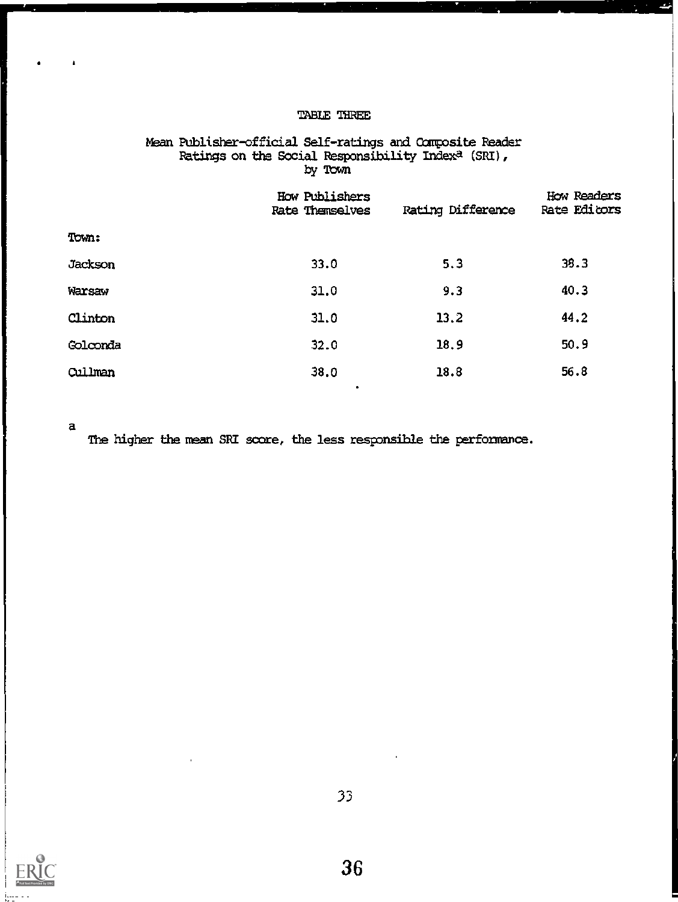### TABLE THREE

Mean Publisher-official Self-ratings and Composite Reader Ratings on the Social Responsibility Index[a] (SRI), by Town

| Town: | How Publishers Rate Themselves | Rating Difference | How Readers Rate Editors |
|---|---|---|---|
| Jackson | 33.0 | 5.3 | 38.3 |
| Warsaw | 31.0 | 9.3 | 40.3 |
| Clinton | 31.0 | 13.2 | 44.2 |
| Golconda | 32.0 | 18.9 | 50.9 |
| Cullman | 38.0 | 18.8 | 56.8 |

[a] The higher the mean SRI score, the less responsible the performance.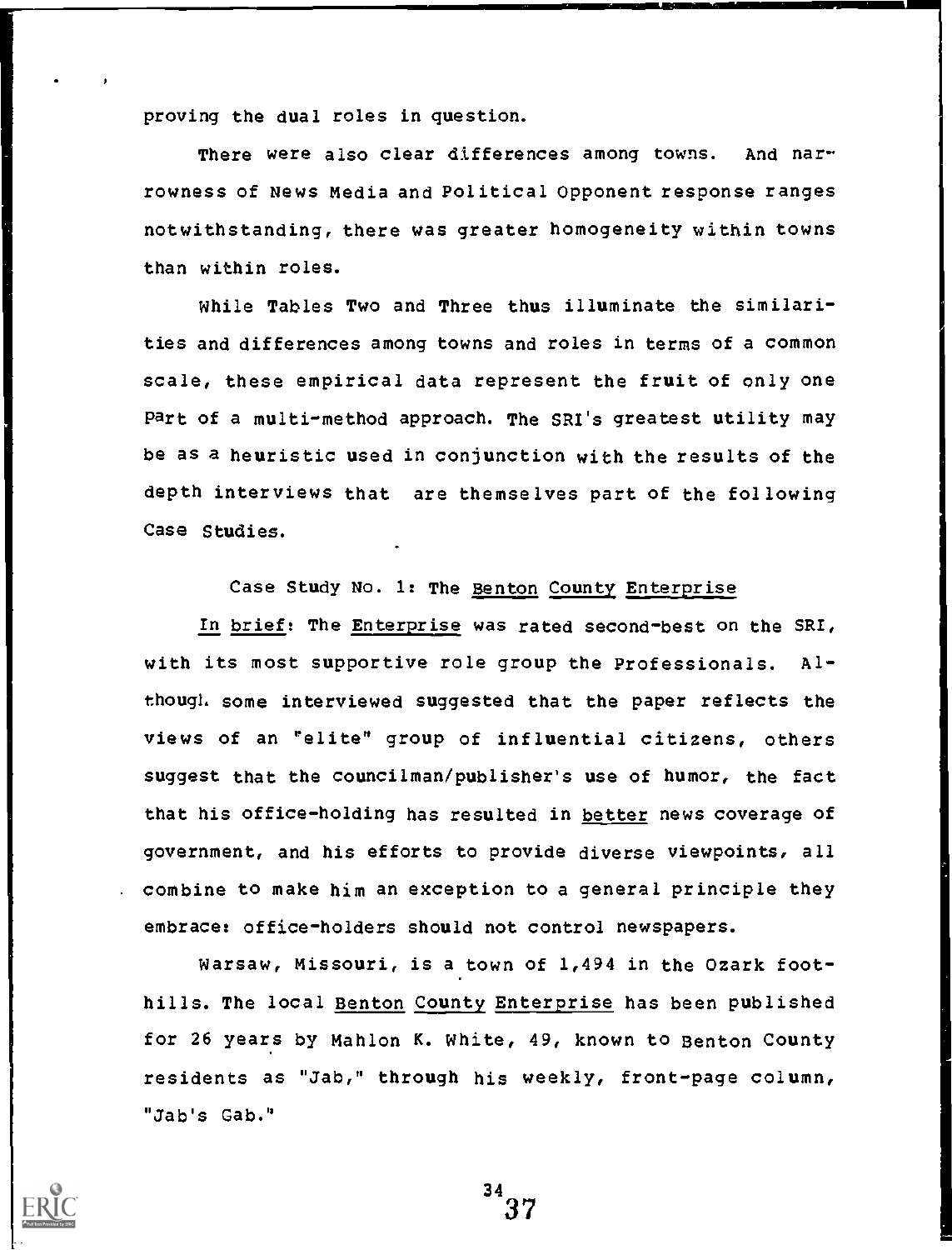proving the dual roles in question.

There were also clear differences among towns. And narrowness of News Media and Political Opponent response ranges notwithstanding, there was greater homogeneity within towns than within roles.

While Tables Two and Three thus illuminate the similarities and differences among towns and roles in terms of a common scale, these empirical data represent the fruit of only one part of a multi-method approach. The SRI's greatest utility may be as a heuristic used in conjunction with the results of the depth interviews that are themselves part of the following Case Studies.

### Case Study No. 1: The *Benton County Enterprise*

*In brief*: The *Enterprise* was rated second-best on the SRI, with its most supportive role group the Professionals. Although some interviewed suggested that the paper reflects the views of an "elite" group of influential citizens, others suggest that the councilman/publisher's use of humor, the fact that his office-holding has resulted in *better* news coverage of government, and his efforts to provide diverse viewpoints, all combine to make him an exception to a general principle they embrace: office-holders should not control newspapers.

Warsaw, Missouri, is a town of 1,494 in the Ozark foothills. The local *Benton County Enterprise* has been published for 26 years by Mahlon K. White, 49, known to Benton County residents as "Jab," through his weekly, front-page column, "Jab's Gab."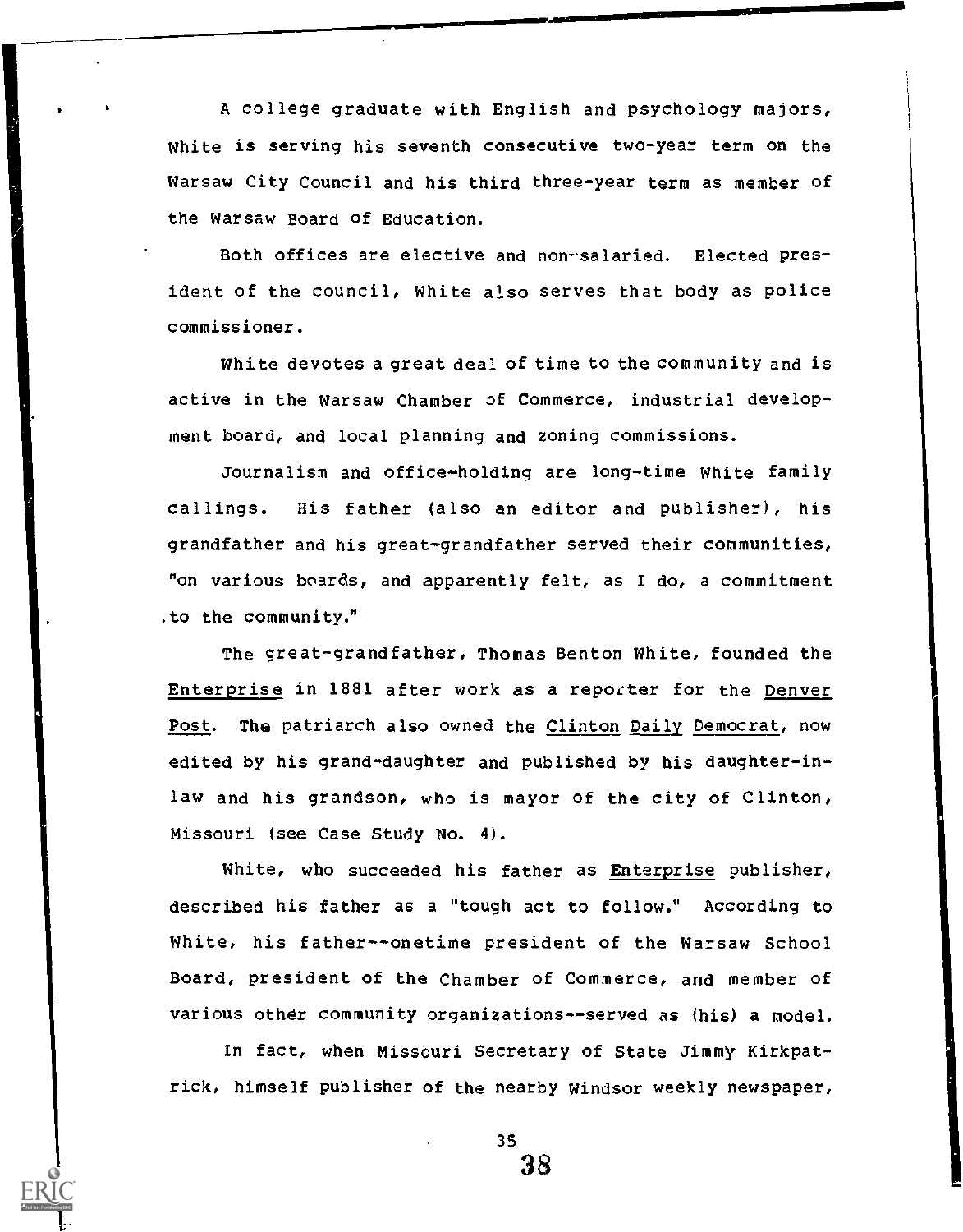A college graduate with English and psychology majors, White is serving his seventh consecutive two-year term on the Warsaw City Council and his third three-year term as member of the Warsaw Board of Education.

Both offices are elective and non-salaried. Elected president of the council, White also serves that body as police commissioner.

White devotes a great deal of time to the community and is active in the Warsaw Chamber of Commerce, industrial development board, and local planning and zoning commissions.

Journalism and office-holding are long-time White family callings. His father (also an editor and publisher), his grandfather and his great-grandfather served their communities, "on various boards, and apparently felt, as I do, a commitment to the community."

The great-grandfather, Thomas Benton White, founded the Enterprise in 1881 after work as a reporter for the Denver Post. The patriarch also owned the Clinton Daily Democrat, now edited by his grand-daughter and published by his daughter-in-law and his grandson, who is mayor of the city of Clinton, Missouri (see Case Study No. 4).

White, who succeeded his father as Enterprise publisher, described his father as a "tough act to follow." According to White, his father--onetime president of the Warsaw School Board, president of the Chamber of Commerce, and member of various other community organizations--served as (his) a model.

In fact, when Missouri Secretary of State Jimmy Kirkpatrick, himself publisher of the nearby Windsor weekly newspaper,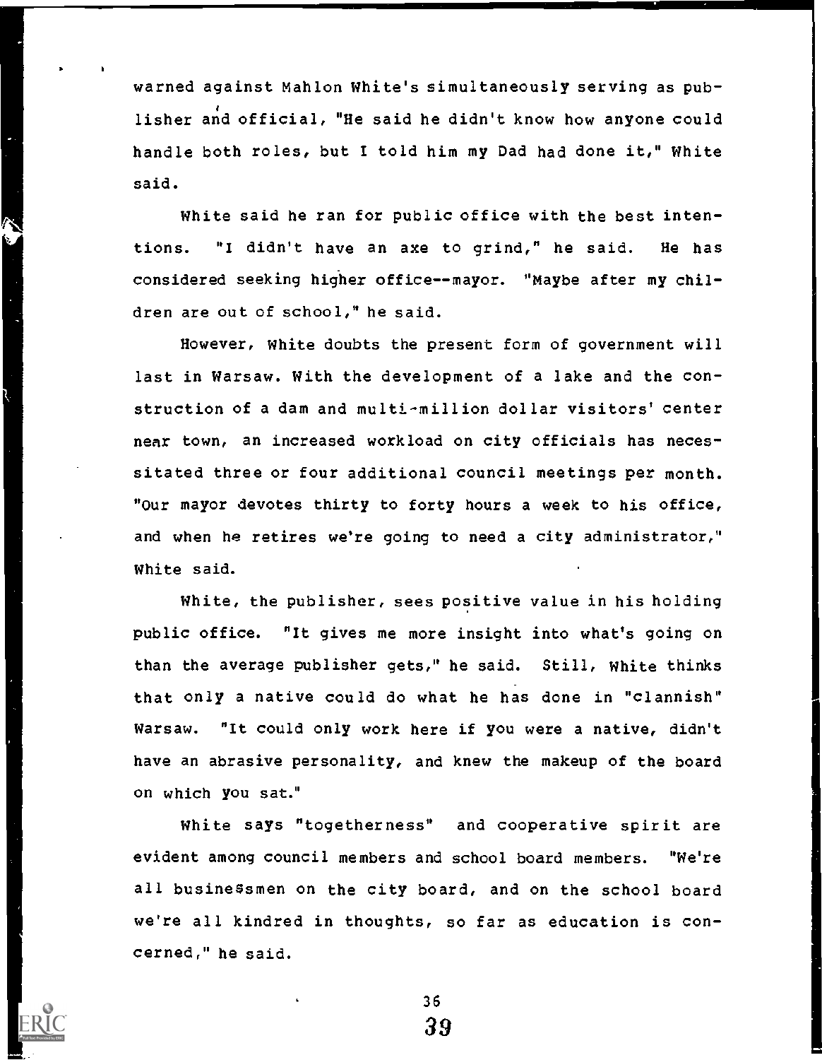warned against Mahlon White's simultaneously serving as publisher and official, "He said he didn't know how anyone could handle both roles, but I told him my Dad had done it," White said.

White said he ran for public office with the best intentions. "I didn't have an axe to grind," he said. He has considered seeking higher office--mayor. "Maybe after my children are out of school," he said.

However, White doubts the present form of government will last in Warsaw. With the development of a lake and the construction of a dam and multi-million dollar visitors' center near town, an increased workload on city officials has necessitated three or four additional council meetings per month. "Our mayor devotes thirty to forty hours a week to his office, and when he retires we're going to need a city administrator," White said.

White, the publisher, sees positive value in his holding public office. "It gives me more insight into what's going on than the average publisher gets," he said. Still, White thinks that only a native could do what he has done in "clannish" Warsaw. "It could only work here if you were a native, didn't have an abrasive personality, and knew the makeup of the board on which you sat."

White says "togetherness" and cooperative spirit are evident among council members and school board members. "We're all businessmen on the city board, and on the school board we're all kindred in thoughts, so far as education is concerned," he said.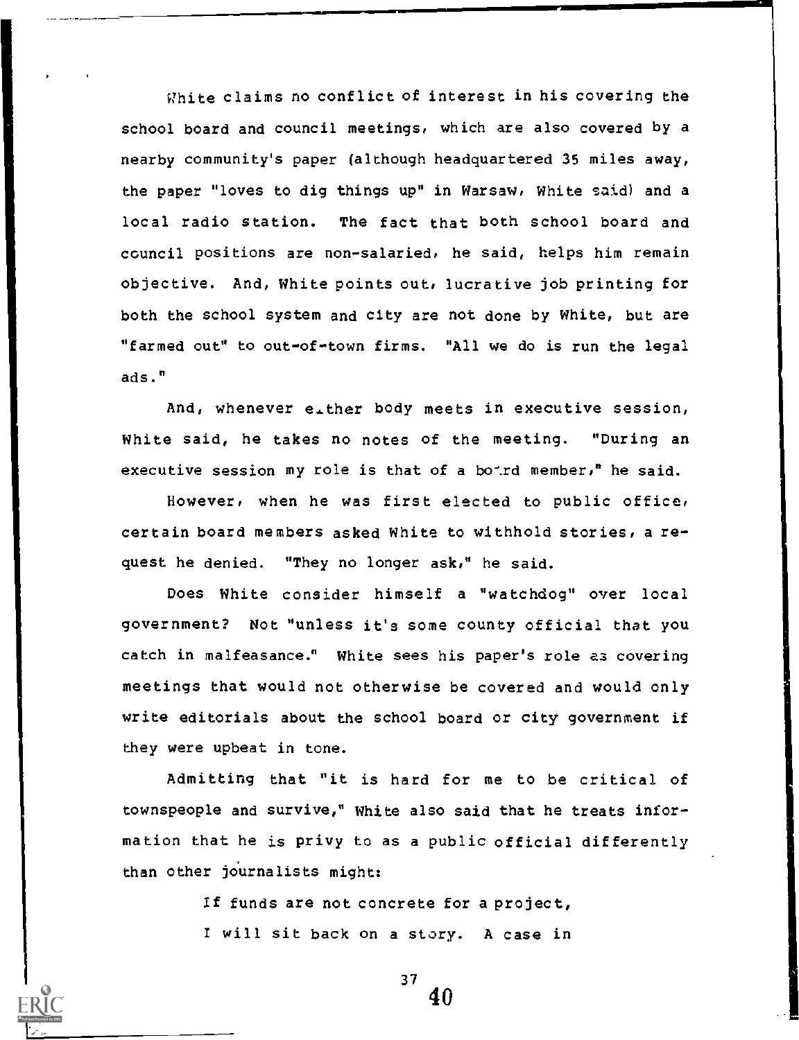White claims no conflict of interest in his covering the school board and council meetings, which are also covered by a nearby community's paper (although headquartered 35 miles away, the paper "loves to dig things up" in Warsaw, White said) and a local radio station. The fact that both school board and council positions are non-salaried, he said, helps him remain objective. And, White points out, lucrative job printing for both the school system and city are not done by White, but are "farmed out" to out-of-town firms. "All we do is run the legal ads."

And, whenever either body meets in executive session, White said, he takes no notes of the meeting. "During an executive session my role is that of a board member," he said.

However, when he was first elected to public office, certain board members asked White to withhold stories, a request he denied. "They no longer ask," he said.

Does White consider himself a "watchdog" over local government? Not "unless it's some county official that you catch in malfeasance." White sees his paper's role as covering meetings that would not otherwise be covered and would only write editorials about the school board or city government if they were upbeat in tone.

Admitting that "it is hard for me to be critical of townspeople and survive," White also said that he treats information that he is privy to as a public official differently than other journalists might:

> If funds are not concrete for a project, I will sit back on a story. A case in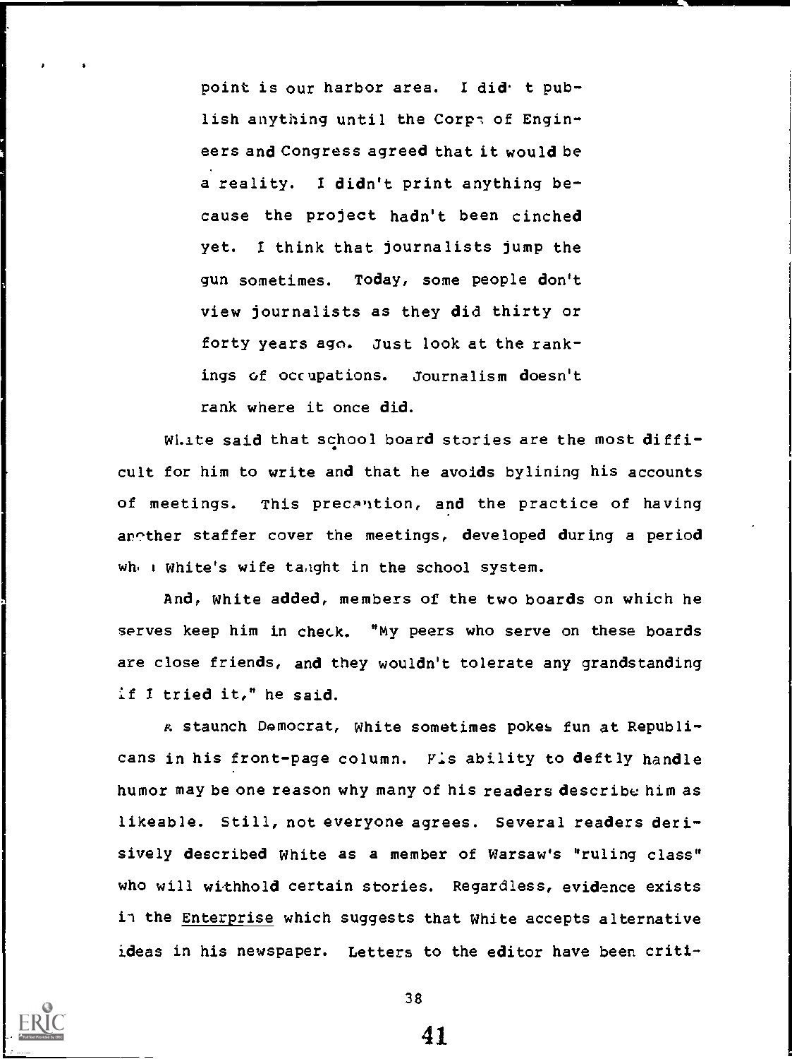> point is our harbor area. I didn't publish anything until the Corps of Engineers and Congress agreed that it would be a reality. I didn't print anything because the project hadn't been cinched yet. I think that journalists jump the gun sometimes. Today, some people don't view journalists as they did thirty or forty years ago. Just look at the rankings of occupations. Journalism doesn't rank where it once did.

White said that school board stories are the most difficult for him to write and that he avoids bylining his accounts of meetings. This precaution, and the practice of having another staffer cover the meetings, developed during a period when White's wife taught in the school system.

And, White added, members of the two boards on which he serves keep him in check. "My peers who serve on these boards are close friends, and they wouldn't tolerate any grandstanding if I tried it," he said.

A staunch Democrat, White sometimes pokes fun at Republicans in his front-page column. His ability to deftly handle humor may be one reason why many of his readers describe him as likeable. Still, not everyone agrees. Several readers derisively described White as a member of Warsaw's "ruling class" who will withhold certain stories. Regardless, evidence exists in the Enterprise which suggests that White accepts alternative ideas in his newspaper. Letters to the editor have been criti-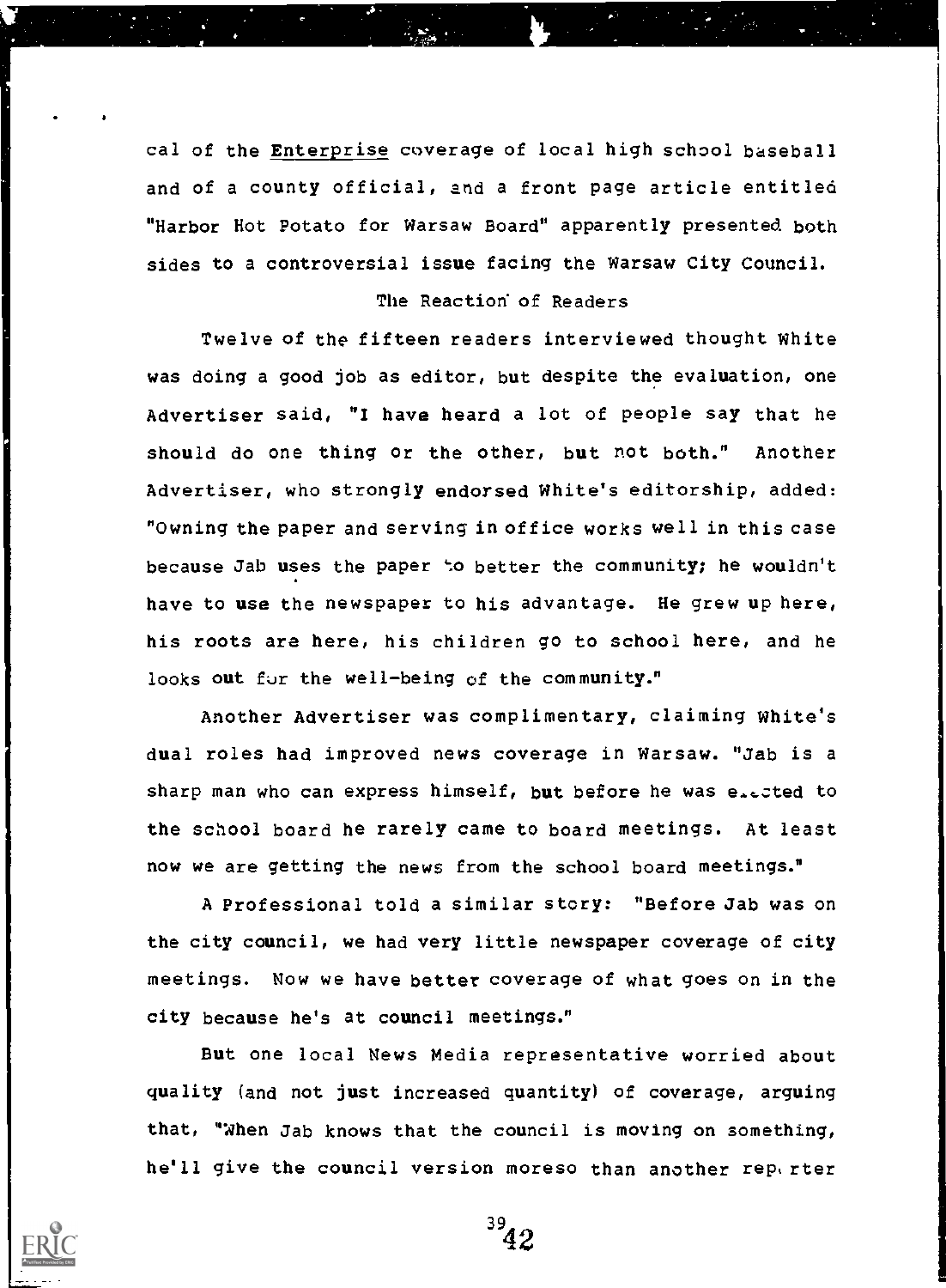cal of the _Enterprise_ coverage of local high school baseball and of a county official, and a front page article entitled "Harbor Hot Potato for Warsaw Board" apparently presented both sides to a controversial issue facing the Warsaw City Council.

### The Reaction of Readers

Twelve of the fifteen readers interviewed thought White was doing a good job as editor, but despite the evaluation, one Advertiser said, "I have heard a lot of people say that he should do one thing or the other, but not both." Another Advertiser, who strongly endorsed White's editorship, added: "Owning the paper and serving in office works well in this case because Jab uses the paper to better the community; he wouldn't have to use the newspaper to his advantage. He grew up here, his roots are here, his children go to school here, and he looks out for the well-being of the community."

Another Advertiser was complimentary, claiming White's dual roles had improved news coverage in Warsaw. "Jab is a sharp man who can express himself, but before he was elected to the school board he rarely came to board meetings. At least now we are getting the news from the school board meetings."

A Professional told a similar story: "Before Jab was on the city council, we had very little newspaper coverage of city meetings. Now we have better coverage of what goes on in the city because he's at council meetings."

But one local News Media representative worried about quality (and not just increased quantity) of coverage, arguing that, "When Jab knows that the council is moving on something, he'll give the council version moreso than another reporter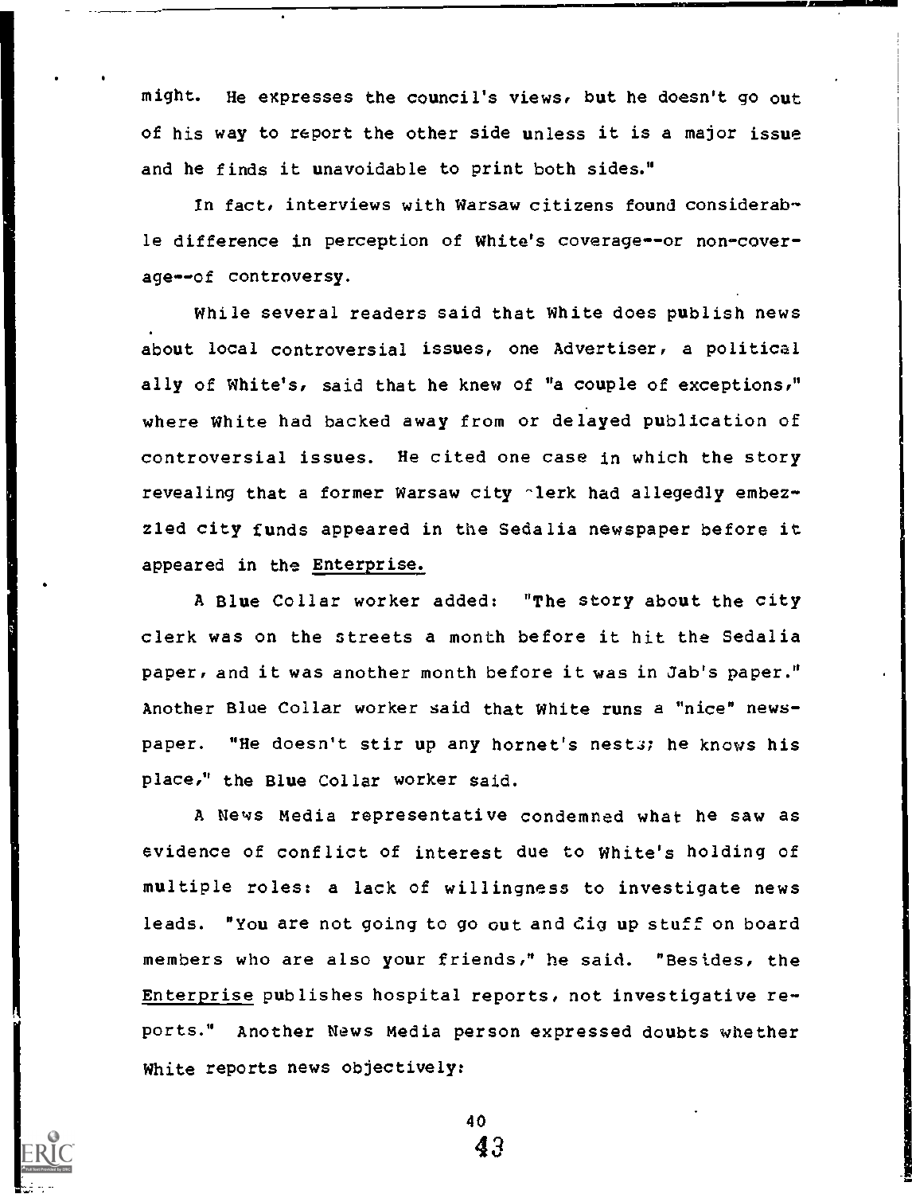might. He expresses the council's views, but he doesn't go out of his way to report the other side unless it is a major issue and he finds it unavoidable to print both sides."

In fact, interviews with Warsaw citizens found considerable difference in perception of White's coverage--or non-coverage--of controversy.

While several readers said that White does publish news about local controversial issues, one Advertiser, a political ally of White's, said that he knew of "a couple of exceptions," where White had backed away from or delayed publication of controversial issues. He cited one case in which the story revealing that a former Warsaw city clerk had allegedly embezzled city funds appeared in the Sedalia newspaper before it appeared in the _Enterprise._

A Blue Collar worker added: "The story about the city clerk was on the streets a month before it hit the Sedalia paper, and it was another month before it was in Jab's paper." Another Blue Collar worker said that White runs a "nice" newspaper. "He doesn't stir up any hornet's nests; he knows his place," the Blue Collar worker said.

A News Media representative condemned what he saw as evidence of conflict of interest due to White's holding of multiple roles: a lack of willingness to investigate news leads. "You are not going to go out and dig up stuff on board members who are also your friends," he said. "Besides, the _Enterprise_ publishes hospital reports, not investigative reports." Another News Media person expressed doubts whether White reports news objectively: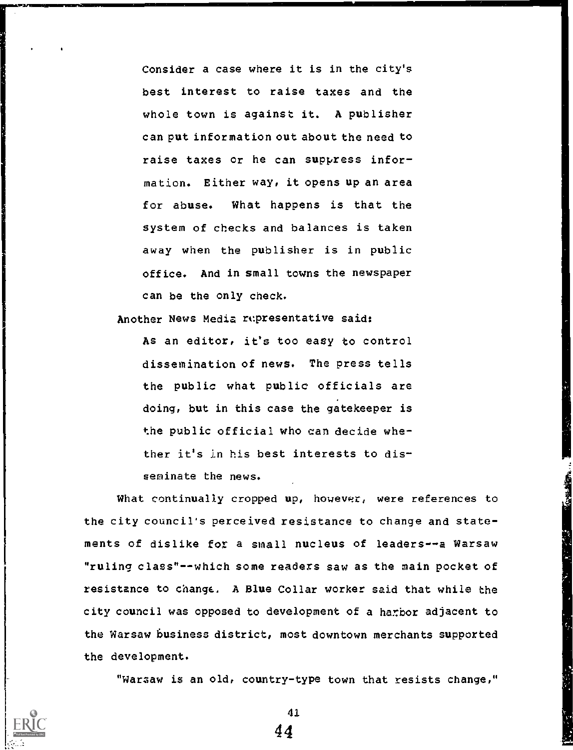Consider a case where it is in the city's best interest to raise taxes and the whole town is against it. A publisher can put information out about the need to raise taxes or he can suppress information. Either way, it opens up an area for abuse. What happens is that the system of checks and balances is taken away when the publisher is in public office. And in small towns the newspaper can be the only check.

Another News Media representative said:

> As an editor, it's too easy to control dissemination of news. The press tells the public what public officials are doing, but in this case the gatekeeper is the public official who can decide whether it's in his best interests to disseminate the news.

What continually cropped up, however, were references to the city council's perceived resistance to change and statements of dislike for a small nucleus of leaders--a Warsaw "ruling class"--which some readers saw as the main pocket of resistance to change. A Blue Collar worker said that while the city council was opposed to development of a harbor adjacent to the Warsaw business district, most downtown merchants supported the development.

"Warsaw is an old, country-type town that resists change,"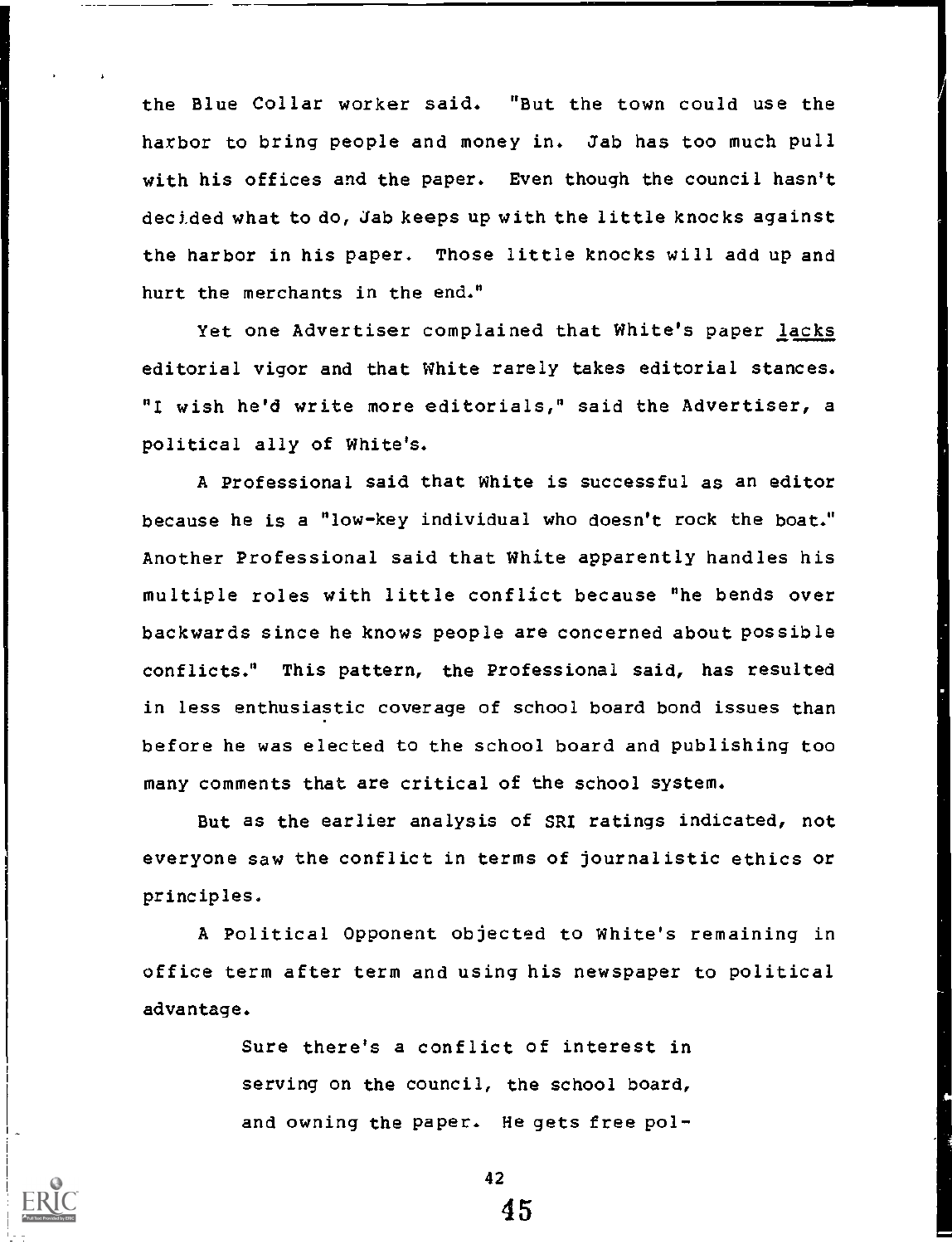the Blue Collar worker said. "But the town could use the harbor to bring people and money in. Jab has too much pull with his offices and the paper. Even though the council hasn't decided what to do, Jab keeps up with the little knocks against the harbor in his paper. Those little knocks will add up and hurt the merchants in the end."

Yet one Advertiser complained that White's paper lacks editorial vigor and that White rarely takes editorial stances. "I wish he'd write more editorials," said the Advertiser, a political ally of White's.

A Professional said that White is successful as an editor because he is a "low-key individual who doesn't rock the boat." Another Professional said that White apparently handles his multiple roles with little conflict because "he bends over backwards since he knows people are concerned about possible conflicts." This pattern, the Professional said, has resulted in less enthusiastic coverage of school board bond issues than before he was elected to the school board and publishing too many comments that are critical of the school system.

But as the earlier analysis of SRI ratings indicated, not everyone saw the conflict in terms of journalistic ethics or principles.

A Political Opponent objected to White's remaining in office term after term and using his newspaper to political advantage.

> Sure there's a conflict of interest in serving on the council, the school board, and owning the paper. He gets free pol-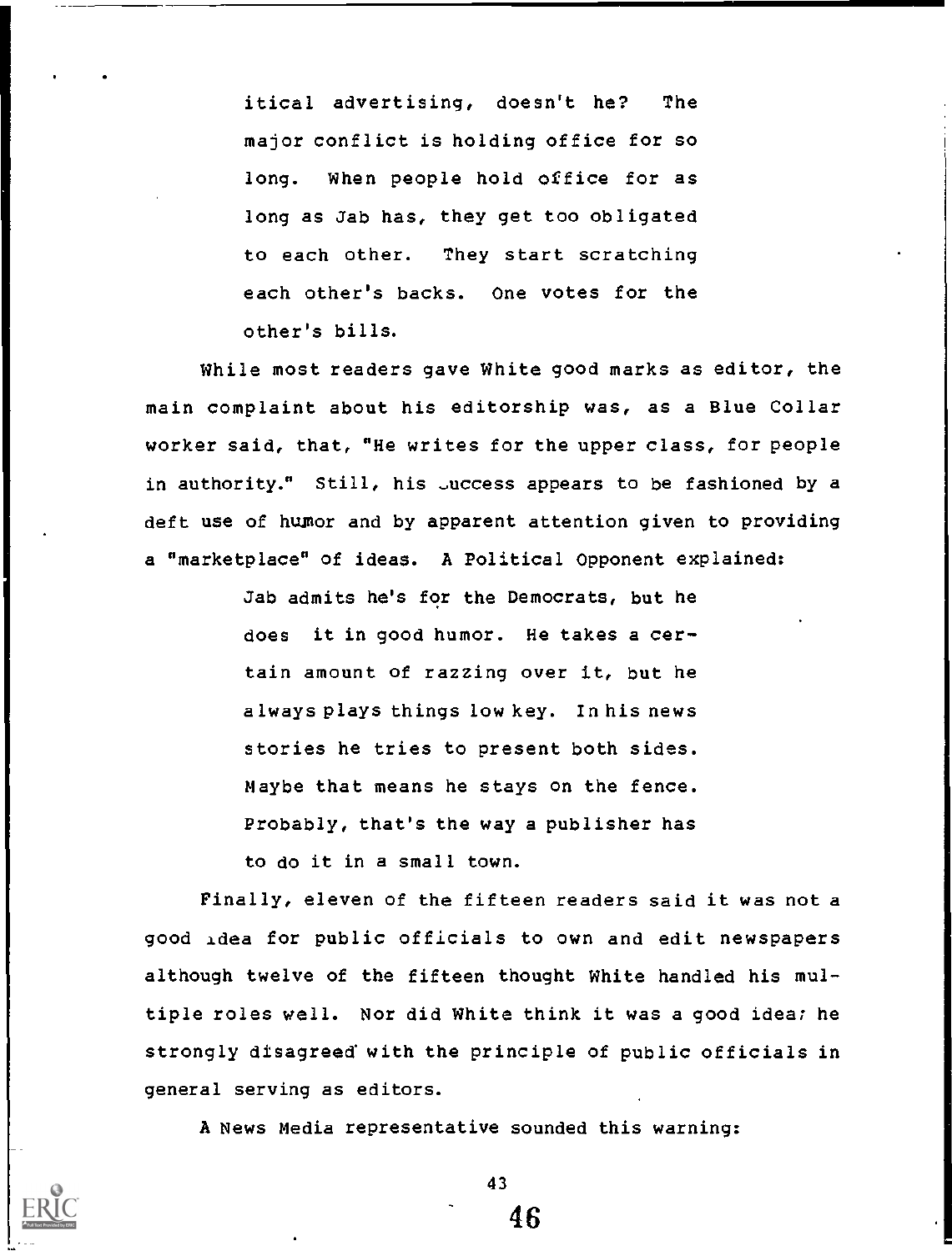> itical advertising, doesn't he? The major conflict is holding office for so long. When people hold office for as long as Jab has, they get too obligated to each other. They start scratching each other's backs. One votes for the other's bills.

While most readers gave White good marks as editor, the main complaint about his editorship was, as a Blue Collar worker said, that, "He writes for the upper class, for people in authority." Still, his success appears to be fashioned by a deft use of humor and by apparent attention given to providing a "marketplace" of ideas. A Political Opponent explained:

> Jab admits he's for the Democrats, but he does it in good humor. He takes a certain amount of razzing over it, but he always plays things low key. In his news stories he tries to present both sides. Maybe that means he stays on the fence. Probably, that's the way a publisher has to do it in a small town.

Finally, eleven of the fifteen readers said it was not a good idea for public officials to own and edit newspapers although twelve of the fifteen thought White handled his multiple roles well. Nor did White think it was a good idea; he strongly disagreed with the principle of public officials in general serving as editors.

A News Media representative sounded this warning: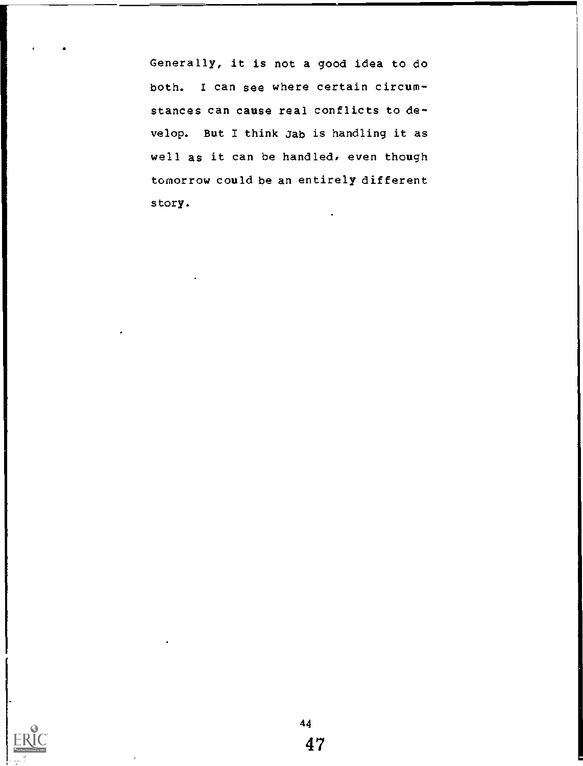Generally, it is not a good idea to do both. I can see where certain circumstances can cause real conflicts to develop. But I think Jab is handling it as well as it can be handled, even though tomorrow could be an entirely different story.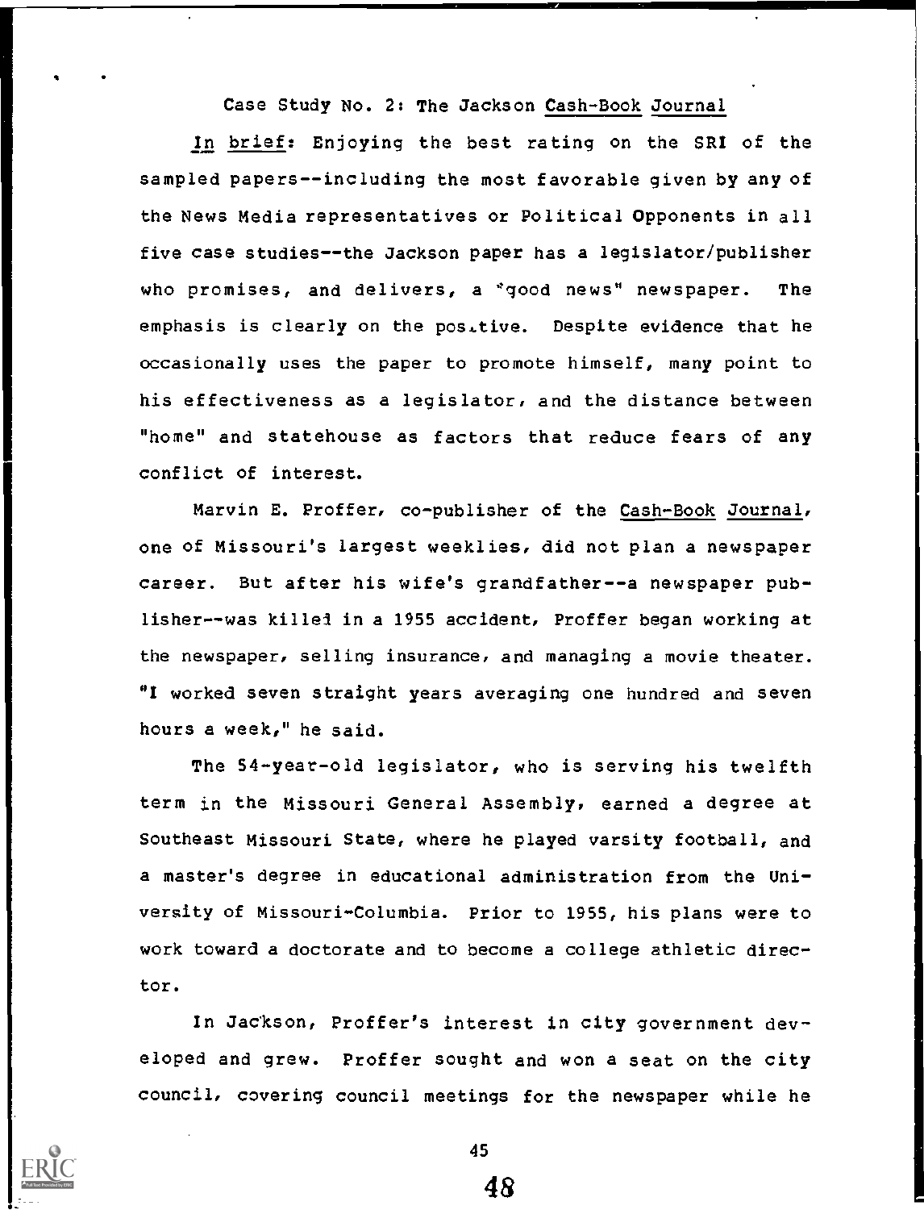Case Study No. 2: The Jackson *Cash-Book Journal*

*In brief*: Enjoying the best rating on the SRI of the sampled papers--including the most favorable given by any of the News Media representatives or Political Opponents in all five case studies--the Jackson paper has a legislator/publisher who promises, and delivers, a "good news" newspaper. The emphasis is clearly on the positive. Despite evidence that he occasionally uses the paper to promote himself, many point to his effectiveness as a legislator, and the distance between "home" and statehouse as factors that reduce fears of any conflict of interest.

Marvin E. Proffer, co-publisher of the *Cash-Book Journal*, one of Missouri's largest weeklies, did not plan a newspaper career. But after his wife's grandfather--a newspaper publisher--was killed in a 1955 accident, Proffer began working at the newspaper, selling insurance, and managing a movie theater. "I worked seven straight years averaging one hundred and seven hours a week," he said.

The 54-year-old legislator, who is serving his twelfth term in the Missouri General Assembly, earned a degree at Southeast Missouri State, where he played varsity football, and a master's degree in educational administration from the University of Missouri-Columbia. Prior to 1955, his plans were to work toward a doctorate and to become a college athletic director.

In Jackson, Proffer's interest in city government developed and grew. Proffer sought and won a seat on the city council, covering council meetings for the newspaper while he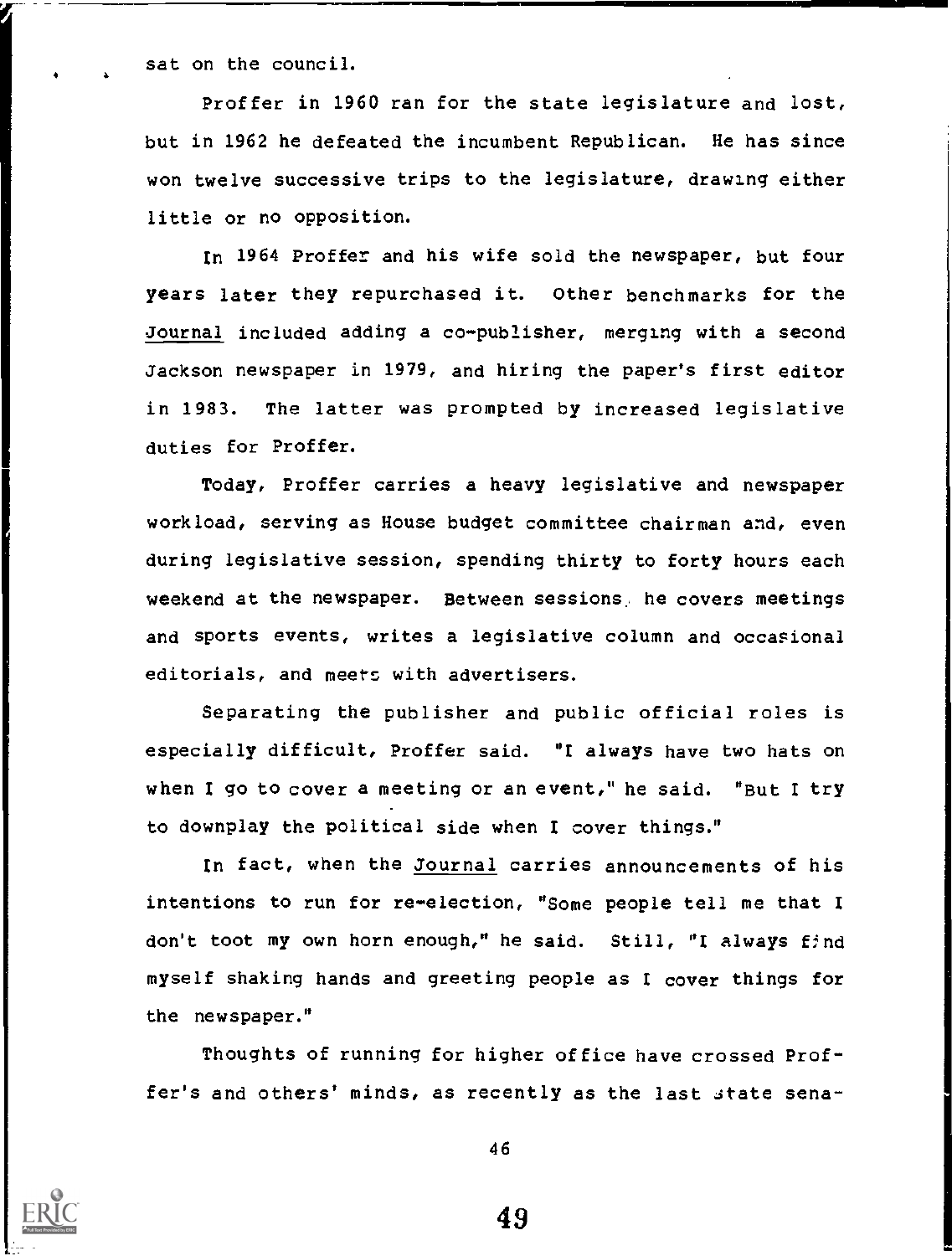sat on the council.

Proffer in 1960 ran for the state legislature and lost, but in 1962 he defeated the incumbent Republican. He has since won twelve successive trips to the legislature, drawing either little or no opposition.

In 1964 Proffer and his wife sold the newspaper, but four years later they repurchased it. Other benchmarks for the Journal included adding a co-publisher, merging with a second Jackson newspaper in 1979, and hiring the paper's first editor in 1983. The latter was prompted by increased legislative duties for Proffer.

Today, Proffer carries a heavy legislative and newspaper workload, serving as House budget committee chairman and, even during legislative session, spending thirty to forty hours each weekend at the newspaper. Between sessions, he covers meetings and sports events, writes a legislative column and occasional editorials, and meets with advertisers.

Separating the publisher and public official roles is especially difficult, Proffer said. "I always have two hats on when I go to cover a meeting or an event," he said. "But I try to downplay the political side when I cover things."

In fact, when the Journal carries announcements of his intentions to run for re-election, "Some people tell me that I don't toot my own horn enough," he said. Still, "I always find myself shaking hands and greeting people as I cover things for the newspaper."

Thoughts of running for higher office have crossed Proffer's and others' minds, as recently as the last state sena-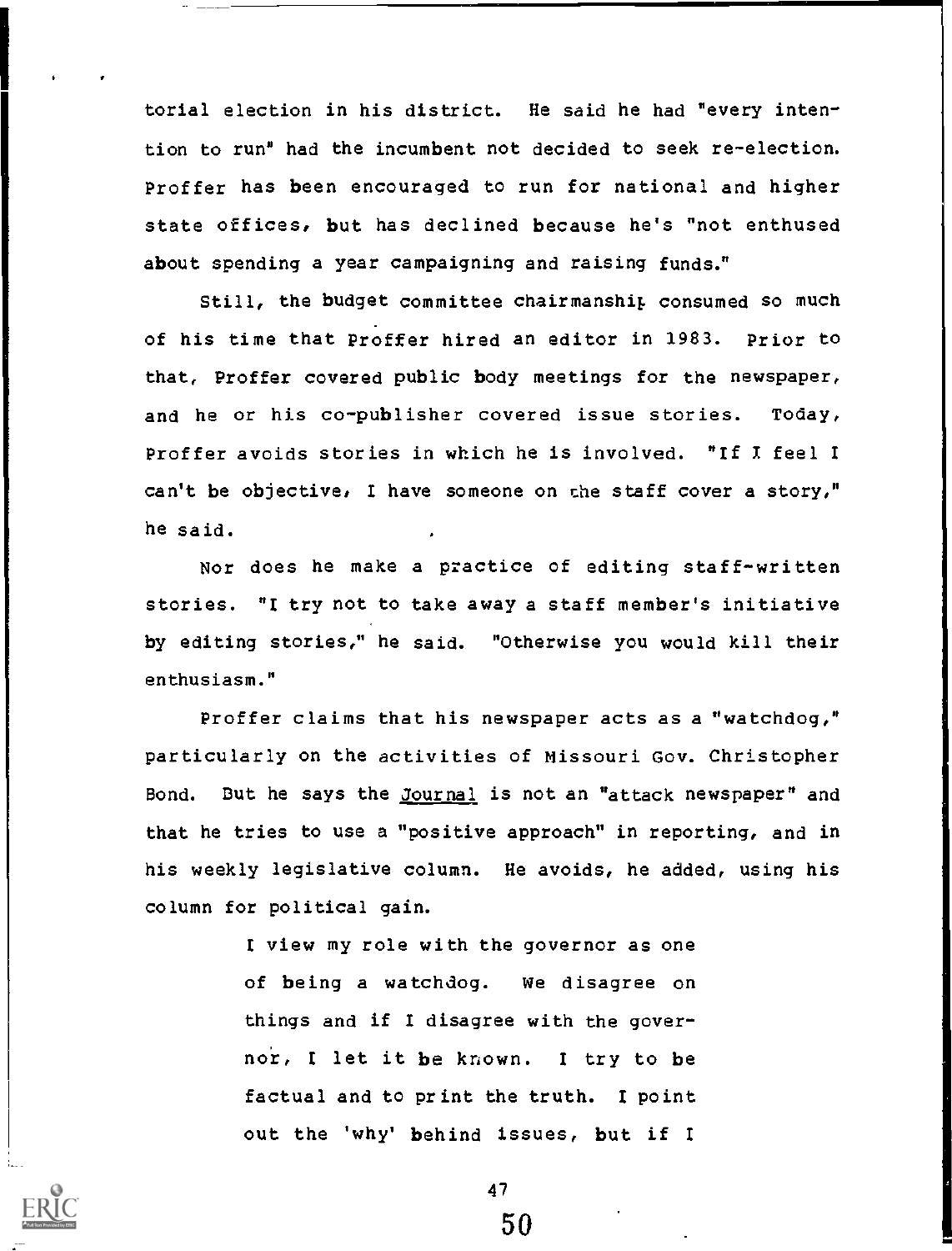torial election in his district. He said he had "every intention to run" had the incumbent not decided to seek re-election. Proffer has been encouraged to run for national and higher state offices, but has declined because he's "not enthused about spending a year campaigning and raising funds."

Still, the budget committee chairmanship consumed so much of his time that Proffer hired an editor in 1983. Prior to that, Proffer covered public body meetings for the newspaper, and he or his co-publisher covered issue stories. Today, Proffer avoids stories in which he is involved. "If I feel I can't be objective, I have someone on the staff cover a story," he said.

Nor does he make a practice of editing staff-written stories. "I try not to take away a staff member's initiative by editing stories," he said. "Otherwise you would kill their enthusiasm."

Proffer claims that his newspaper acts as a "watchdog," particularly on the activities of Missouri Gov. Christopher Bond. But he says the Journal is not an "attack newspaper" and that he tries to use a "positive approach" in reporting, and in his weekly legislative column. He avoids, he added, using his column for political gain.

> I view my role with the governor as one of being a watchdog. We disagree on things and if I disagree with the governor, I let it be known. I try to be factual and to print the truth. I point out the 'why' behind issues, but if I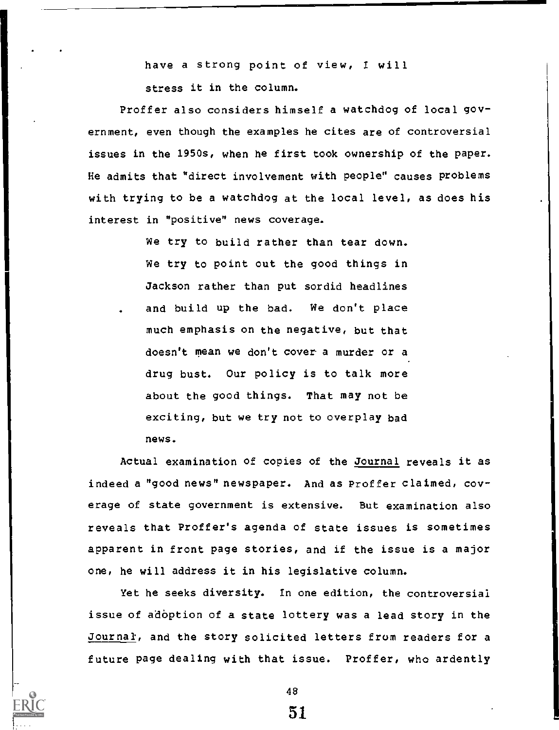> have a strong point of view, I will stress it in the column.

Proffer also considers himself a watchdog of local government, even though the examples he cites are of controversial issues in the 1950s, when he first took ownership of the paper. He admits that "direct involvement with people" causes problems with trying to be a watchdog at the local level, as does his interest in "positive" news coverage.

> We try to build rather than tear down. We try to point out the good things in Jackson rather than put sordid headlines and build up the bad. We don't place much emphasis on the negative, but that doesn't mean we don't cover a murder or a drug bust. Our policy is to talk more about the good things. That may not be exciting, but we try not to overplay bad news.

Actual examination of copies of the Journal reveals it as indeed a "good news" newspaper. And as Proffer claimed, coverage of state government is extensive. But examination also reveals that Proffer's agenda of state issues is sometimes apparent in front page stories, and if the issue is a major one, he will address it in his legislative column.

Yet he seeks diversity. In one edition, the controversial issue of adoption of a state lottery was a lead story in the Journal, and the story solicited letters from readers for a future page dealing with that issue. Proffer, who ardently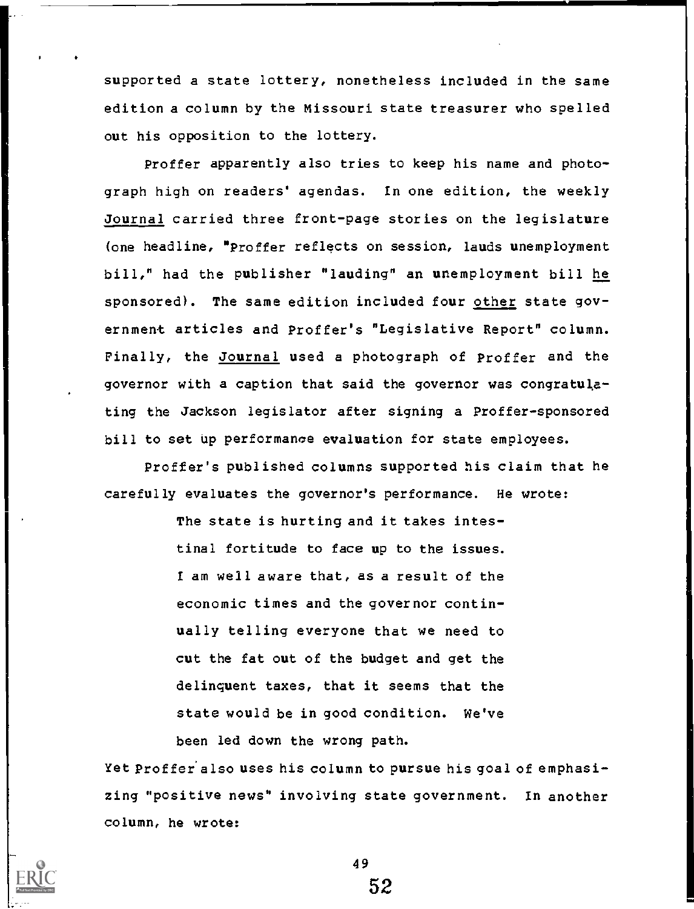supported a state lottery, nonetheless included in the same edition a column by the Missouri state treasurer who spelled out his opposition to the lottery.

Proffer apparently also tries to keep his name and photograph high on readers' agendas. In one edition, the weekly *Journal* carried three front-page stories on the legislature (one headline, "Proffer reflects on session, lauds unemployment bill," had the publisher "lauding" an unemployment bill *he* sponsored). The same edition included four *other* state government articles and Proffer's "Legislative Report" column. Finally, the *Journal* used a photograph of Proffer and the governor with a caption that said the governor was congratulating the Jackson legislator after signing a Proffer-sponsored bill to set up performance evaluation for state employees.

Proffer's published columns supported his claim that he carefully evaluates the governor's performance. He wrote:

> The state is hurting and it takes intestinal fortitude to face up to the issues. I am well aware that, as a result of the economic times and the governor continually telling everyone that we need to cut the fat out of the budget and get the delinquent taxes, that it seems that the state would be in good condition. We've been led down the wrong path.

Yet Proffer also uses his column to pursue his goal of emphasizing "positive news" involving state government. In another column, he wrote: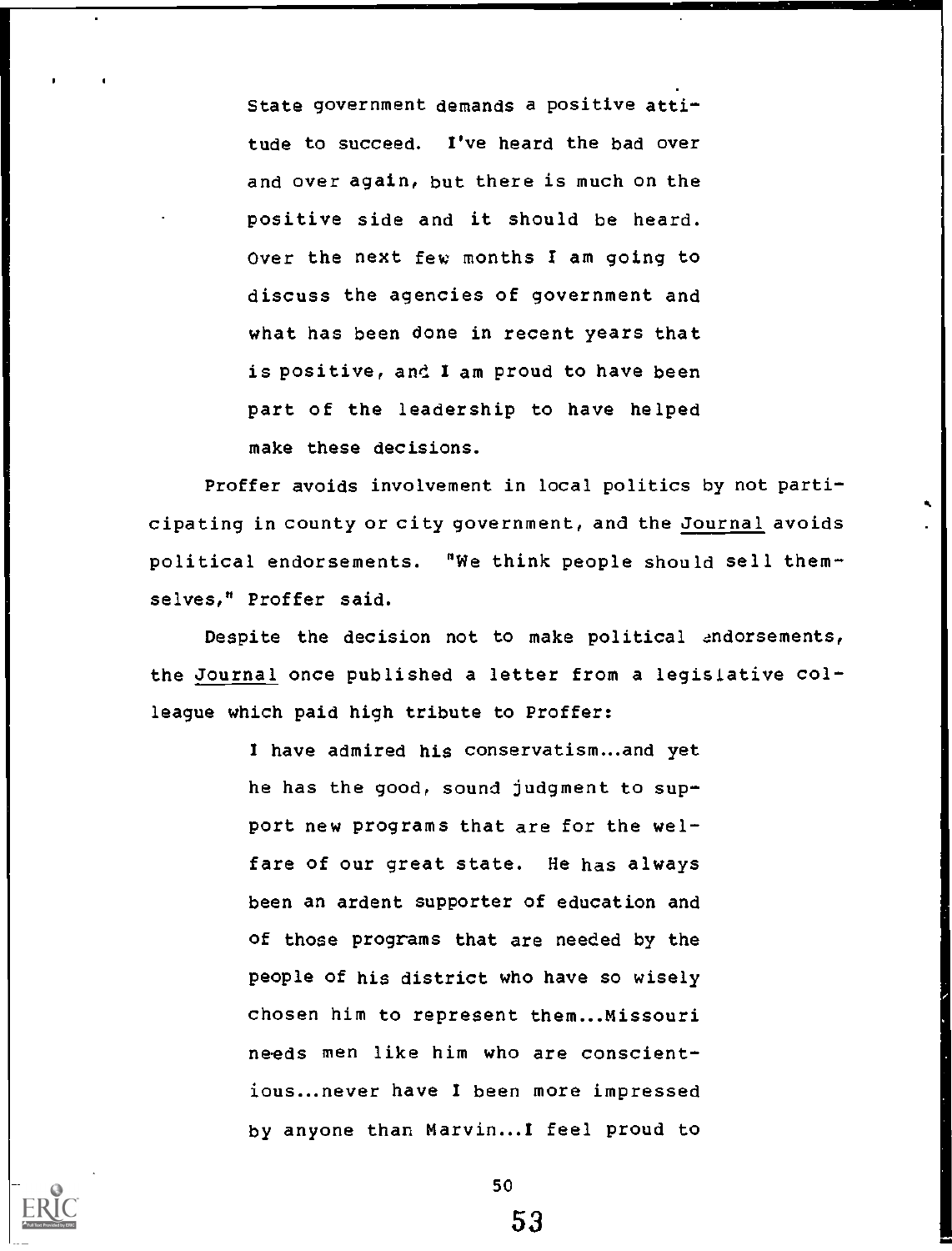> State government demands a positive attitude to succeed. I've heard the bad over and over again, but there is much on the positive side and it should be heard. Over the next few months I am going to discuss the agencies of government and what has been done in recent years that is positive, and I am proud to have been part of the leadership to have helped make these decisions.

Proffer avoids involvement in local politics by not participating in county or city government, and the Journal avoids political endorsements. "We think people should sell themselves," Proffer said.

Despite the decision not to make political endorsements, the Journal once published a letter from a legislative colleague which paid high tribute to Proffer:

> I have admired his conservatism...and yet he has the good, sound judgment to support new programs that are for the welfare of our great state. He has always been an ardent supporter of education and of those programs that are needed by the people of his district who have so wisely chosen him to represent them...Missouri needs men like him who are conscientious...never have I been more impressed by anyone than Marvin...I feel proud to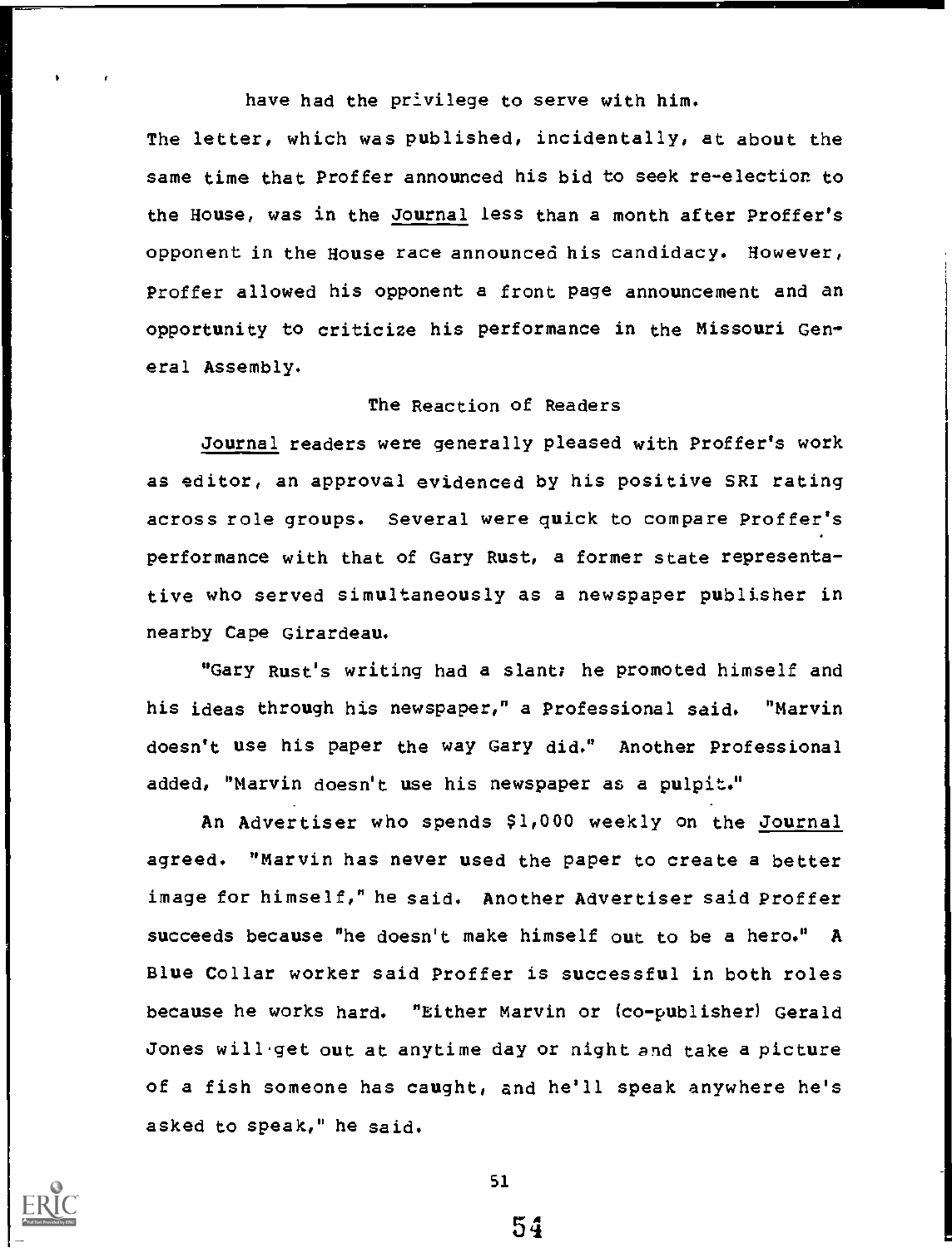have had the privilege to serve with him.

The letter, which was published, incidentally, at about the same time that Proffer announced his bid to seek re-election to the House, was in the *Journal* less than a month after Proffer's opponent in the House race announced his candidacy. However, Proffer allowed his opponent a front page announcement and an opportunity to criticize his performance in the Missouri General Assembly.

### The Reaction of Readers

*Journal* readers were generally pleased with Proffer's work as editor, an approval evidenced by his positive SRI rating across role groups. Several were quick to compare Proffer's performance with that of Gary Rust, a former state representative who served simultaneously as a newspaper publisher in nearby Cape Girardeau.

"Gary Rust's writing had a slant; he promoted himself and his ideas through his newspaper," a Professional said. "Marvin doesn't use his paper the way Gary did." Another Professional added, "Marvin doesn't use his newspaper as a pulpit."

An Advertiser who spends $1,000 weekly on the *Journal* agreed. "Marvin has never used the paper to create a better image for himself," he said. Another Advertiser said Proffer succeeds because "he doesn't make himself out to be a hero." A Blue Collar worker said Proffer is successful in both roles because he works hard. "Either Marvin or (co-publisher) Gerald Jones will get out at anytime day or night and take a picture of a fish someone has caught, and he'll speak anywhere he's asked to speak," he said.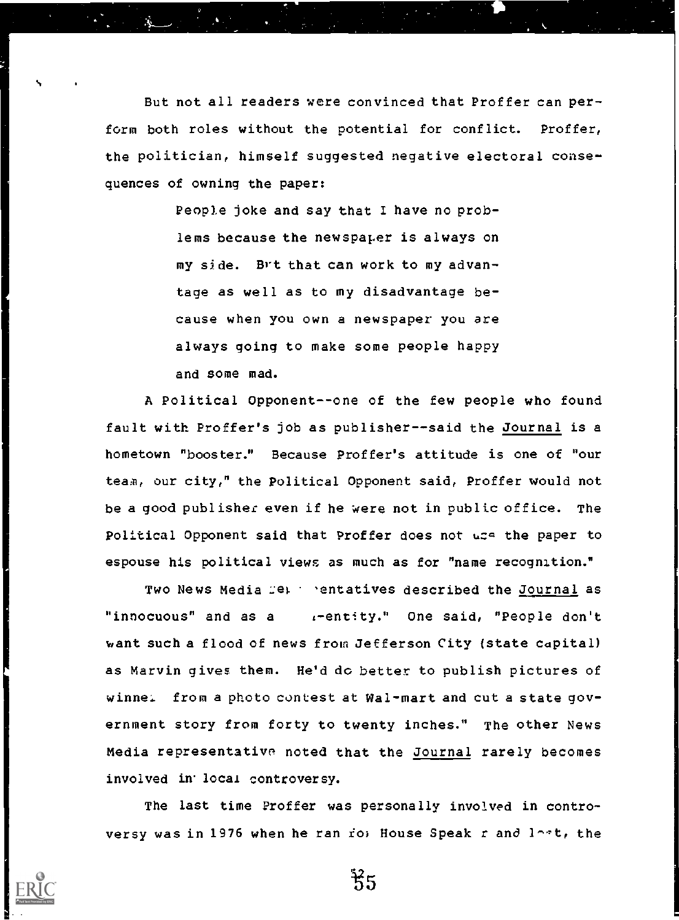But not all readers were convinced that Proffer can perform both roles without the potential for conflict. Proffer, the politician, himself suggested negative electoral consequences of owning the paper:

> People joke and say that I have no problems because the newspaper is always on my side. But that can work to my advantage as well as to my disadvantage because when you own a newspaper you are always going to make some people happy and some mad.

A Political Opponent--one of the few people who found fault with Proffer's job as publisher--said the Journal is a hometown "booster." Because Proffer's attitude is one of "our team, our city," the Political Opponent said, Proffer would not be a good publisher even if he were not in public office. The Political Opponent said that Proffer does not use the paper to espouse his political views as much as for "name recognition."

Two News Media representatives described the Journal as "innocuous" and as a non-entity." One said, "People don't want such a flood of news from Jefferson City (state capital) as Marvin gives them. He'd do better to publish pictures of winners from a photo contest at Wal-mart and cut a state government story from forty to twenty inches." The other News Media representative noted that the Journal rarely becomes involved in local controversy.

The last time Proffer was personally involved in controversy was in 1976 when he ran for House Speaker and lost, the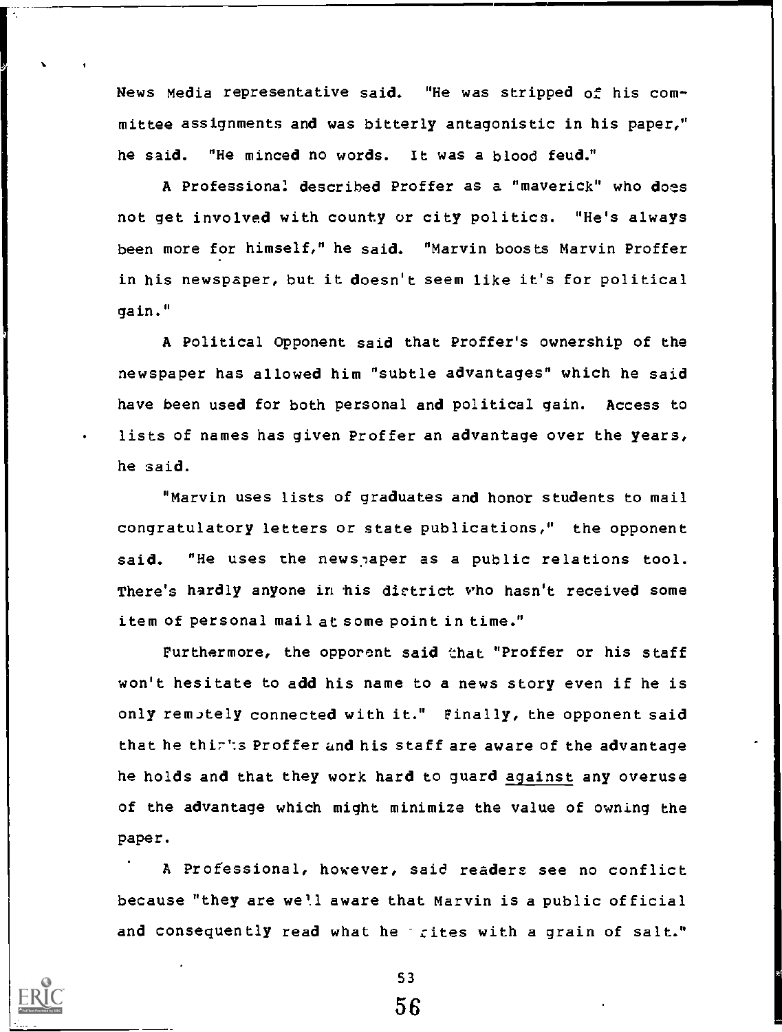News Media representative said. "He was stripped of his committee assignments and was bitterly antagonistic in his paper," he said. "He minced no words. It was a blood feud."

A Professional described Proffer as a "maverick" who does not get involved with county or city politics. "He's always been more for himself," he said. "Marvin boosts Marvin Proffer in his newspaper, but it doesn't seem like it's for political gain."

A Political Opponent said that Proffer's ownership of the newspaper has allowed him "subtle advantages" which he said have been used for both personal and political gain. Access to lists of names has given Proffer an advantage over the years, he said.

"Marvin uses lists of graduates and honor students to mail congratulatory letters or state publications," the opponent said. "He uses the newspaper as a public relations tool. There's hardly anyone in his district who hasn't received some item of personal mail at some point in time."

Furthermore, the opponent said that "Proffer or his staff won't hesitate to add his name to a news story even if he is only remotely connected with it." Finally, the opponent said that he thinks Proffer and his staff are aware of the advantage he holds and that they work hard to guard <u>against</u> any overuse of the advantage which might minimize the value of owning the paper.

A Professional, however, said readers see no conflict because "they are well aware that Marvin is a public official and consequently read what he writes with a grain of salt."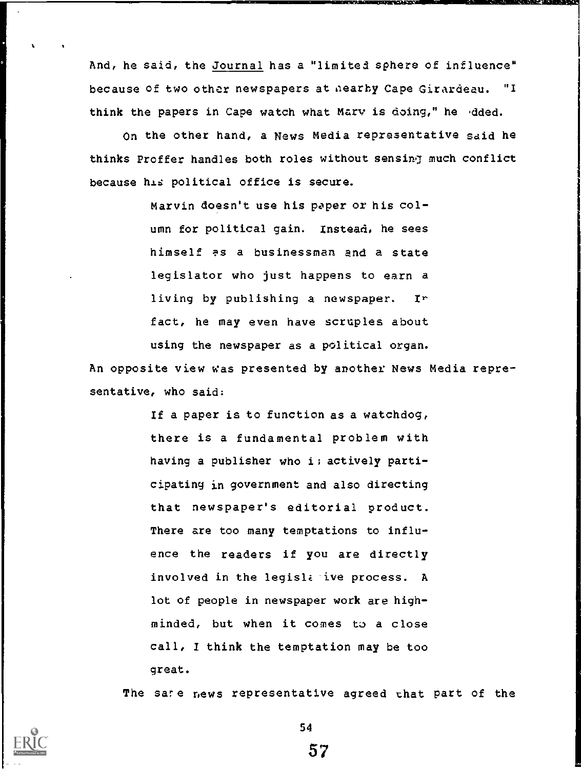And, he said, the Journal has a "limited sphere of influence" because of two other newspapers at nearby Cape Girardeau. "I think the papers in Cape watch what Marv is doing," he added.

On the other hand, a News Media representative said he thinks Proffer handles both roles without sensing much conflict because his political office is secure.

> Marvin doesn't use his paper or his column for political gain. Instead, he sees himself as a businessman and a state legislator who just happens to earn a living by publishing a newspaper. In fact, he may even have scruples about using the newspaper as a political organ.

An opposite view was presented by another News Media representative, who said:

> If a paper is to function as a watchdog, there is a fundamental problem with having a publisher who is actively participating in government and also directing that newspaper's editorial product. There are too many temptations to influence the readers if you are directly involved in the legislative process. A lot of people in newspaper work are high-minded, but when it comes to a close call, I think the temptation may be too great.

The same news representative agreed that part of the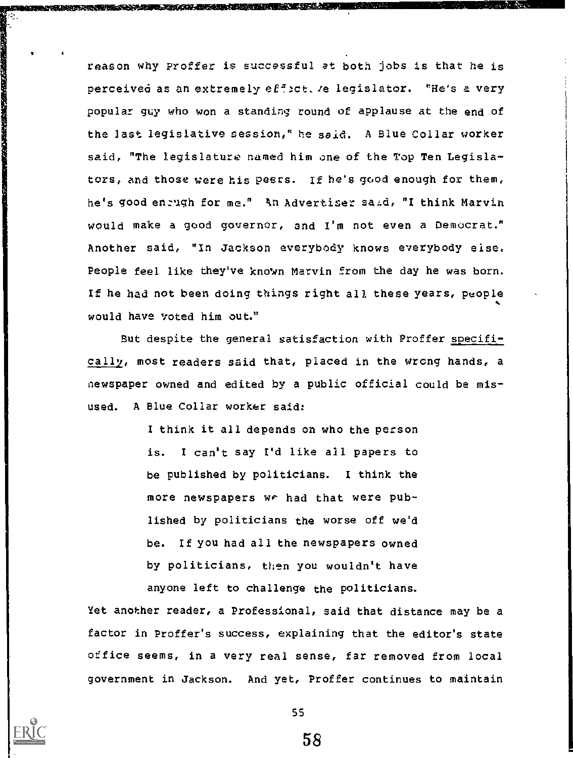reason why Proffer is successful at both jobs is that he is perceived as an extremely effective legislator. "He's a very popular guy who won a standing round of applause at the end of the last legislative session," he said. A Blue Collar worker said, "The legislature named him one of the Top Ten Legislators, and those were his peers. If he's good enough for them, he's good enough for me." An Advertiser said, "I think Marvin would make a good governor, and I'm not even a Democrat." Another said, "In Jackson everybody knows everybody else. People feel like they've known Marvin from the day he was born. If he had not been doing things right all these years, people would have voted him out."

But despite the general satisfaction with Proffer <u>specifically</u>, most readers said that, placed in the wrong hands, a newspaper owned and edited by a public official could be misused. A Blue Collar worker said:

> I think it all depends on who the person is. I can't say I'd like all papers to be published by politicians. I think the more newspapers we had that were published by politicians the worse off we'd be. If you had all the newspapers owned by politicians, then you wouldn't have anyone left to challenge the politicians.

Yet another reader, a Professional, said that distance may be a factor in Proffer's success, explaining that the editor's state office seems, in a very real sense, far removed from local government in Jackson. And yet, Proffer continues to maintain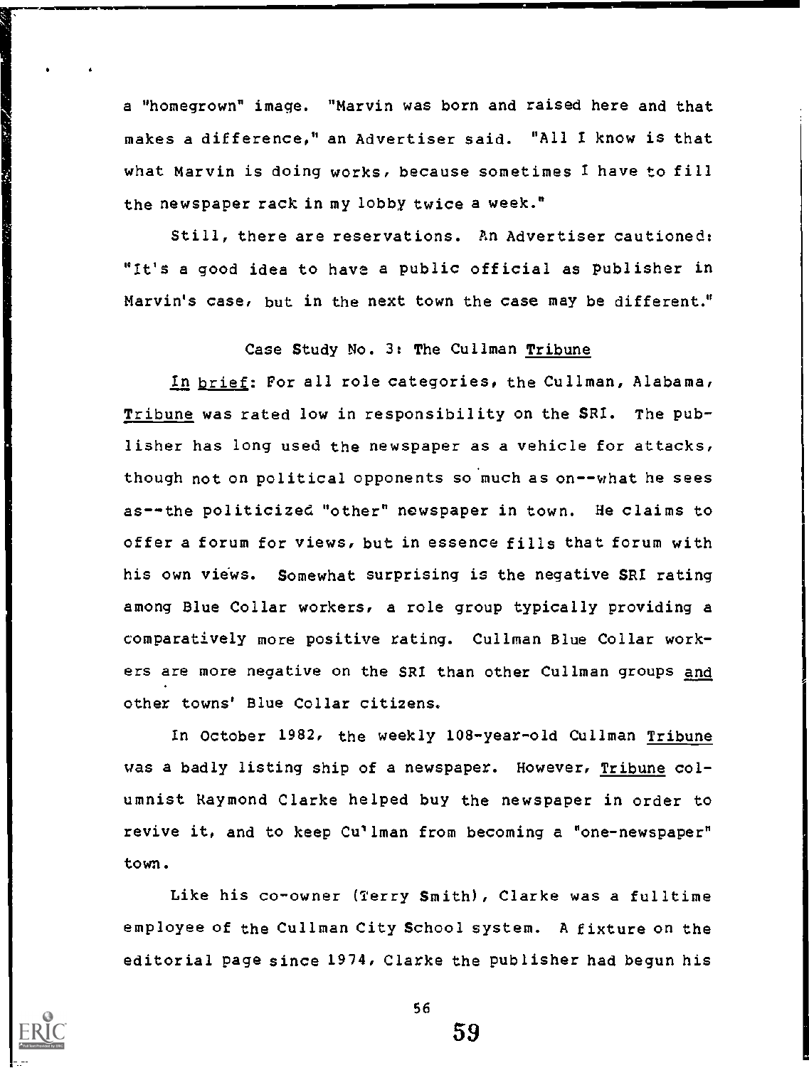a "homegrown" image. "Marvin was born and raised here and that makes a difference," an Advertiser said. "All I know is that what Marvin is doing works, because sometimes I have to fill the newspaper rack in my lobby twice a week."

Still, there are reservations. An Advertiser cautioned: "It's a good idea to have a public official as publisher in Marvin's case, but in the next town the case may be different."

### Case Study No. 3: The Cullman *Tribune*

*In brief*: For all role categories, the Cullman, Alabama, *Tribune* was rated low in responsibility on the SRI. The publisher has long used the newspaper as a vehicle for attacks, though not on political opponents so much as on--what he sees as--the politicized "other" newspaper in town. He claims to offer a forum for views, but in essence fills that forum with his own views. Somewhat surprising is the negative SRI rating among Blue Collar workers, a role group typically providing a comparatively more positive rating. Cullman Blue Collar workers are more negative on the SRI than other Cullman groups *and* other towns' Blue Collar citizens.

In October 1982, the weekly 108-year-old Cullman *Tribune* was a badly listing ship of a newspaper. However, *Tribune* columnist Raymond Clarke helped buy the newspaper in order to revive it, and to keep Cullman from becoming a "one-newspaper" town.

Like his co-owner (Terry Smith), Clarke was a fulltime employee of the Cullman City School system. A fixture on the editorial page since 1974, Clarke the publisher had begun his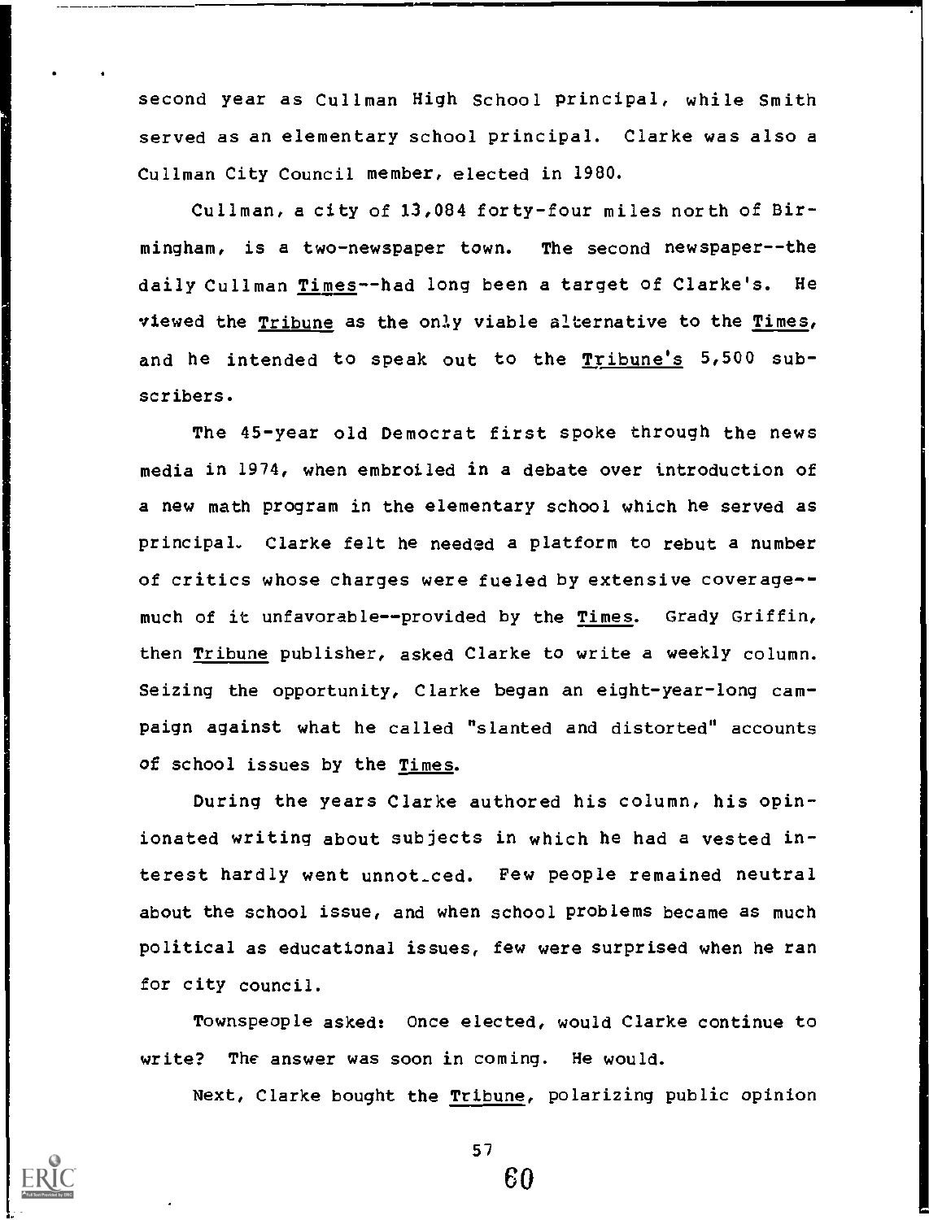second year as Cullman High School principal, while Smith served as an elementary school principal. Clarke was also a Cullman City Council member, elected in 1980.

Cullman, a city of 13,084 forty-four miles north of Birmingham, is a two-newspaper town. The second newspaper--the daily Cullman *Times*--had long been a target of Clarke's. He viewed the *Tribune* as the only viable alternative to the *Times*, and he intended to speak out to the *Tribune's* 5,500 subscribers.

The 45-year old Democrat first spoke through the news media in 1974, when embroiled in a debate over introduction of a new math program in the elementary school which he served as principal. Clarke felt he needed a platform to rebut a number of critics whose charges were fueled by extensive coverage--much of it unfavorable--provided by the *Times*. Grady Griffin, then *Tribune* publisher, asked Clarke to write a weekly column. Seizing the opportunity, Clarke began an eight-year-long campaign against what he called "slanted and distorted" accounts of school issues by the *Times*.

During the years Clarke authored his column, his opinionated writing about subjects in which he had a vested interest hardly went unnoticed. Few people remained neutral about the school issue, and when school problems became as much political as educational issues, few were surprised when he ran for city council.

Townspeople asked: Once elected, would Clarke continue to write? The answer was soon in coming. He would.

Next, Clarke bought the *Tribune*, polarizing public opinion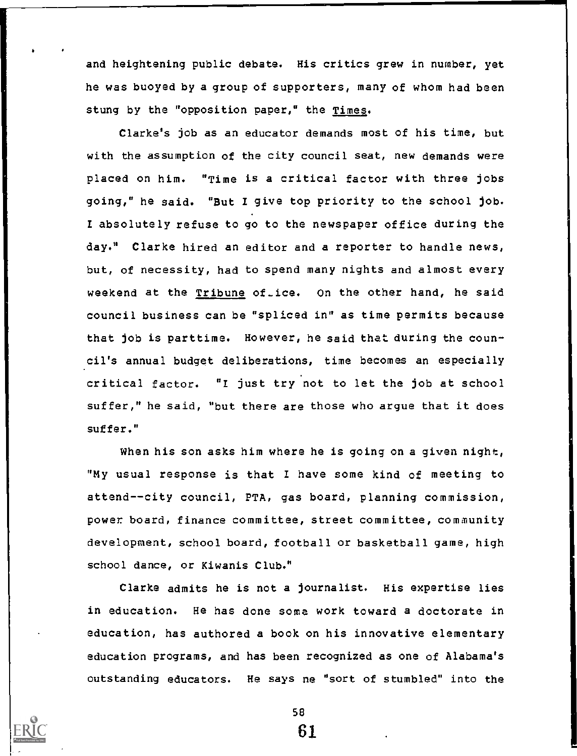and heightening public debate. His critics grew in number, yet he was buoyed by a group of supporters, many of whom had been stung by the "opposition paper," the Times.

Clarke's job as an educator demands most of his time, but with the assumption of the city council seat, new demands were placed on him. "Time is a critical factor with three jobs going," he said. "But I give top priority to the school job. I absolutely refuse to go to the newspaper office during the day." Clarke hired an editor and a reporter to handle news, but, of necessity, had to spend many nights and almost every weekend at the Tribune office. On the other hand, he said council business can be "spliced in" as time permits because that job is parttime. However, he said that during the council's annual budget deliberations, time becomes an especially critical factor. "I just try not to let the job at school suffer," he said, "but there are those who argue that it does suffer."

When his son asks him where he is going on a given night, "My usual response is that I have some kind of meeting to attend--city council, PTA, gas board, planning commission, power board, finance committee, street committee, community development, school board, football or basketball game, high school dance, or Kiwanis Club."

Clarke admits he is not a journalist. His expertise lies in education. He has done some work toward a doctorate in education, has authored a book on his innovative elementary education programs, and has been recognized as one of Alabama's outstanding educators. He says he "sort of stumbled" into the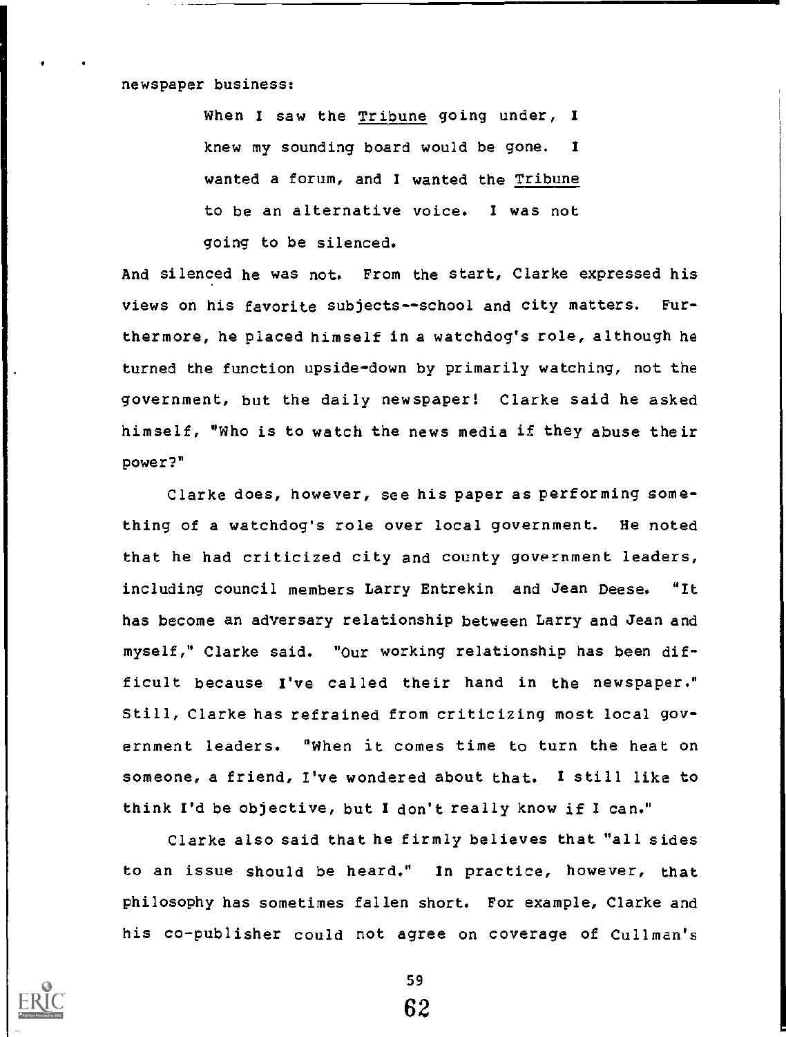newspaper business:

> When I saw the Tribune going under, I knew my sounding board would be gone. I wanted a forum, and I wanted the Tribune to be an alternative voice. I was not going to be silenced.

And silenced he was not. From the start, Clarke expressed his views on his favorite subjects--school and city matters. Furthermore, he placed himself in a watchdog's role, although he turned the function upside-down by primarily watching, not the government, but the daily newspaper! Clarke said he asked himself, "Who is to watch the news media if they abuse their power?"

Clarke does, however, see his paper as performing something of a watchdog's role over local government. He noted that he had criticized city and county government leaders, including council members Larry Entrekin and Jean Deese. "It has become an adversary relationship between Larry and Jean and myself," Clarke said. "Our working relationship has been difficult because I've called their hand in the newspaper." Still, Clarke has refrained from criticizing most local government leaders. "When it comes time to turn the heat on someone, a friend, I've wondered about that. I still like to think I'd be objective, but I don't really know if I can."

Clarke also said that he firmly believes that "all sides to an issue should be heard." In practice, however, that philosophy has sometimes fallen short. For example, Clarke and his co-publisher could not agree on coverage of Cullman's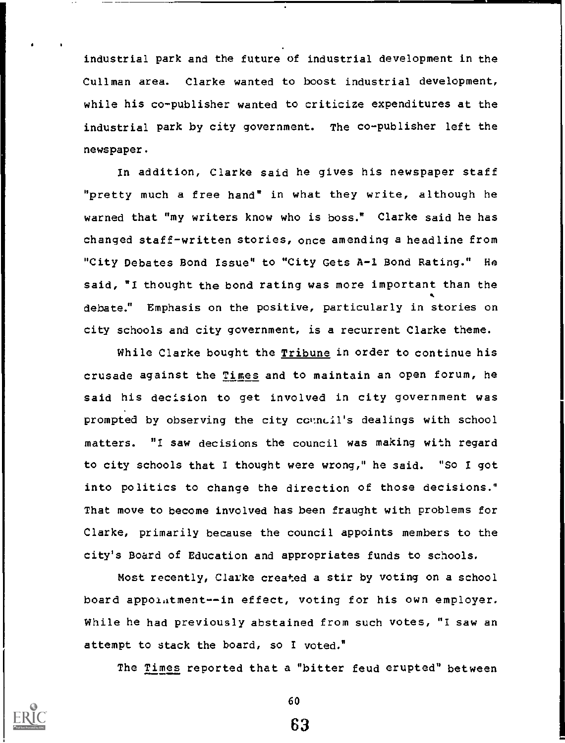industrial park and the future of industrial development in the Cullman area. Clarke wanted to boost industrial development, while his co-publisher wanted to criticize expenditures at the industrial park by city government. The co-publisher left the newspaper.

In addition, Clarke said he gives his newspaper staff "pretty much a free hand" in what they write, although he warned that "my writers know who is boss." Clarke said he has changed staff-written stories, once amending a headline from "City Debates Bond Issue" to "City Gets A-1 Bond Rating." He said, "I thought the bond rating was more important than the debate." Emphasis on the positive, particularly in stories on city schools and city government, is a recurrent Clarke theme.

While Clarke bought the _Tribune_ in order to continue his crusade against the _Times_ and to maintain an open forum, he said his decision to get involved in city government was prompted by observing the city council's dealings with school matters. "I saw decisions the council was making with regard to city schools that I thought were wrong," he said. "So I got into politics to change the direction of those decisions." That move to become involved has been fraught with problems for Clarke, primarily because the council appoints members to the city's Board of Education and appropriates funds to schools.

Most recently, Clarke created a stir by voting on a school board appointment--in effect, voting for his own employer. While he had previously abstained from such votes, "I saw an attempt to stack the board, so I voted."

The _Times_ reported that a "bitter feud erupted" between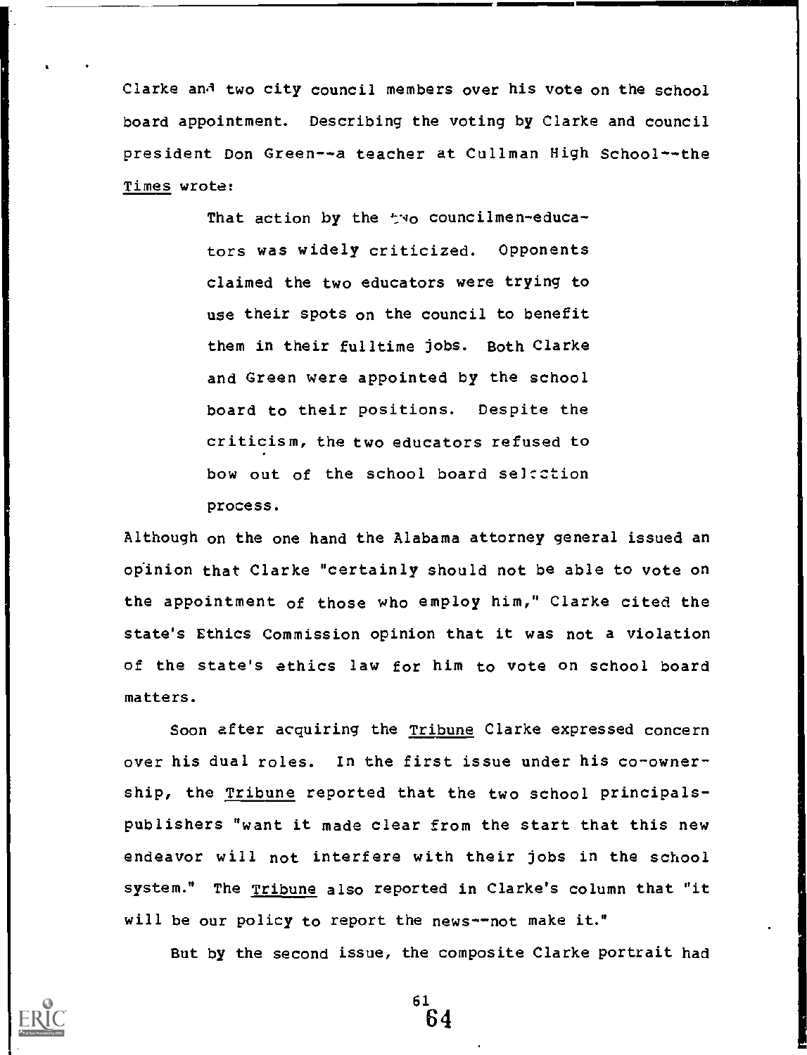Clarke and two city council members over his vote on the school board appointment. Describing the voting by Clarke and council president Don Green--a teacher at Cullman High School--the *Times* wrote:

> That action by the two councilmen-educators was widely criticized. Opponents claimed the two educators were trying to use their spots on the council to benefit them in their fulltime jobs. Both Clarke and Green were appointed by the school board to their positions. Despite the criticism, the two educators refused to bow out of the school board selection process.

Although on the one hand the Alabama attorney general issued an opinion that Clarke "certainly should not be able to vote on the appointment of those who employ him," Clarke cited the state's Ethics Commission opinion that it was not a violation of the state's ethics law for him to vote on school board matters.

Soon after acquiring the *Tribune* Clarke expressed concern over his dual roles. In the first issue under his co-ownership, the *Tribune* reported that the two school principals-publishers "want it made clear from the start that this new endeavor will not interfere with their jobs in the school system." The *Tribune* also reported in Clarke's column that "it will be our policy to report the news--not make it."

But by the second issue, the composite Clarke portrait had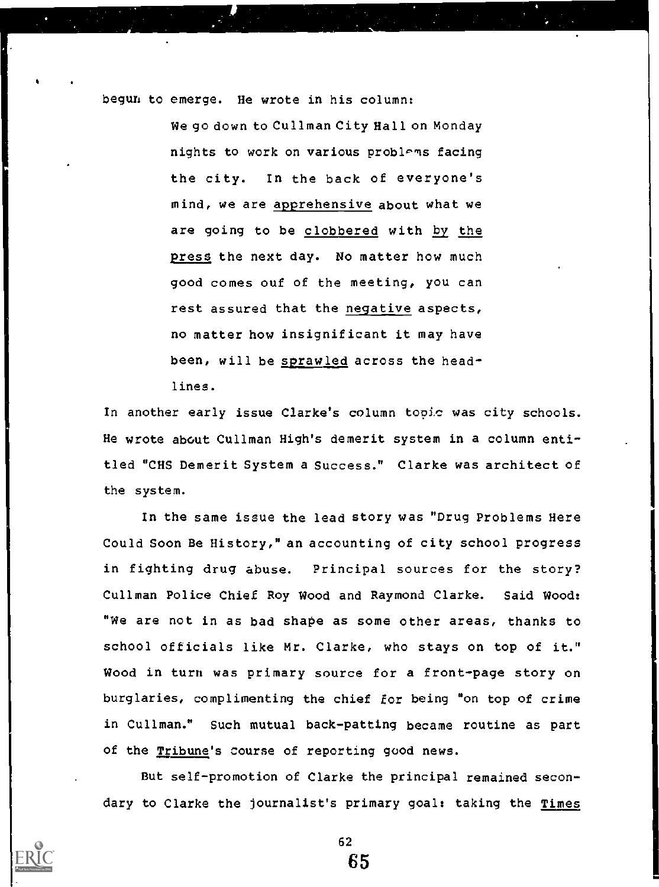begun to emerge. He wrote in his column:

> We go down to Cullman City Hall on Monday nights to work on various problems facing the city. In the back of everyone's mind, we are <u>apprehensive</u> about what we are going to be <u>clobbered</u> with <u>by the press</u> the next day. No matter how much good comes ouf of the meeting, you can rest assured that the <u>negative</u> aspects, no matter how insignificant it may have been, will be <u>sprawled</u> across the headlines.

In another early issue Clarke's column topic was city schools. He wrote about Cullman High's demerit system in a column entitled "CHS Demerit System a Success." Clarke was architect of the system.

In the same issue the lead story was "Drug Problems Here Could Soon Be History," an accounting of city school progress in fighting drug abuse. Principal sources for the story? Cullman Police Chief Roy Wood and Raymond Clarke. Said Wood: "We are not in as bad shape as some other areas, thanks to school officials like Mr. Clarke, who stays on top of it." Wood in turn was primary source for a front-page story on burglaries, complimenting the chief for being "on top of crime in Cullman." Such mutual back-patting became routine as part of the <u>Tribune</u>'s course of reporting good news.

But self-promotion of Clarke the principal remained secondary to Clarke the journalist's primary goal: taking the <u>Times</u>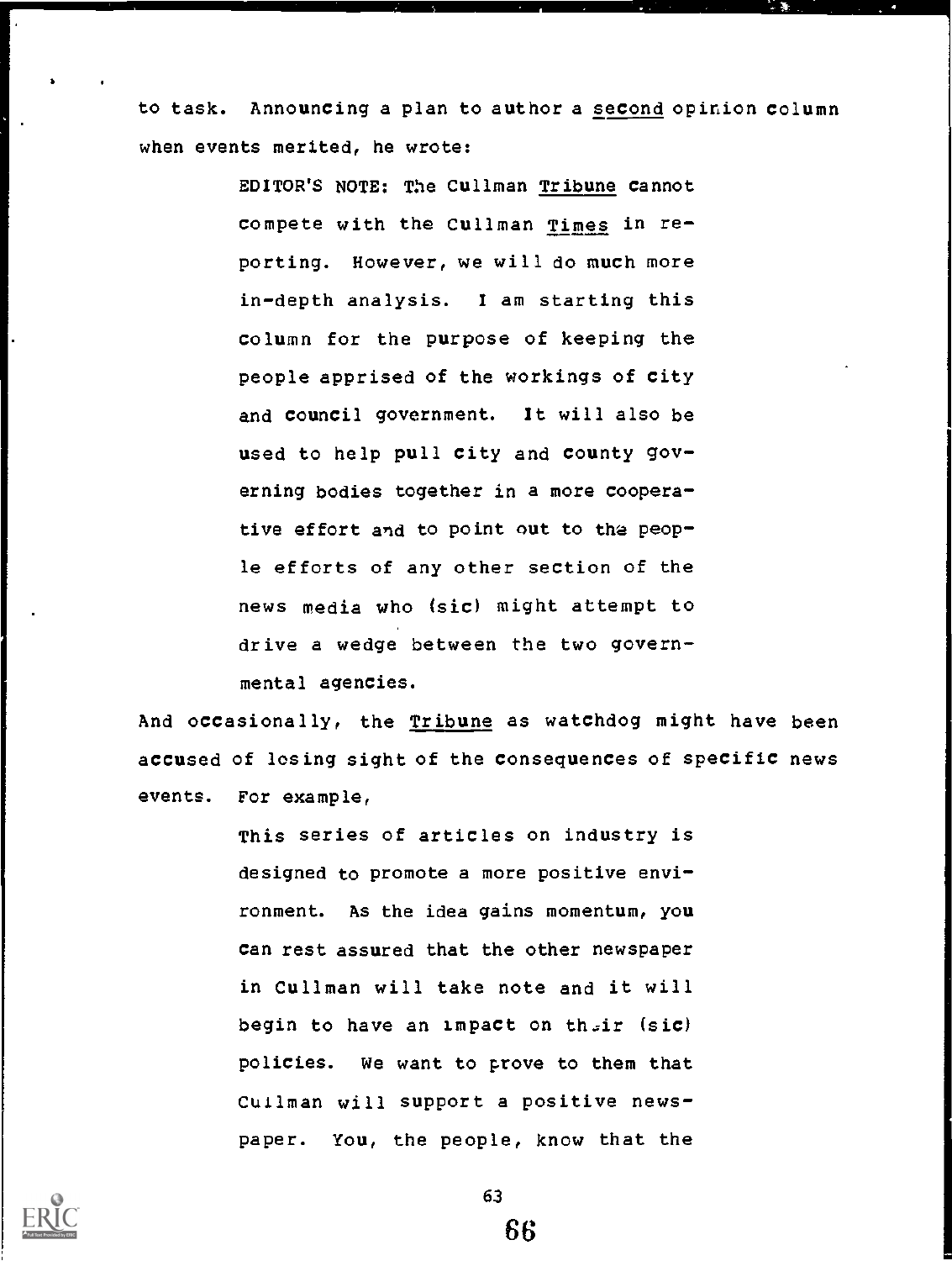to task. Announcing a plan to author a <u>second</u> opinion column when events merited, he wrote:

> EDITOR'S NOTE: The Cullman <u>Tribune</u> cannot compete with the Cullman <u>Times</u> in reporting. However, we will do much more in-depth analysis. I am starting this column for the purpose of keeping the people apprised of the workings of city and council government. It will also be used to help pull city and county governing bodies together in a more cooperative effort and to point out to the people efforts of any other section of the news media who (sic) might attempt to drive a wedge between the two governmental agencies.

And occasionally, the <u>Tribune</u> as watchdog might have been accused of losing sight of the consequences of specific news events. For example,

> This series of articles on industry is designed to promote a more positive environment. As the idea gains momentum, you can rest assured that the other newspaper in Cullman will take note and it will begin to have an impact on their (sic) policies. We want to prove to them that Cullman will support a positive newspaper. You, the people, know that the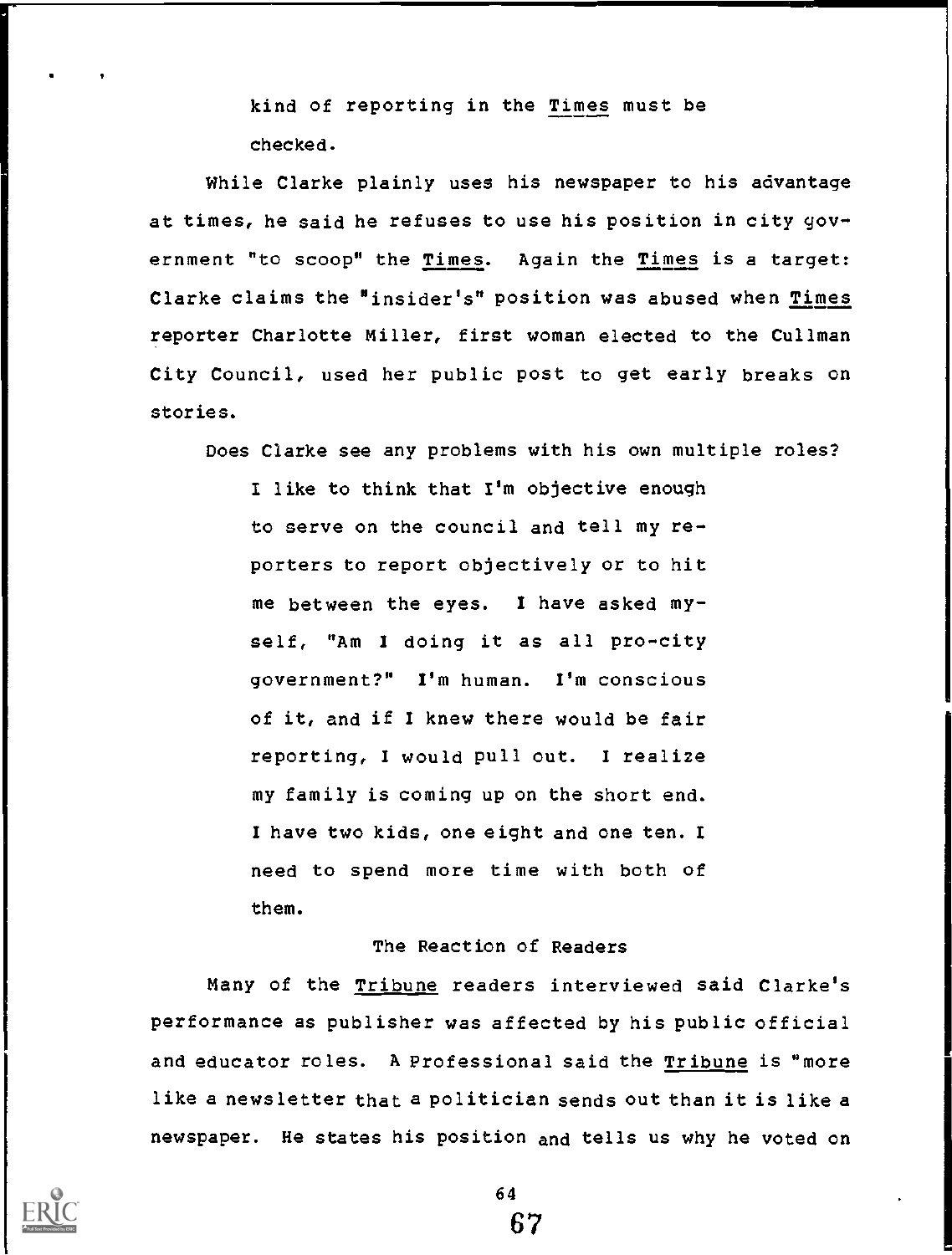kind of reporting in the *Times* must be checked.

While Clarke plainly uses his newspaper to his advantage at times, he said he refuses to use his position in city government "to scoop" the *Times*. Again the *Times* is a target: Clarke claims the "insider's" position was abused when *Times* reporter Charlotte Miller, first woman elected to the Cullman City Council, used her public post to get early breaks on stories.

Does Clarke see any problems with his own multiple roles?

> I like to think that I'm objective enough to serve on the council and tell my reporters to report objectively or to hit me between the eyes. I have asked myself, "Am I doing it as all pro-city government?" I'm human. I'm conscious of it, and if I knew there would be fair reporting, I would pull out. I realize my family is coming up on the short end. I have two kids, one eight and one ten. I need to spend more time with both of them.

### The Reaction of Readers

Many of the *Tribune* readers interviewed said Clarke's performance as publisher was affected by his public official and educator roles. A Professional said the *Tribune* is "more like a newsletter that a politician sends out than it is like a newspaper. He states his position and tells us why he voted on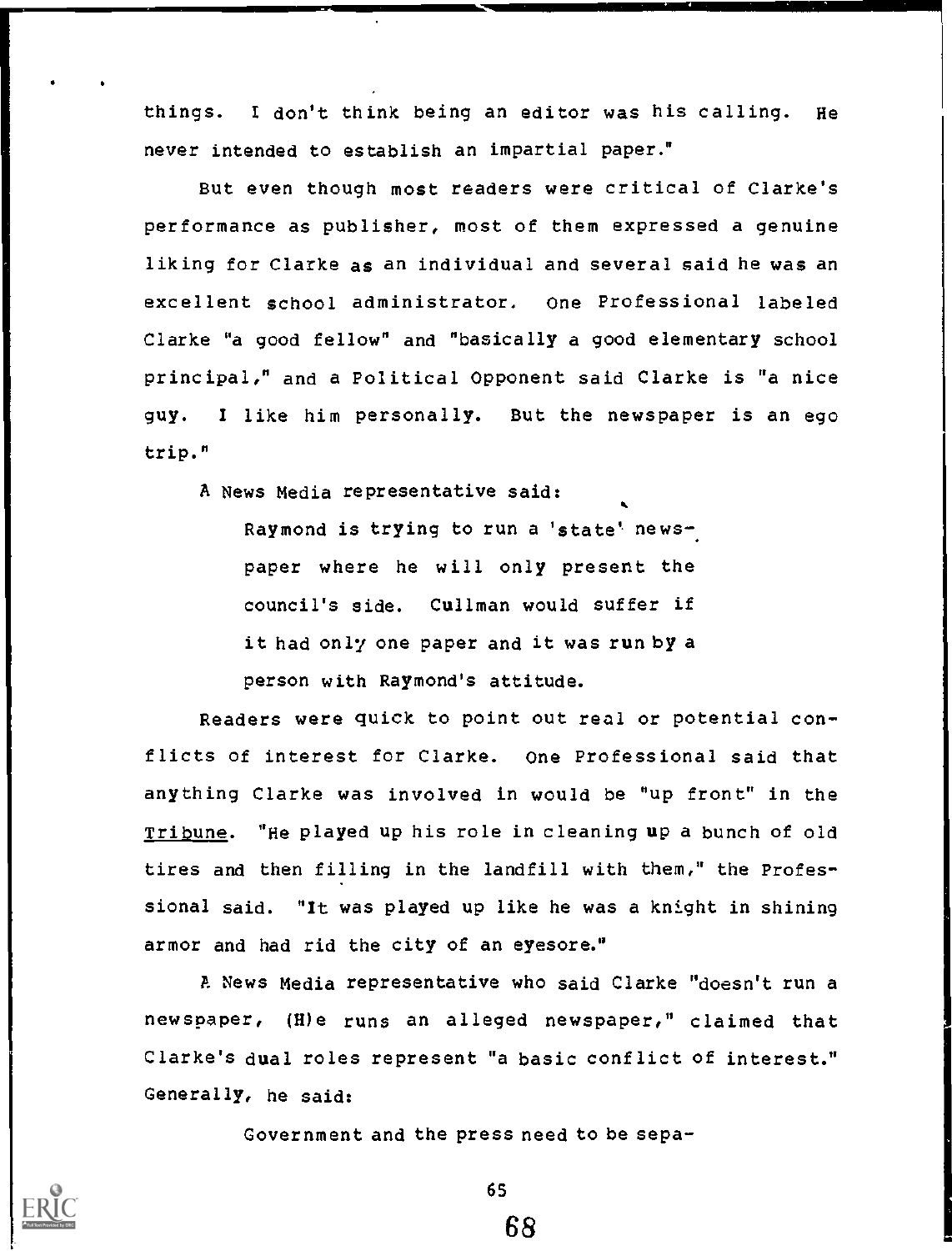things. I don't think being an editor was his calling. He never intended to establish an impartial paper."

But even though most readers were critical of Clarke's performance as publisher, most of them expressed a genuine liking for Clarke as an individual and several said he was an excellent school administrator. One Professional labeled Clarke "a good fellow" and "basically a good elementary school principal," and a Political Opponent said Clarke is "a nice guy. I like him personally. But the newspaper is an ego trip."

A News Media representative said:

> Raymond is trying to run a 'state' newspaper where he will only present the council's side. Cullman would suffer if it had only one paper and it was run by a person with Raymond's attitude.

Readers were quick to point out real or potential conflicts of interest for Clarke. One Professional said that anything Clarke was involved in would be "up front" in the _Tribune_. "He played up his role in cleaning up a bunch of old tires and then filling in the landfill with them," the Professional said. "It was played up like he was a knight in shining armor and had rid the city of an eyesore."

A News Media representative who said Clarke "doesn't run a newspaper, (H)e runs an alleged newspaper," claimed that Clarke's dual roles represent "a basic conflict of interest." Generally, he said:

> Government and the press need to be sepa-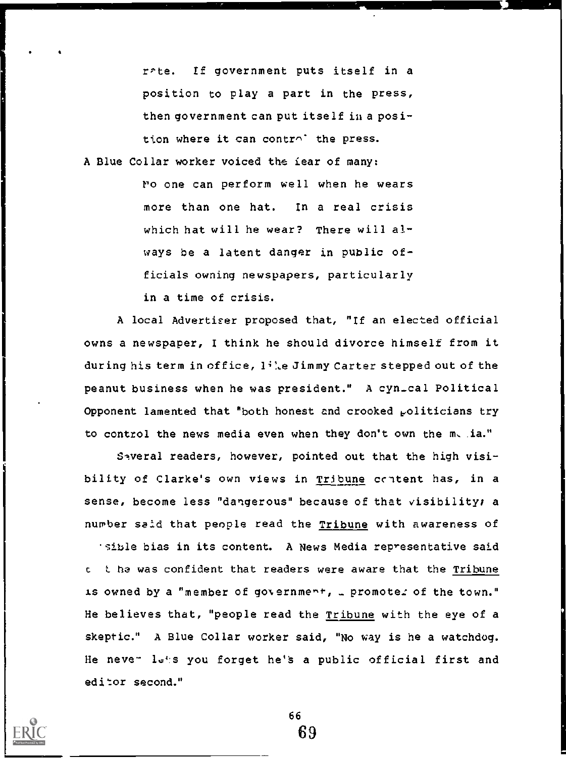rate. If government puts itself in a position to play a part in the press, then government can put itself in a position where it can control the press.

A Blue Collar worker voiced the fear of many:

> No one can perform well when he wears more than one hat. In a real crisis which hat will he wear? There will always be a latent danger in public officials owning newspapers, particularly in a time of crisis.

A local Advertiser proposed that, "If an elected official owns a newspaper, I think he should divorce himself from it during his term in office, like Jimmy Carter stepped out of the peanut business when he was president." A cynical Political Opponent lamented that "both honest and crooked politicians try to control the news media even when they don't own the media."

Several readers, however, pointed out that the high visibility of Clarke's own views in Tribune content has, in a sense, become less "dangerous" because of that visibility; a number said that people read the Tribune with awareness of possible bias in its content. A News Media representative said that he was confident that readers were aware that the Tribune is owned by a "member of government, a promoter of the town." He believes that, "people read the Tribune with the eye of a skeptic." A Blue Collar worker said, "No way is he a watchdog. He never lets you forget he's a public official first and editor second."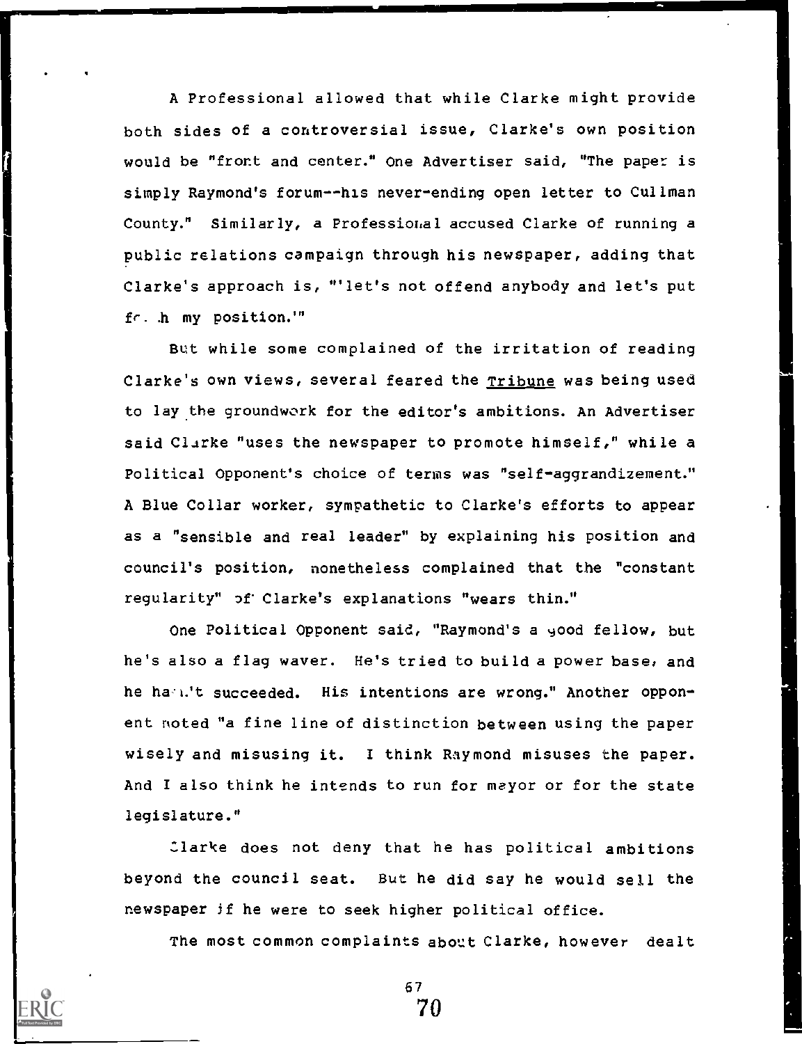A Professional allowed that while Clarke might provide both sides of a controversial issue, Clarke's own position would be "front and center." One Advertiser said, "The paper is simply Raymond's forum--his never-ending open letter to Cullman County." Similarly, a Professional accused Clarke of running a public relations campaign through his newspaper, adding that Clarke's approach is, "'let's not offend anybody and let's put forth my position.'"

But while some complained of the irritation of reading Clarke's own views, several feared the Tribune was being used to lay the groundwork for the editor's ambitions. An Advertiser said Clarke "uses the newspaper to promote himself," while a Political Opponent's choice of terms was "self-aggrandizement." A Blue Collar worker, sympathetic to Clarke's efforts to appear as a "sensible and real leader" by explaining his position and council's position, nonetheless complained that the "constant regularity" of Clarke's explanations "wears thin."

One Political Opponent said, "Raymond's a good fellow, but he's also a flag waver. He's tried to build a power base, and he hasn't succeeded. His intentions are wrong." Another opponent noted "a fine line of distinction between using the paper wisely and misusing it. I think Raymond misuses the paper. And I also think he intends to run for mayor or for the state legislature."

Clarke does not deny that he has political ambitions beyond the council seat. But he did say he would sell the newspaper if he were to seek higher political office.

The most common complaints about Clarke, however dealt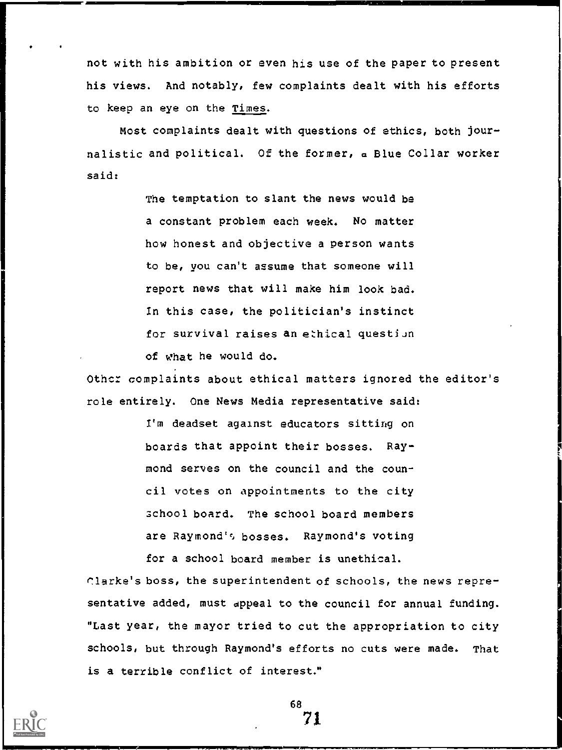not with his ambition or even his use of the paper to present his views. And notably, few complaints dealt with his efforts to keep an eye on the _Times_.

Most complaints dealt with questions of ethics, both journalistic and political. Of the former, a Blue Collar worker said:

> The temptation to slant the news would be a constant problem each week. No matter how honest and objective a person wants to be, you can't assume that someone will report news that will make him look bad. In this case, the politician's instinct for survival raises an ethical question of what he would do.

Other complaints about ethical matters ignored the editor's role entirely. One News Media representative said:

> I'm deadset against educators sitting on boards that appoint their bosses. Raymond serves on the council and the council votes on appointments to the city school board. The school board members are Raymond's bosses. Raymond's voting for a school board member is unethical.

Clarke's boss, the superintendent of schools, the news representative added, must appeal to the council for annual funding. "Last year, the mayor tried to cut the appropriation to city schools, but through Raymond's efforts no cuts were made. That is a terrible conflict of interest."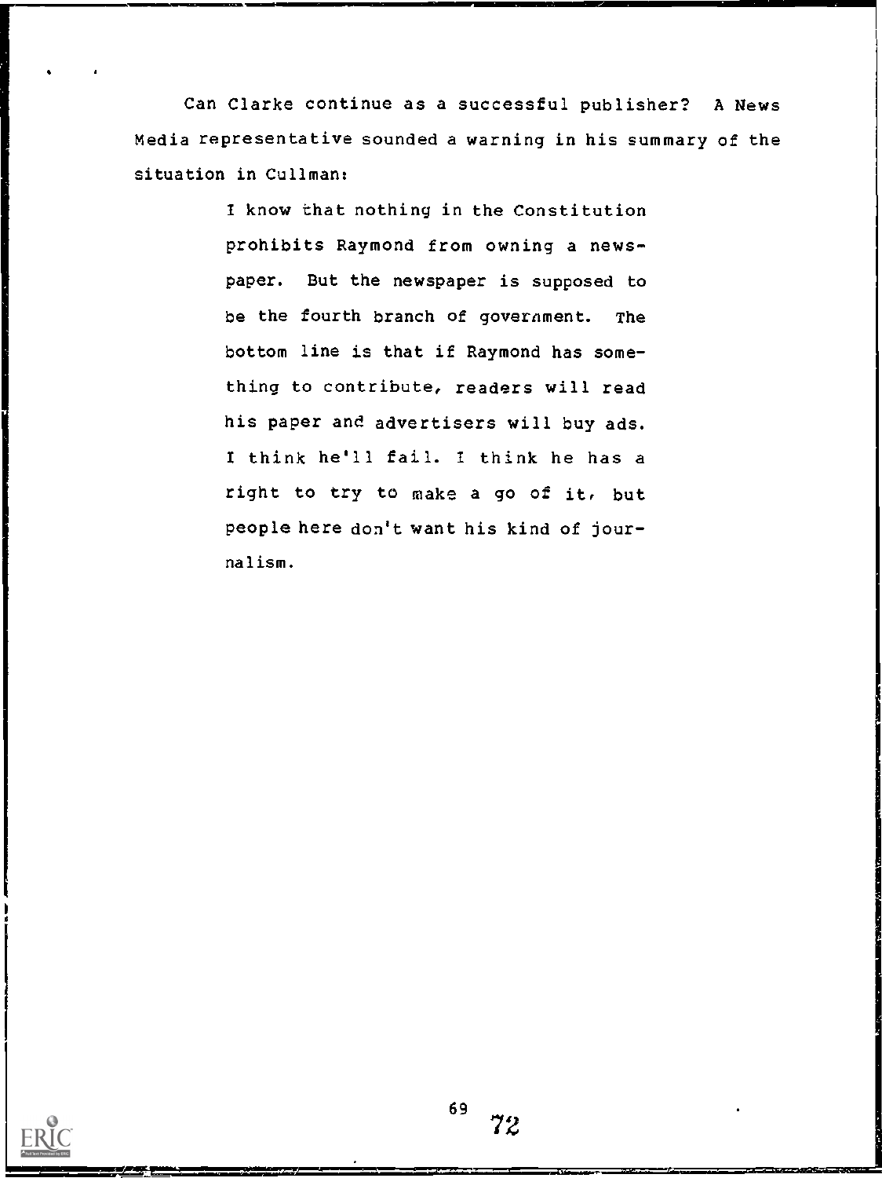Can Clarke continue as a successful publisher? A News Media representative sounded a warning in his summary of the situation in Cullman:

> I know that nothing in the Constitution prohibits Raymond from owning a newspaper. But the newspaper is supposed to be the fourth branch of government. The bottom line is that if Raymond has something to contribute, readers will read his paper and advertisers will buy ads. I think he'll fail. I think he has a right to try to make a go of it, but people here don't want his kind of journalism.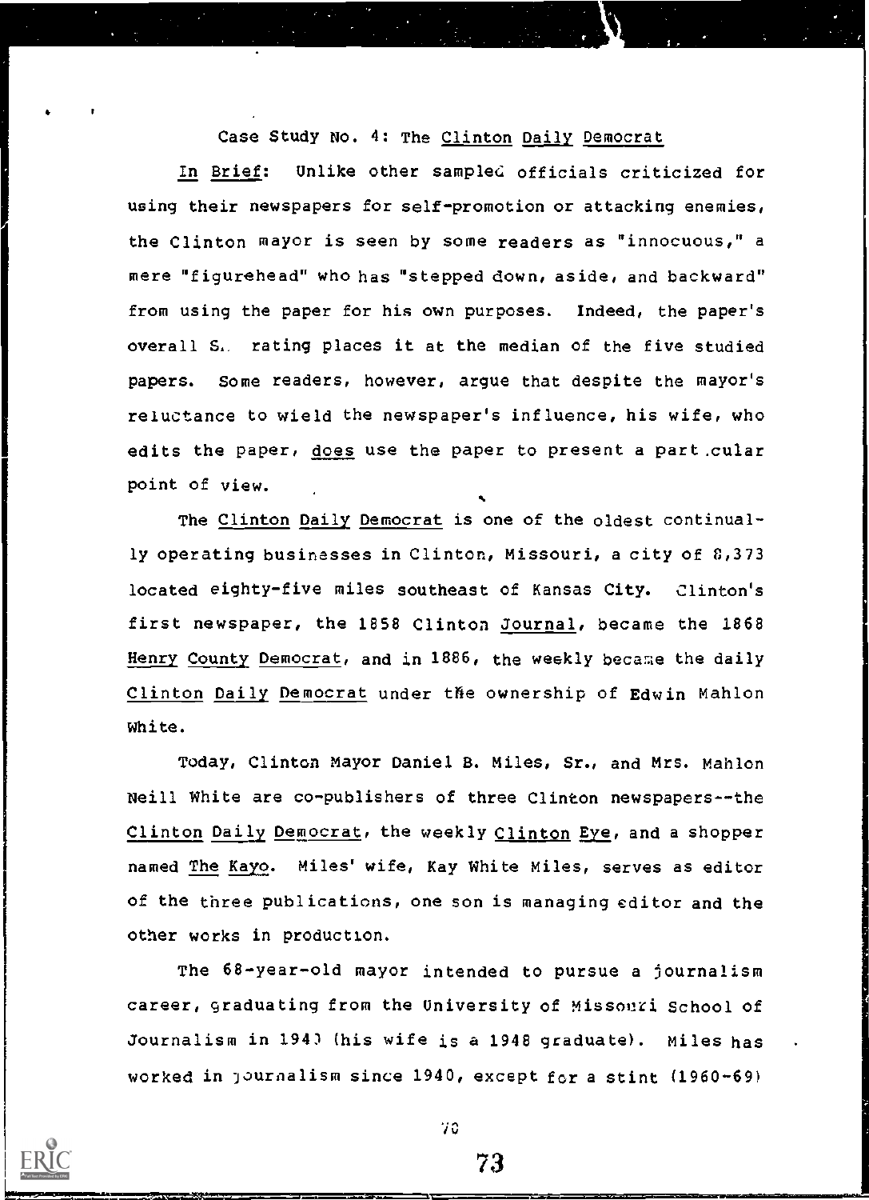Case Study No. 4: The Clinton Daily Democrat

In Brief: Unlike other sampled officials criticized for using their newspapers for self-promotion or attacking enemies, the Clinton mayor is seen by some readers as "innocuous," a mere "figurehead" who has "stepped down, aside, and backward" from using the paper for his own purposes. Indeed, the paper's overall S. rating places it at the median of the five studied papers. Some readers, however, argue that despite the mayor's reluctance to wield the newspaper's influence, his wife, who edits the paper, does use the paper to present a particular point of view.

The Clinton Daily Democrat is one of the oldest continually operating businesses in Clinton, Missouri, a city of 8,373 located eighty-five miles southeast of Kansas City. Clinton's first newspaper, the 1858 Clinton Journal, became the 1868 Henry County Democrat, and in 1886, the weekly became the daily Clinton Daily Democrat under the ownership of Edwin Mahlon White.

Today, Clinton Mayor Daniel B. Miles, Sr., and Mrs. Mahlon Neill White are co-publishers of three Clinton newspapers--the Clinton Daily Democrat, the weekly Clinton Eye, and a shopper named The Kayo. Miles' wife, Kay White Miles, serves as editor of the three publications, one son is managing editor and the other works in production.

The 68-year-old mayor intended to pursue a journalism career, graduating from the University of Missouri School of Journalism in 1940 (his wife is a 1948 graduate). Miles has worked in journalism since 1940, except for a stint (1960-69)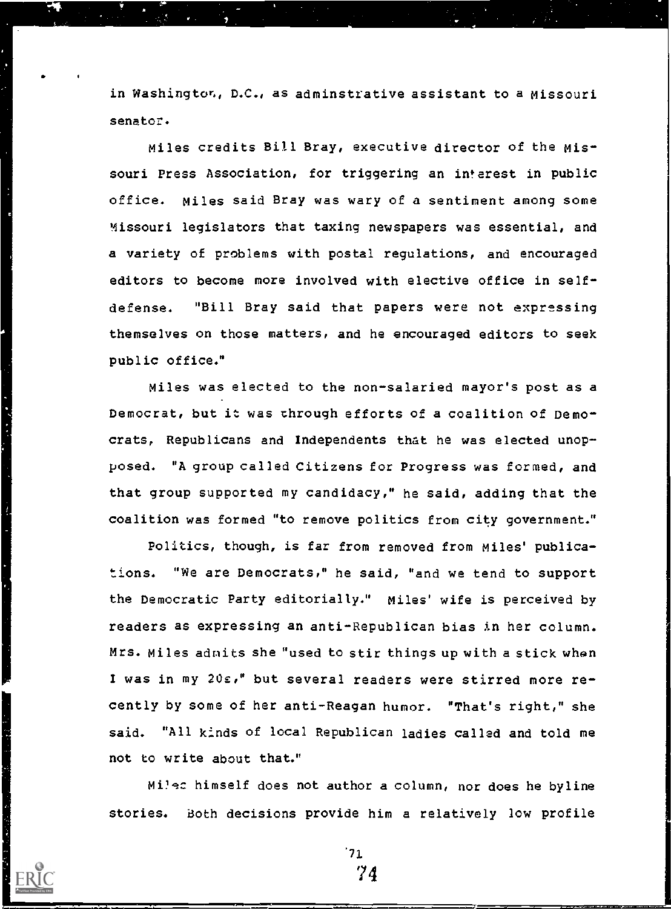in Washington, D.C., as adminstrative assistant to a Missouri senator.

Miles credits Bill Bray, executive director of the Missouri Press Association, for triggering an interest in public office. Miles said Bray was wary of a sentiment among some Missouri legislators that taxing newspapers was essential, and a variety of problems with postal regulations, and encouraged editors to become more involved with elective office in self-defense. "Bill Bray said that papers were not expressing themselves on those matters, and he encouraged editors to seek public office."

Miles was elected to the non-salaried mayor's post as a Democrat, but it was through efforts of a coalition of Democrats, Republicans and Independents that he was elected unopposed. "A group called Citizens for Progress was formed, and that group supported my candidacy," he said, adding that the coalition was formed "to remove politics from city government."

Politics, though, is far from removed from Miles' publications. "We are Democrats," he said, "and we tend to support the Democratic Party editorially." Miles' wife is perceived by readers as expressing an anti-Republican bias in her column. Mrs. Miles admits she "used to stir things up with a stick when I was in my 20s," but several readers were stirred more recently by some of her anti-Reagan humor. "That's right," she said. "All kinds of local Republican ladies called and told me not to write about that."

Miles himself does not author a column, nor does he byline stories. Both decisions provide him a relatively low profile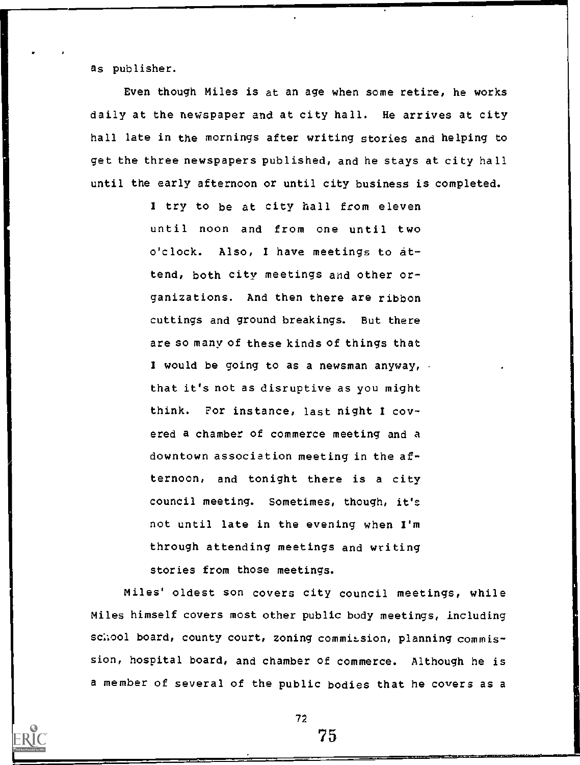as publisher.

Even though Miles is at an age when some retire, he works daily at the newspaper and at city hall. He arrives at city hall late in the mornings after writing stories and helping to get the three newspapers published, and he stays at city hall until the early afternoon or until city business is completed.

> I try to be at city hall from eleven until noon and from one until two o'clock. Also, I have meetings to attend, both city meetings and other organizations. And then there are ribbon cuttings and ground breakings. But there are so many of these kinds of things that I would be going to as a newsman anyway, that it's not as disruptive as you might think. For instance, last night I covered a chamber of commerce meeting and a downtown association meeting in the afternoon, and tonight there is a city council meeting. Sometimes, though, it's not until late in the evening when I'm through attending meetings and writing stories from those meetings.

Miles' oldest son covers city council meetings, while Miles himself covers most other public body meetings, including school board, county court, zoning commission, planning commission, hospital board, and chamber of commerce. Although he is a member of several of the public bodies that he covers as a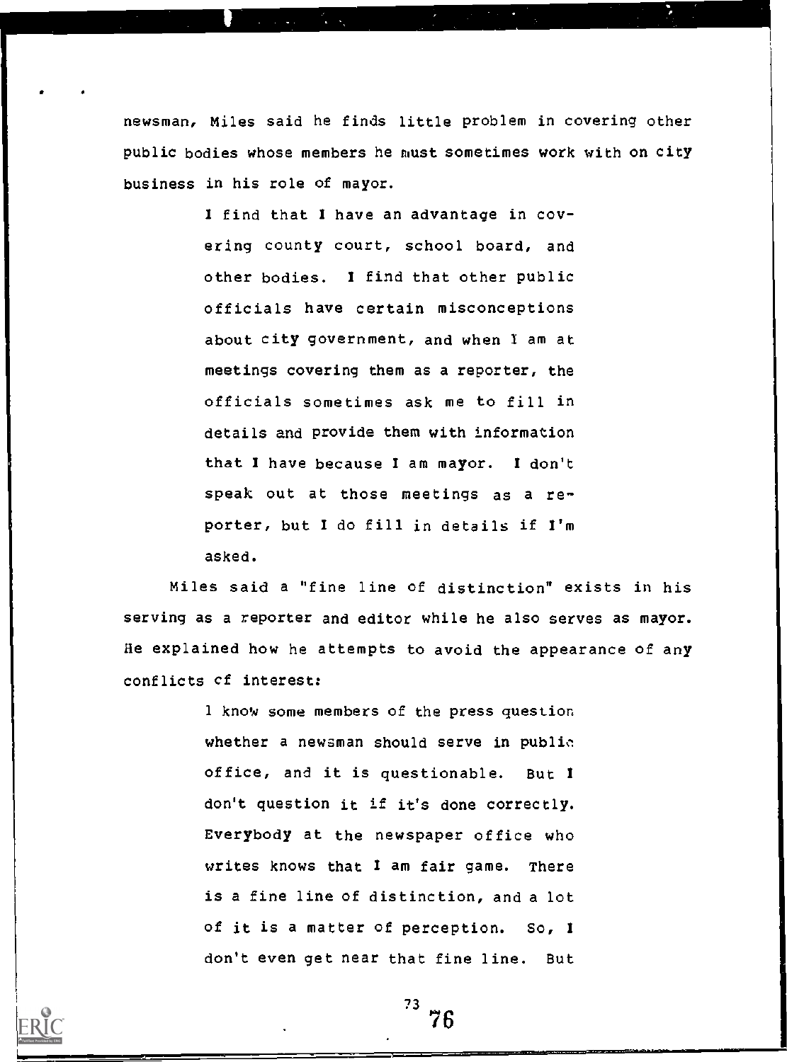newsman, Miles said he finds little problem in covering other public bodies whose members he must sometimes work with on city business in his role of mayor.

> I find that I have an advantage in covering county court, school board, and other bodies. I find that other public officials have certain misconceptions about city government, and when I am at meetings covering them as a reporter, the officials sometimes ask me to fill in details and provide them with information that I have because I am mayor. I don't speak out at those meetings as a reporter, but I do fill in details if I'm asked.

Miles said a "fine line of distinction" exists in his serving as a reporter and editor while he also serves as mayor. He explained how he attempts to avoid the appearance of any conflicts of interest:

> I know some members of the press question whether a newsman should serve in public office, and it is questionable. But I don't question it if it's done correctly. Everybody at the newspaper office who writes knows that I am fair game. There is a fine line of distinction, and a lot of it is a matter of perception. So, I don't even get near that fine line. But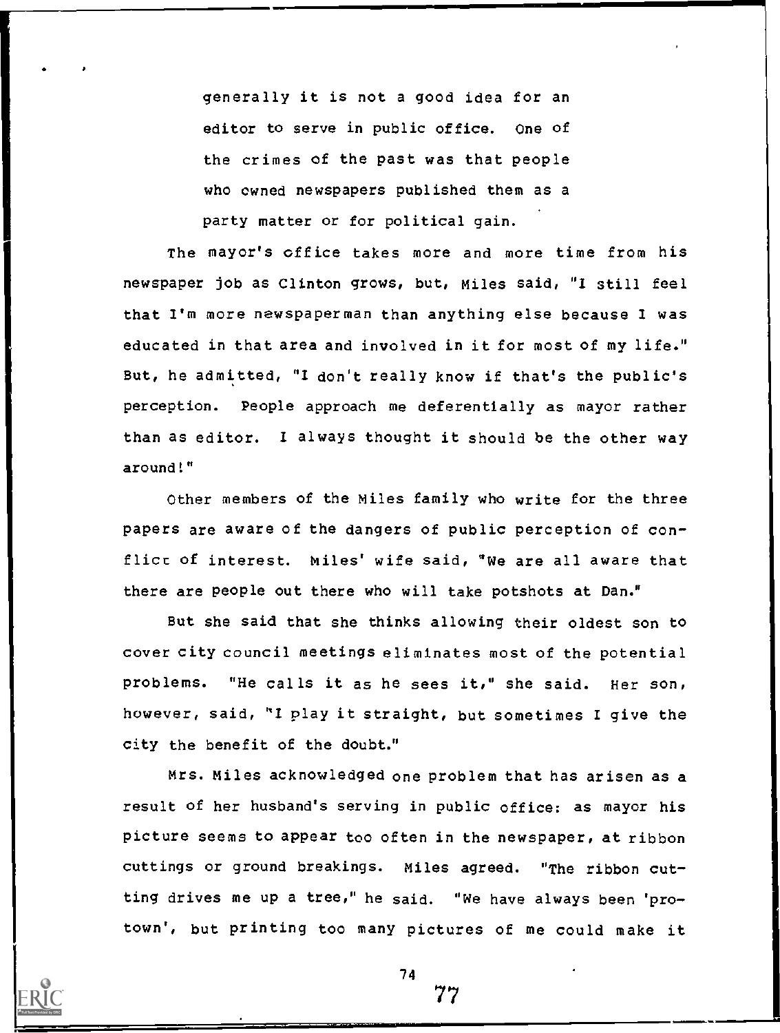> generally it is not a good idea for an editor to serve in public office. One of the crimes of the past was that people who owned newspapers published them as a party matter or for political gain.

The mayor's office takes more and more time from his newspaper job as Clinton grows, but, Miles said, "I still feel that I'm more newspaperman than anything else because I was educated in that area and involved in it for most of my life." But, he admitted, "I don't really know if that's the public's perception. People approach me deferentially as mayor rather than as editor. I always thought it should be the other way around!"

Other members of the Miles family who write for the three papers are aware of the dangers of public perception of conflict of interest. Miles' wife said, "We are all aware that there are people out there who will take potshots at Dan."

But she said that she thinks allowing their oldest son to cover city council meetings eliminates most of the potential problems. "He calls it as he sees it," she said. Her son, however, said, "I play it straight, but sometimes I give the city the benefit of the doubt."

Mrs. Miles acknowledged one problem that has arisen as a result of her husband's serving in public office: as mayor his picture seems to appear too often in the newspaper, at ribbon cuttings or ground breakings. Miles agreed. "The ribbon cutting drives me up a tree," he said. "We have always been 'pro-town', but printing too many pictures of me could make it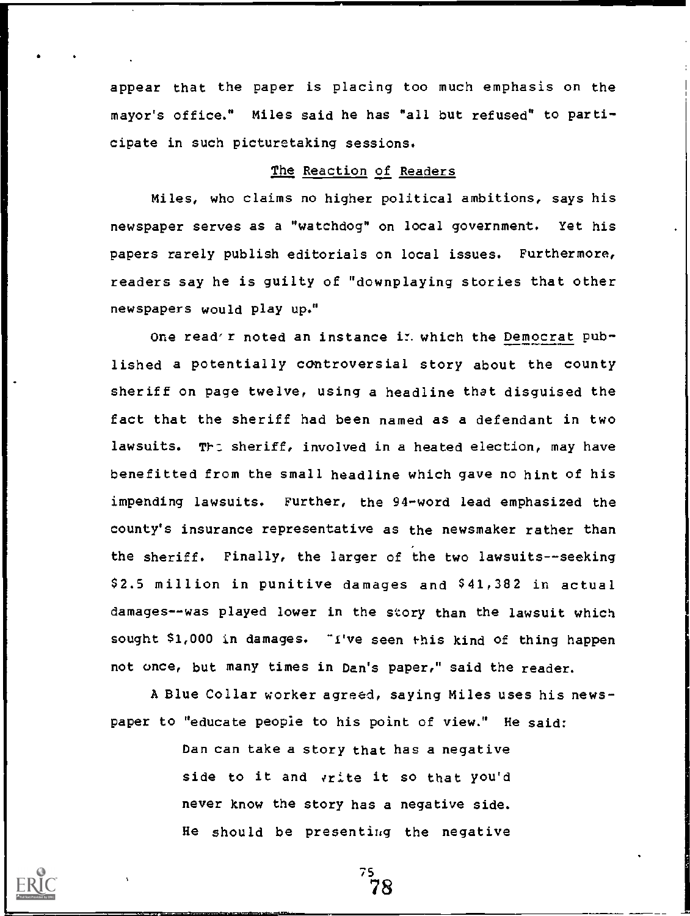appear that the paper is placing too much emphasis on the mayor's office." Miles said he has "all but refused" to participate in such picturetaking sessions.

### The Reaction of Readers

Miles, who claims no higher political ambitions, says his newspaper serves as a "watchdog" on local government. Yet his papers rarely publish editorials on local issues. Furthermore, readers say he is guilty of "downplaying stories that other newspapers would play up."

One reader noted an instance in which the Democrat published a potentially controversial story about the county sheriff on page twelve, using a headline that disguised the fact that the sheriff had been named as a defendant in two lawsuits. The sheriff, involved in a heated election, may have benefitted from the small headline which gave no hint of his impending lawsuits. Further, the 94-word lead emphasized the county's insurance representative as the newsmaker rather than the sheriff. Finally, the larger of the two lawsuits--seeking $2.5 million in punitive damages and $41,382 in actual damages--was played lower in the story than the lawsuit which sought $1,000 in damages. "I've seen this kind of thing happen not once, but many times in Dan's paper," said the reader.

A Blue Collar worker agreed, saying Miles uses his newspaper to "educate people to his point of view." He said:

> Dan can take a story that has a negative side to it and write it so that you'd never know the story has a negative side. He should be presenting the negative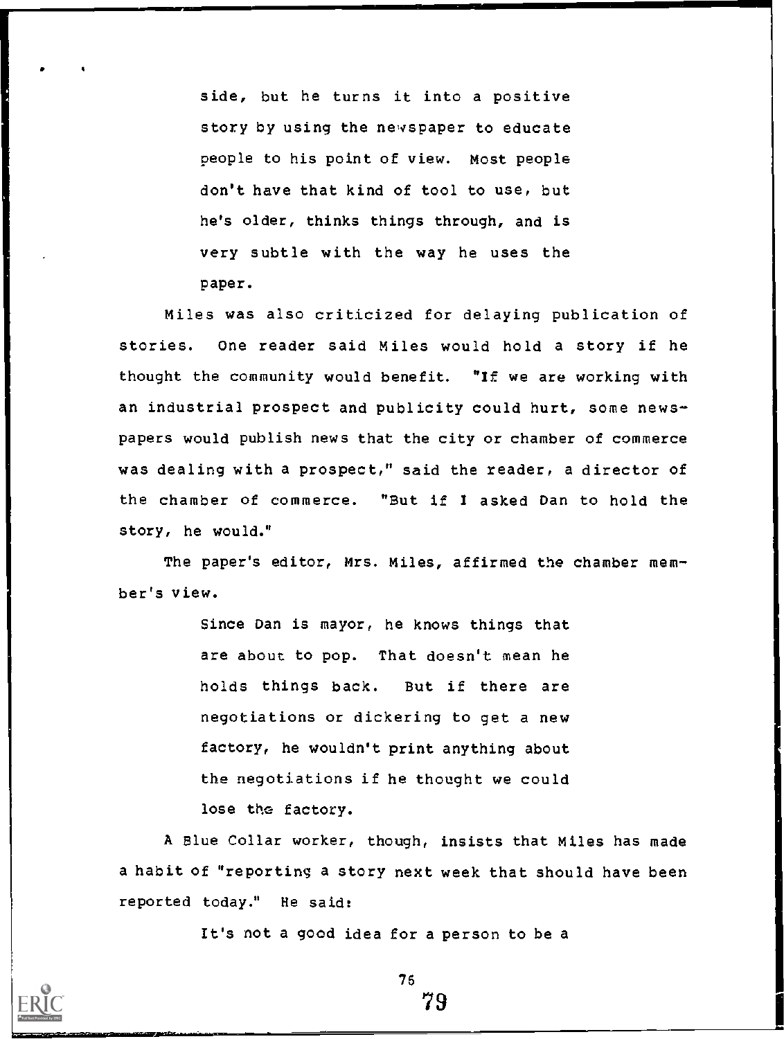> side, but he turns it into a positive story by using the newspaper to educate people to his point of view. Most people don't have that kind of tool to use, but he's older, thinks things through, and is very subtle with the way he uses the paper.

Miles was also criticized for delaying publication of stories. One reader said Miles would hold a story if he thought the community would benefit. "If we are working with an industrial prospect and publicity could hurt, some newspapers would publish news that the city or chamber of commerce was dealing with a prospect," said the reader, a director of the chamber of commerce. "But if I asked Dan to hold the story, he would."

The paper's editor, Mrs. Miles, affirmed the chamber member's view.

> Since Dan is mayor, he knows things that are about to pop. That doesn't mean he holds things back. But if there are negotiations or dickering to get a new factory, he wouldn't print anything about the negotiations if he thought we could lose the factory.

A Blue Collar worker, though, insists that Miles has made a habit of "reporting a story next week that should have been reported today." He said:

> It's not a good idea for a person to be a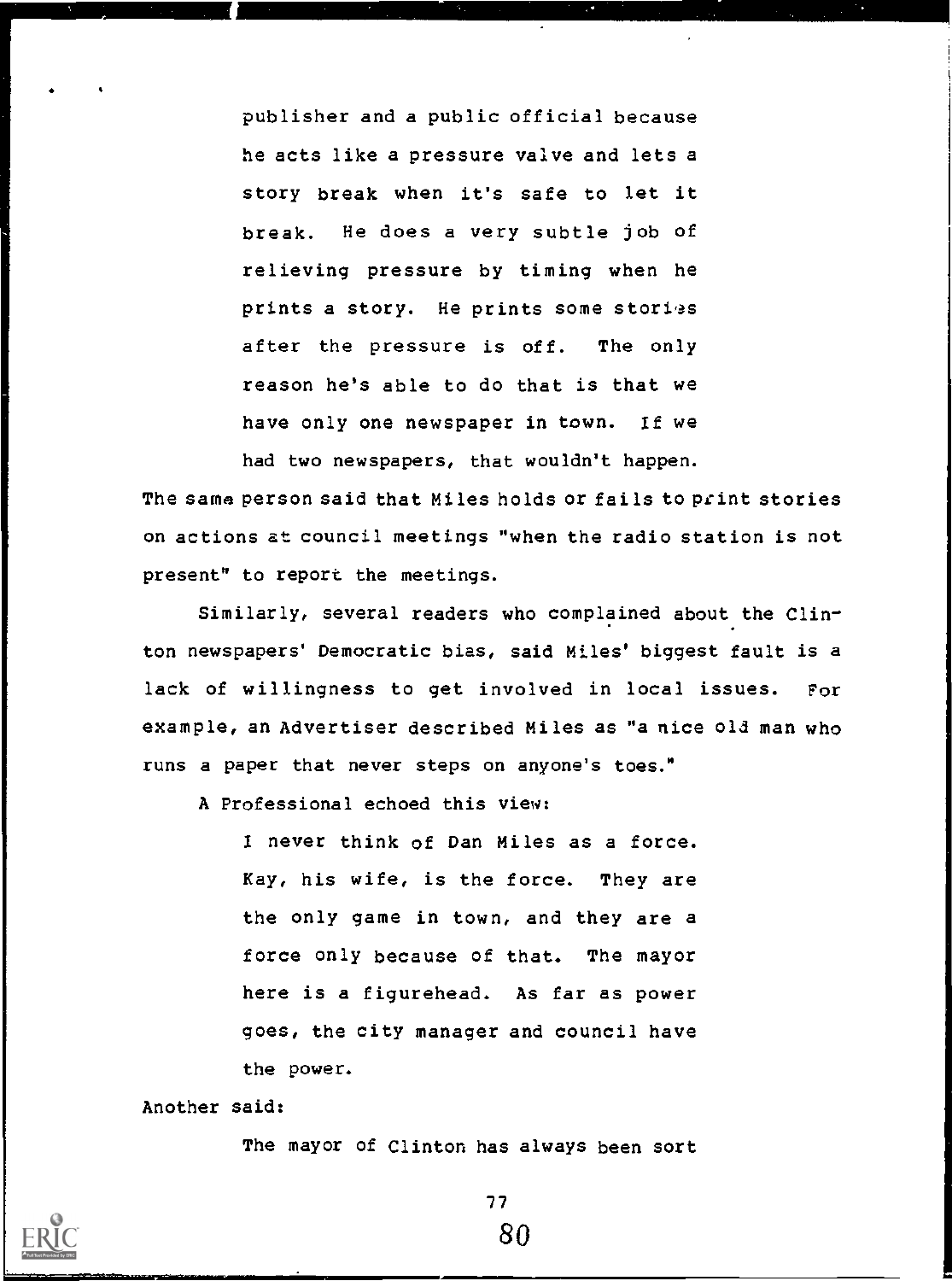> publisher and a public official because he acts like a pressure valve and lets a story break when it's safe to let it break. He does a very subtle job of relieving pressure by timing when he prints a story. He prints some stories after the pressure is off. The only reason he's able to do that is that we have only one newspaper in town. If we had two newspapers, that wouldn't happen.

The same person said that Miles holds or fails to print stories on actions at council meetings "when the radio station is not present" to report the meetings.

Similarly, several readers who complained about the Clinton newspapers' Democratic bias, said Miles' biggest fault is a lack of willingness to get involved in local issues. For example, an Advertiser described Miles as "a nice old man who runs a paper that never steps on anyone's toes."

A Professional echoed this view:

> I never think of Dan Miles as a force. Kay, his wife, is the force. They are the only game in town, and they are a force only because of that. The mayor here is a figurehead. As far as power goes, the city manager and council have the power.

Another said:

> The mayor of Clinton has always been sort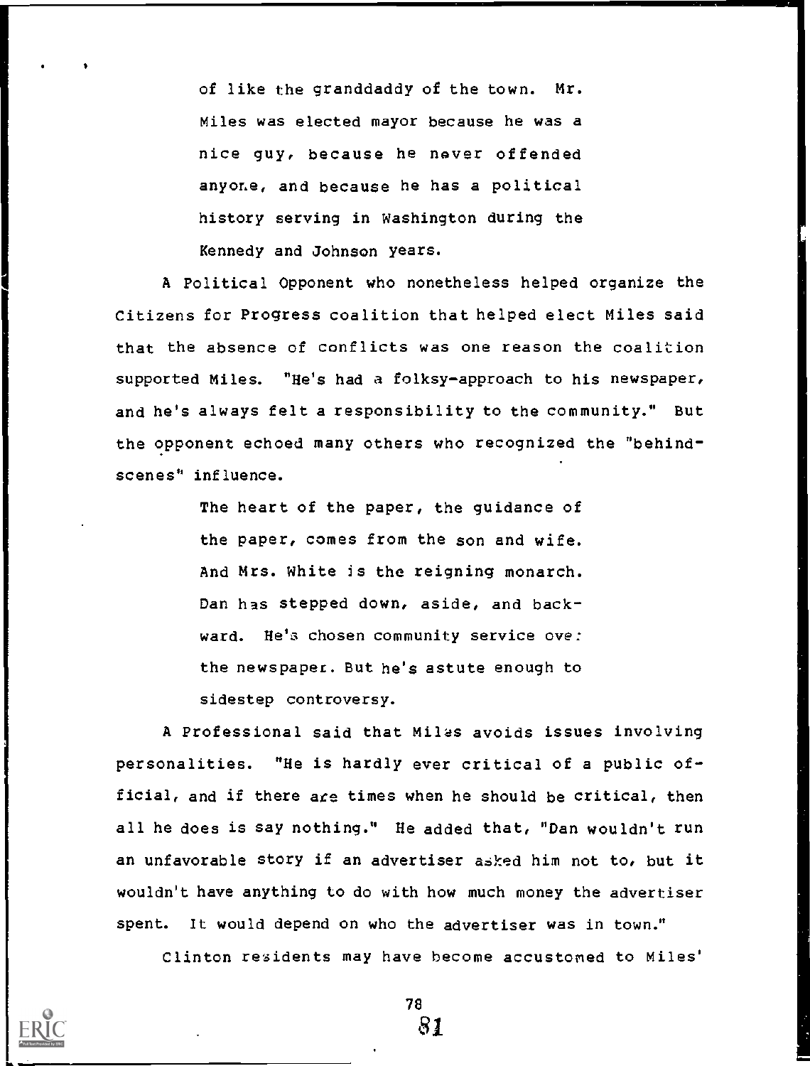> of like the granddaddy of the town. Mr. Miles was elected mayor because he was a nice guy, because he never offended anyone, and because he has a political history serving in Washington during the Kennedy and Johnson years.

A Political Opponent who nonetheless helped organize the Citizens for Progress coalition that helped elect Miles said that the absence of conflicts was one reason the coalition supported Miles. "He's had a folksy-approach to his newspaper, and he's always felt a responsibility to the community." But the opponent echoed many others who recognized the "behind-scenes" influence.

> The heart of the paper, the guidance of the paper, comes from the son and wife. And Mrs. White is the reigning monarch. Dan has stepped down, aside, and backward. He's chosen community service over the newspaper. But he's astute enough to sidestep controversy.

A Professional said that Miles avoids issues involving personalities. "He is hardly ever critical of a public official, and if there are times when he should be critical, then all he does is say nothing." He added that, "Dan wouldn't run an unfavorable story if an advertiser asked him not to, but it wouldn't have anything to do with how much money the advertiser spent. It would depend on who the advertiser was in town."

Clinton residents may have become accustomed to Miles'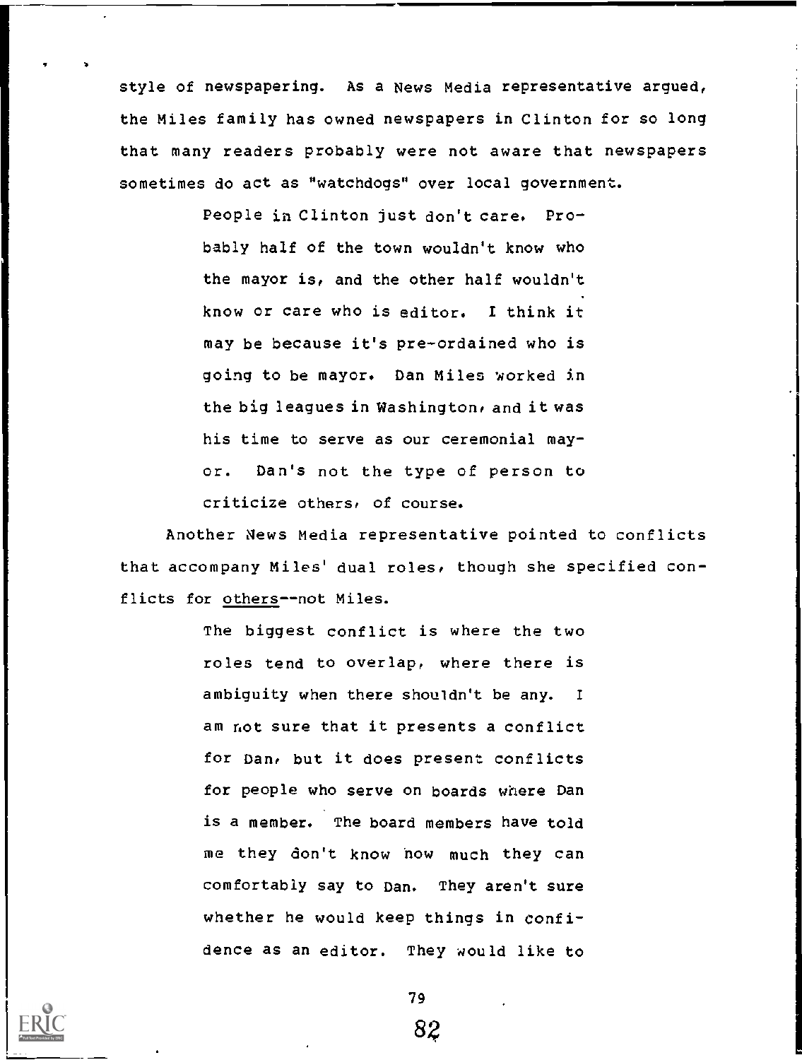style of newspapering. As a News Media representative argued, the Miles family has owned newspapers in Clinton for so long that many readers probably were not aware that newspapers sometimes do act as "watchdogs" over local government.

> People in Clinton just don't care. Probably half of the town wouldn't know who the mayor is, and the other half wouldn't know or care who is editor. I think it may be because it's pre-ordained who is going to be mayor. Dan Miles worked in the big leagues in Washington, and it was his time to serve as our ceremonial mayor. Dan's not the type of person to criticize others, of course.

Another News Media representative pointed to conflicts that accompany Miles' dual roles, though she specified conflicts for others--not Miles.

> The biggest conflict is where the two roles tend to overlap, where there is ambiguity when there shouldn't be any. I am not sure that it presents a conflict for Dan, but it does present conflicts for people who serve on boards where Dan is a member. The board members have told me they don't know how much they can comfortably say to Dan. They aren't sure whether he would keep things in confidence as an editor. They would like to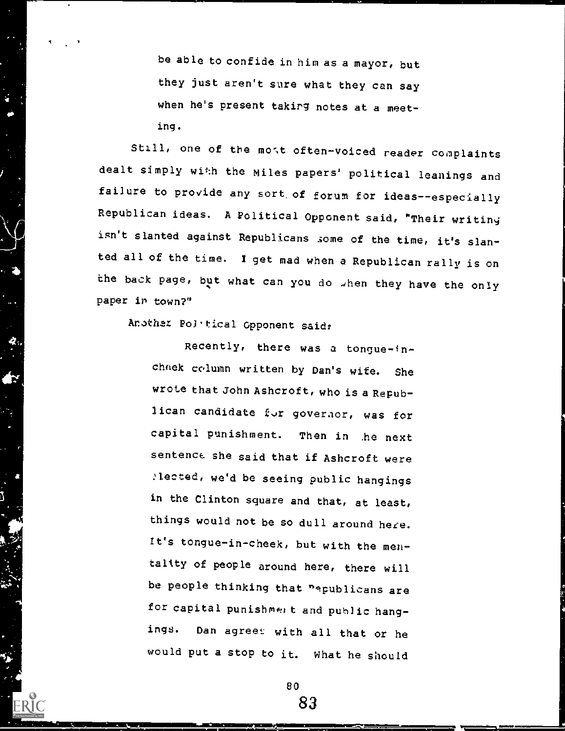> be able to confide in him as a mayor, but they just aren't sure what they can say when he's present taking notes at a meeting.

Still, one of the most often-voiced reader complaints dealt simply with the Miles papers' political leanings and failure to provide any sort of forum for ideas--especially Republican ideas. A Political Opponent said, "Their writing isn't slanted against Republicans some of the time, it's slanted all of the time. I get mad when a Republican rally is on the back page, but what can you do when they have the only paper in town?"

Another Political Opponent said:

> Recently, there was a tongue-in-cheek column written by Dan's wife. She wrote that John Ashcroft, who is a Republican candidate for governor, was for capital punishment. Then in the next sentence she said that if Ashcroft were elected, we'd be seeing public hangings in the Clinton square and that, at least, things would not be so dull around here. It's tongue-in-cheek, but with the mentality of people around here, there will be people thinking that Republicans are for capital punishment and public hangings. Dan agrees with all that or he would put a stop to it. What he should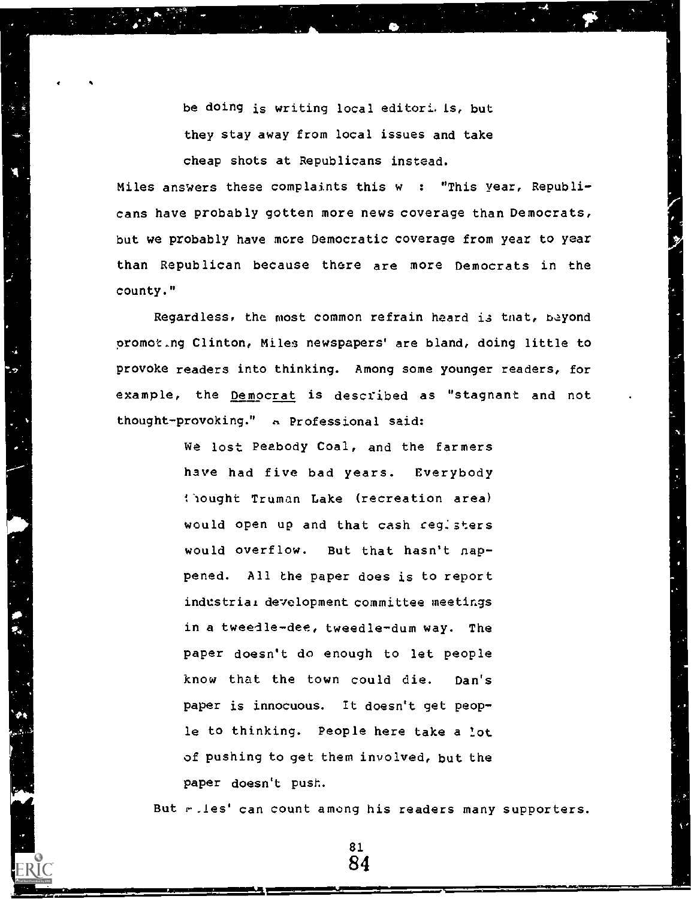be doing is writing local editorials, but they stay away from local issues and take cheap shots at Republicans instead.

Miles answers these complaints this w : "This year, Republicans have probably gotten more news coverage than Democrats, but we probably have more Democratic coverage from year to year than Republican because there are more Democrats in the county."

Regardless, the most common refrain heard is that, beyond promoting Clinton, Miles newspapers' are bland, doing little to provoke readers into thinking. Among some younger readers, for example, the Democrat is described as "stagnant and not thought-provoking." A Professional said:

> We lost Peabody Coal, and the farmers have had five bad years. Everybody thought Truman Lake (recreation area) would open up and that cash registers would overflow. But that hasn't happened. All the paper does is to report industrial development committee meetings in a tweedle-dee, tweedle-dum way. The paper doesn't do enough to let people know that the town could die. Dan's paper is innocuous. It doesn't get people to thinking. People here take a lot of pushing to get them involved, but the paper doesn't push.

But Miles' can count among his readers many supporters.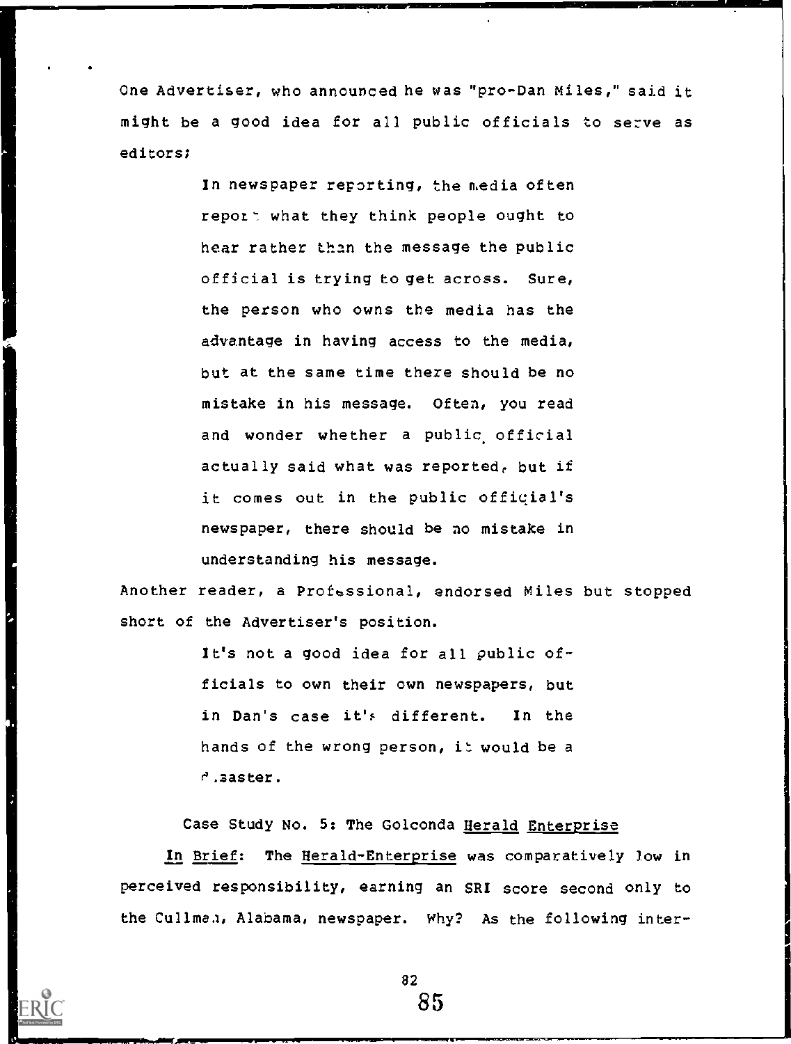One Advertiser, who announced he was "pro-Dan Miles," said it might be a good idea for all public officials to serve as editors;

> In newspaper reporting, the media often report what they think people ought to hear rather than the message the public official is trying to get across. Sure, the person who owns the media has the advantage in having access to the media, but at the same time there should be no mistake in his message. Often, you read and wonder whether a public official actually said what was reported, but if it comes out in the public official's newspaper, there should be no mistake in understanding his message.

Another reader, a Professional, endorsed Miles but stopped short of the Advertiser's position.

> It's not a good idea for all public officials to own their own newspapers, but in Dan's case it's different. In the hands of the wrong person, it would be a disaster.

### Case Study No. 5: The Golconda *Herald Enterprise*

*In Brief*: The *Herald-Enterprise* was comparatively low in perceived responsibility, earning an SRI score second only to the Cullman, Alabama, newspaper. Why? As the following inter-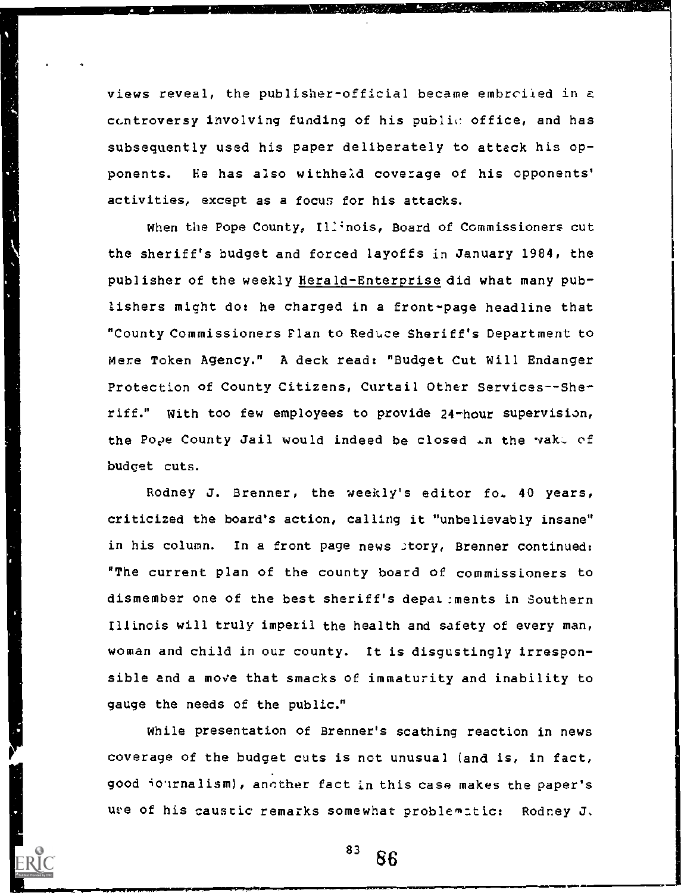views reveal, the publisher-official became embroiled in a controversy involving funding of his public office, and has subsequently used his paper deliberately to attack his opponents. He has also withheld coverage of his opponents' activities, except as a focus for his attacks.

When the Pope County, Illinois, Board of Commissioners cut the sheriff's budget and forced layoffs in January 1984, the publisher of the weekly Herald-Enterprise did what many publishers might do: he charged in a front-page headline that "County Commissioners Plan to Reduce Sheriff's Department to Mere Token Agency." A deck read: "Budget Cut Will Endanger Protection of County Citizens, Curtail Other Services--Sheriff." With too few employees to provide 24-hour supervision, the Pope County Jail would indeed be closed in the wake of budget cuts.

Rodney J. Brenner, the weekly's editor for 40 years, criticized the board's action, calling it "unbelievably insane" in his column. In a front page news story, Brenner continued: "The current plan of the county board of commissioners to dismember one of the best sheriff's departments in Southern Illinois will truly imperil the health and safety of every man, woman and child in our county. It is disgustingly irresponsible and a move that smacks of immaturity and inability to gauge the needs of the public."

While presentation of Brenner's scathing reaction in news coverage of the budget cuts is not unusual (and is, in fact, good journalism), another fact in this case makes the paper's use of his caustic remarks somewhat problematic: Rodney J.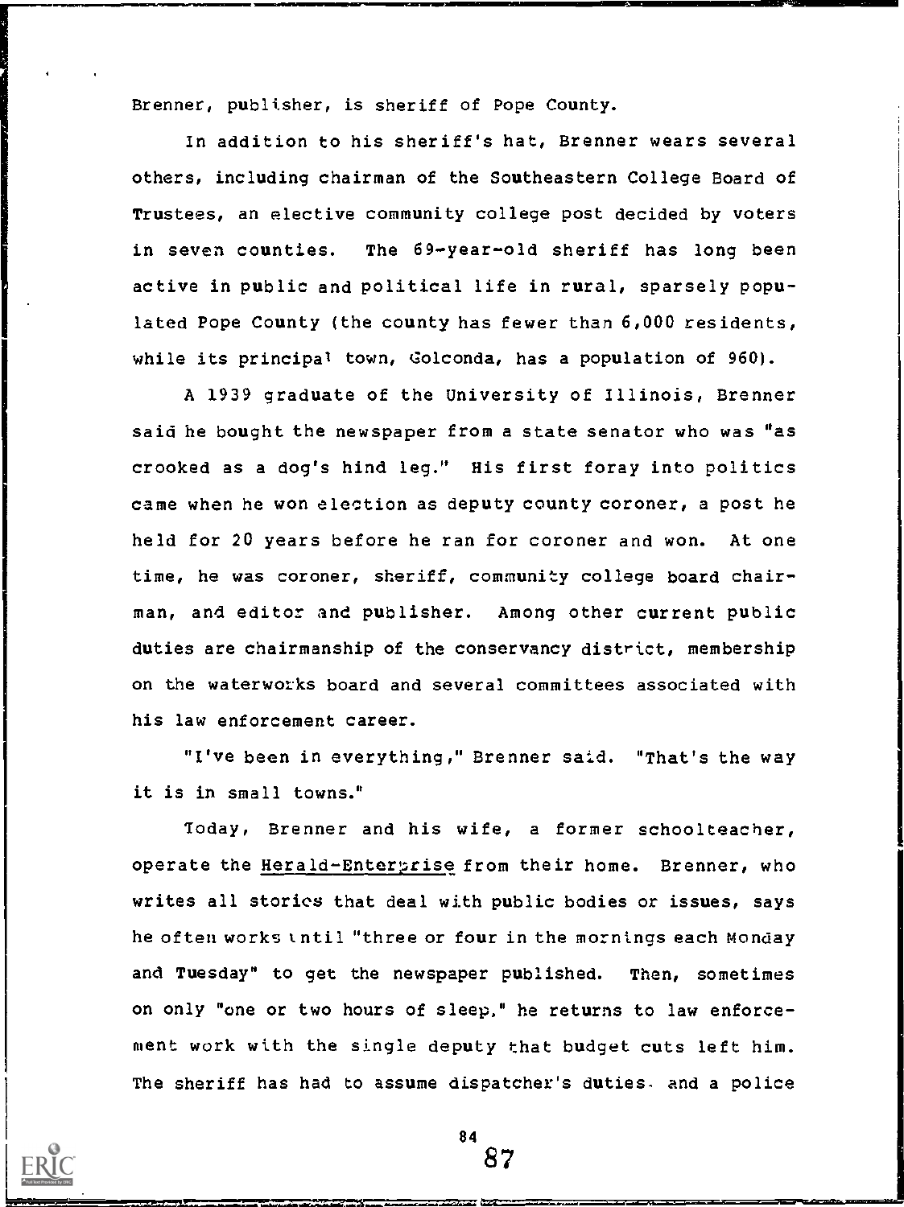Brenner, publisher, is sheriff of Pope County.

In addition to his sheriff's hat, Brenner wears several others, including chairman of the Southeastern College Board of Trustees, an elective community college post decided by voters in seven counties. The 69-year-old sheriff has long been active in public and political life in rural, sparsely populated Pope County (the county has fewer than 6,000 residents, while its principal town, Golconda, has a population of 960).

A 1939 graduate of the University of Illinois, Brenner said he bought the newspaper from a state senator who was "as crooked as a dog's hind leg." His first foray into politics came when he won election as deputy county coroner, a post he held for 20 years before he ran for coroner and won. At one time, he was coroner, sheriff, community college board chairman, and editor and publisher. Among other current public duties are chairmanship of the conservancy district, membership on the waterworks board and several committees associated with his law enforcement career.

"I've been in everything," Brenner said. "That's the way it is in small towns."

Today, Brenner and his wife, a former schoolteacher, operate the Herald-Enterprise from their home. Brenner, who writes all stories that deal with public bodies or issues, says he often works until "three or four in the mornings each Monday and Tuesday" to get the newspaper published. Then, sometimes on only "one or two hours of sleep," he returns to law enforcement work with the single deputy that budget cuts left him. The sheriff has had to assume dispatcher's duties and a police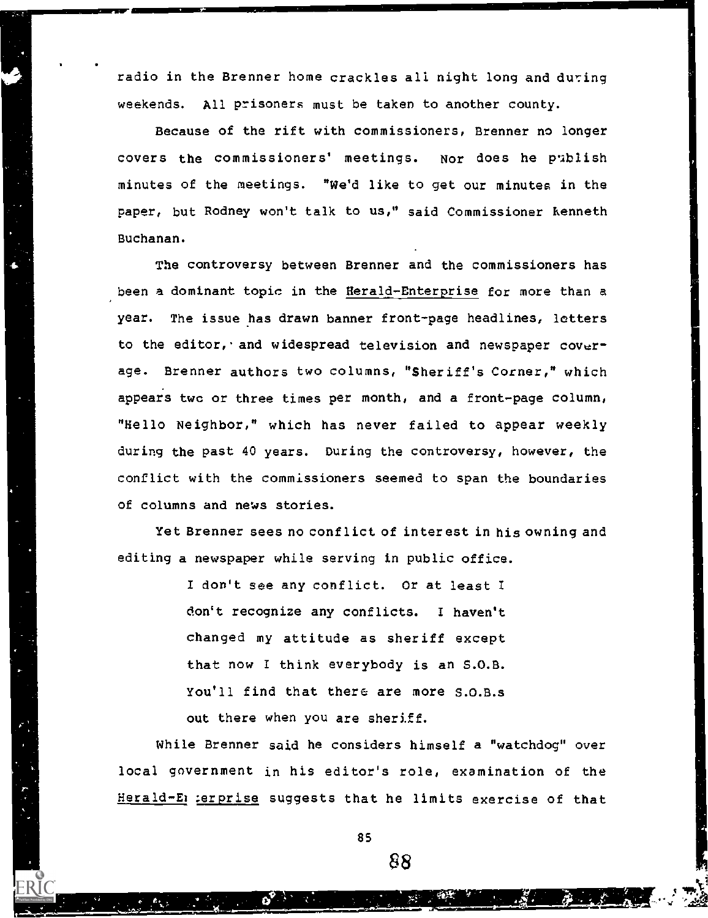radio in the Brenner home crackles all night long and during weekends. All prisoners must be taken to another county.

Because of the rift with commissioners, Brenner no longer covers the commissioners' meetings. Nor does he publish minutes of the meetings. "We'd like to get our minutes in the paper, but Rodney won't talk to us," said Commissioner Kenneth Buchanan.

The controversy between Brenner and the commissioners has been a dominant topic in the Herald-Enterprise for more than a year. The issue has drawn banner front-page headlines, letters to the editor, and widespread television and newspaper coverage. Brenner authors two columns, "Sheriff's Corner," which appears two or three times per month, and a front-page column, "Hello Neighbor," which has never failed to appear weekly during the past 40 years. During the controversy, however, the conflict with the commissioners seemed to span the boundaries of columns and news stories.

Yet Brenner sees no conflict of interest in his owning and editing a newspaper while serving in public office.

> I don't see any conflict. Or at least I don't recognize any conflicts. I haven't changed my attitude as sheriff except that now I think everybody is an S.O.B. You'll find that there are more S.O.B.s out there when you are sheriff.

While Brenner said he considers himself a "watchdog" over local government in his editor's role, examination of the Herald-Enterprise suggests that he limits exercise of that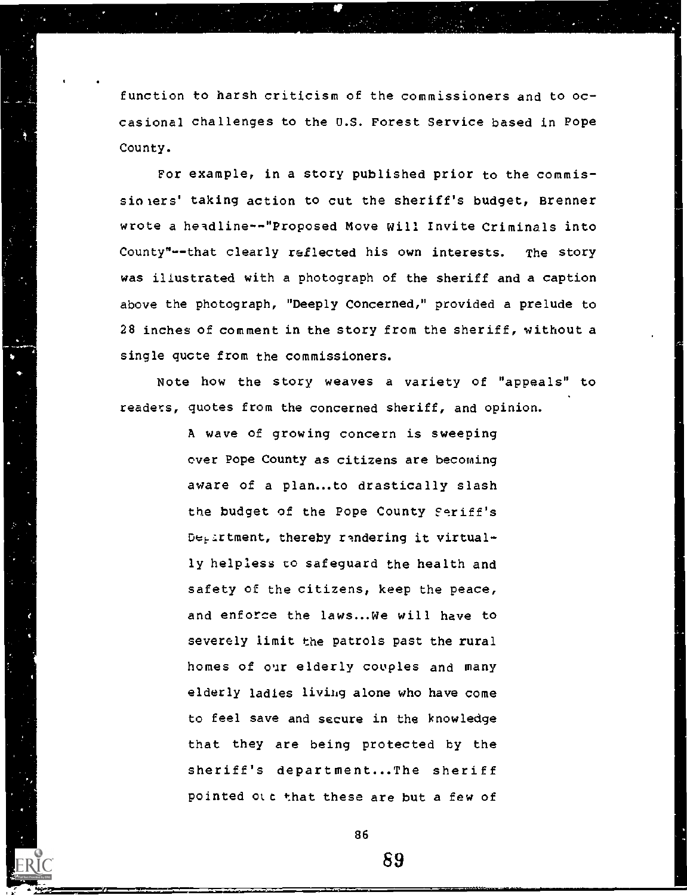function to harsh criticism of the commissioners and to occasional challenges to the U.S. Forest Service based in Pope County.

For example, in a story published prior to the commissioners' taking action to cut the sheriff's budget, Brenner wrote a headline--"Proposed Move Will Invite Criminals into County"--that clearly reflected his own interests. The story was illustrated with a photograph of the sheriff and a caption above the photograph, "Deeply Concerned," provided a prelude to 28 inches of comment in the story from the sheriff, without a single quote from the commissioners.

Note how the story weaves a variety of "appeals" to readers, quotes from the concerned sheriff, and opinion.

> A wave of growing concern is sweeping over Pope County as citizens are becoming aware of a plan...to drastically slash the budget of the Pope County Sheriff's Department, thereby rendering it virtually helpless to safeguard the health and safety of the citizens, keep the peace, and enforce the laws...We will have to severely limit the patrols past the rural homes of our elderly couples and many elderly ladies living alone who have come to feel save and secure in the knowledge that they are being protected by the sheriff's department...The sheriff pointed out that these are but a few of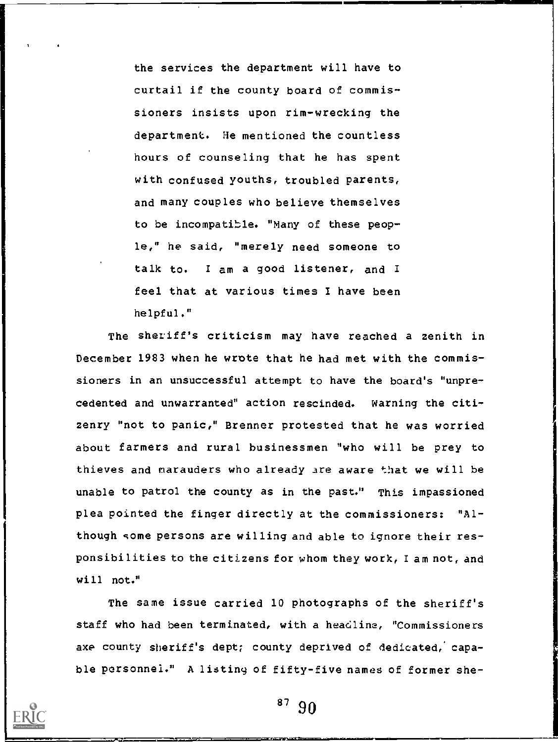> the services the department will have to curtail if the county board of commissioners insists upon rim-wrecking the department. He mentioned the countless hours of counseling that he has spent with confused youths, troubled parents, and many couples who believe themselves to be incompatible. "Many of these people," he said, "merely need someone to talk to. I am a good listener, and I feel that at various times I have been helpful."

The sheriff's criticism may have reached a zenith in December 1983 when he wrote that he had met with the commissioners in an unsuccessful attempt to have the board's "unprecedented and unwarranted" action rescinded. Warning the citizenry "not to panic," Brenner protested that he was worried about farmers and rural businessmen "who will be prey to thieves and marauders who already are aware that we will be unable to patrol the county as in the past." This impassioned plea pointed the finger directly at the commissioners: "Although some persons are willing and able to ignore their responsibilities to the citizens for whom they work, I am not, and will not."

The same issue carried 10 photographs of the sheriff's staff who had been terminated, with a headline, "Commissioners axe county sheriff's dept; county deprived of dedicated, capable personnel." A listing of fifty-five names of former she-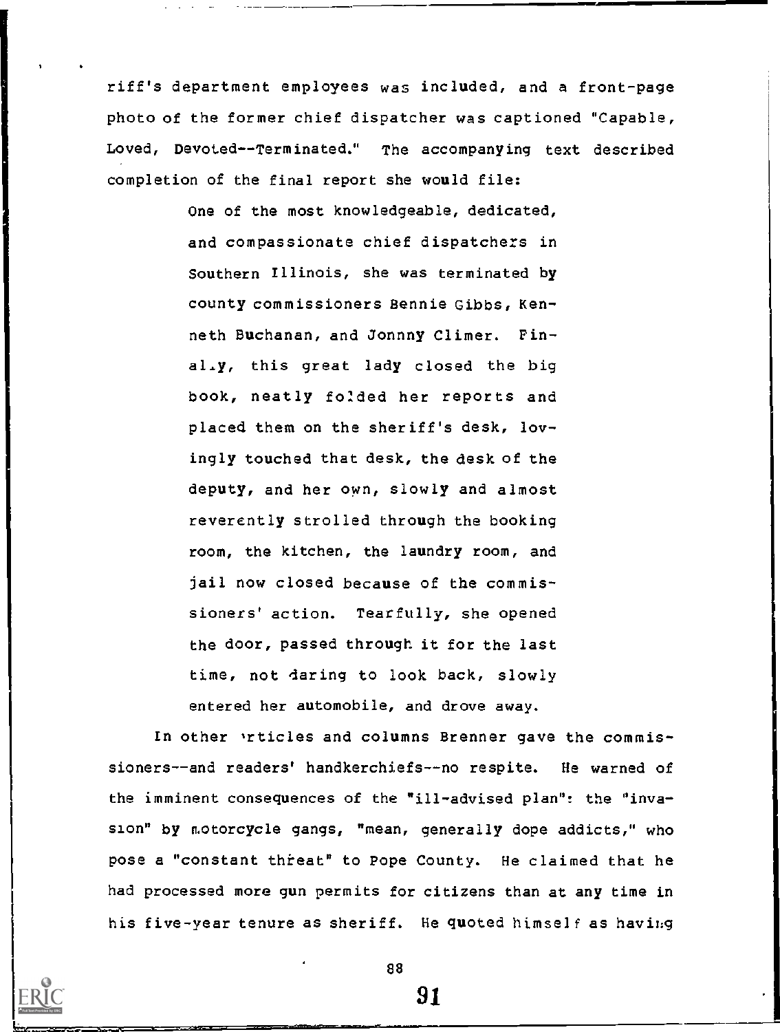riff's department employees was included, and a front-page photo of the former chief dispatcher was captioned "Capable, Loved, Devoted--Terminated." The accompanying text described completion of the final report she would file:

> One of the most knowledgeable, dedicated, and compassionate chief dispatchers in Southern Illinois, she was terminated by county commissioners Bennie Gibbs, Kenneth Buchanan, and Jonnny Climer. Finally, this great lady closed the big book, neatly folded her reports and placed them on the sheriff's desk, lovingly touched that desk, the desk of the deputy, and her own, slowly and almost reverently strolled through the booking room, the kitchen, the laundry room, and jail now closed because of the commissioners' action. Tearfully, she opened the door, passed through it for the last time, not daring to look back, slowly entered her automobile, and drove away.

In other articles and columns Brenner gave the commissioners--and readers' handkerchiefs--no respite. He warned of the imminent consequences of the "ill-advised plan": the "invasion" by motorcycle gangs, "mean, generally dope addicts," who pose a "constant threat" to Pope County. He claimed that he had processed more gun permits for citizens than at any time in his five-year tenure as sheriff. He quoted himself as having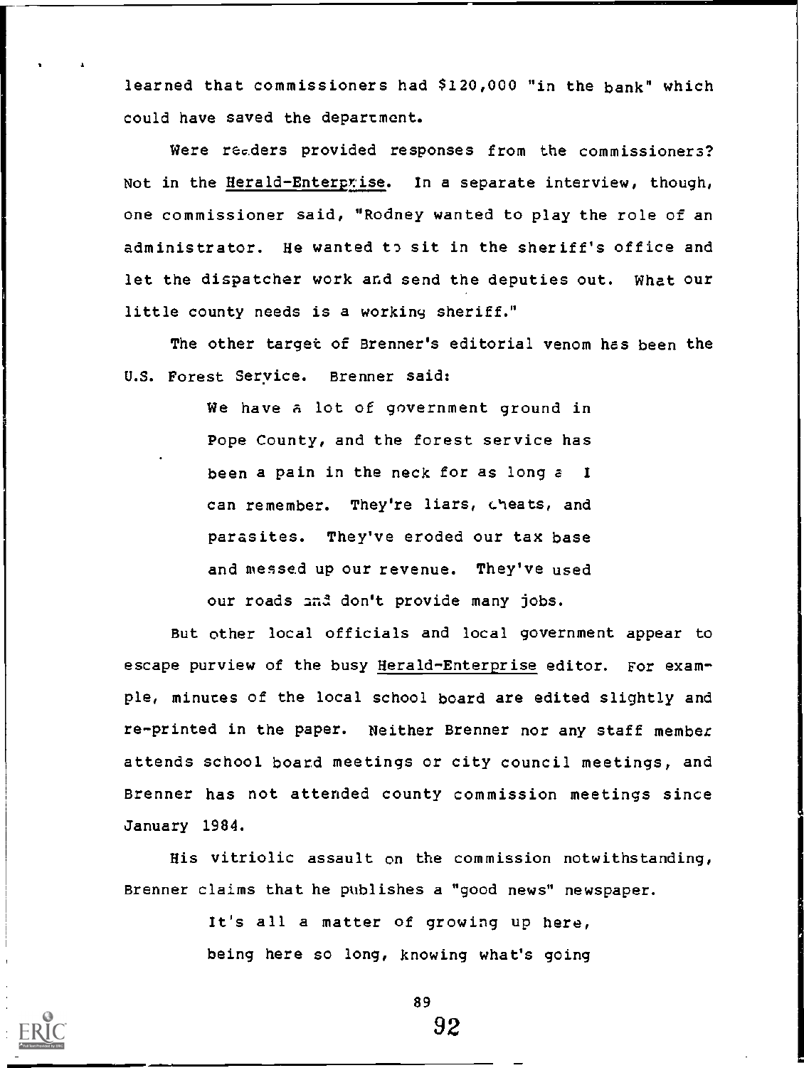learned that commissioners had $120,000 "in the bank" which could have saved the department.

Were readers provided responses from the commissioners? Not in the Herald-Enterprise. In a separate interview, though, one commissioner said, "Rodney wanted to play the role of an administrator. He wanted to sit in the sheriff's office and let the dispatcher work and send the deputies out. What our little county needs is a working sheriff."

The other target of Brenner's editorial venom has been the U.S. Forest Service. Brenner said:

> We have a lot of government ground in Pope County, and the forest service has been a pain in the neck for as long as I can remember. They're liars, cheats, and parasites. They've eroded our tax base and messed up our revenue. They've used our roads and don't provide many jobs.

But other local officials and local government appear to escape purview of the busy Herald-Enterprise editor. For example, minutes of the local school board are edited slightly and re-printed in the paper. Neither Brenner nor any staff member attends school board meetings or city council meetings, and Brenner has not attended county commission meetings since January 1984.

His vitriolic assault on the commission notwithstanding, Brenner claims that he publishes a "good news" newspaper.

> It's all a matter of growing up here, being here so long, knowing what's going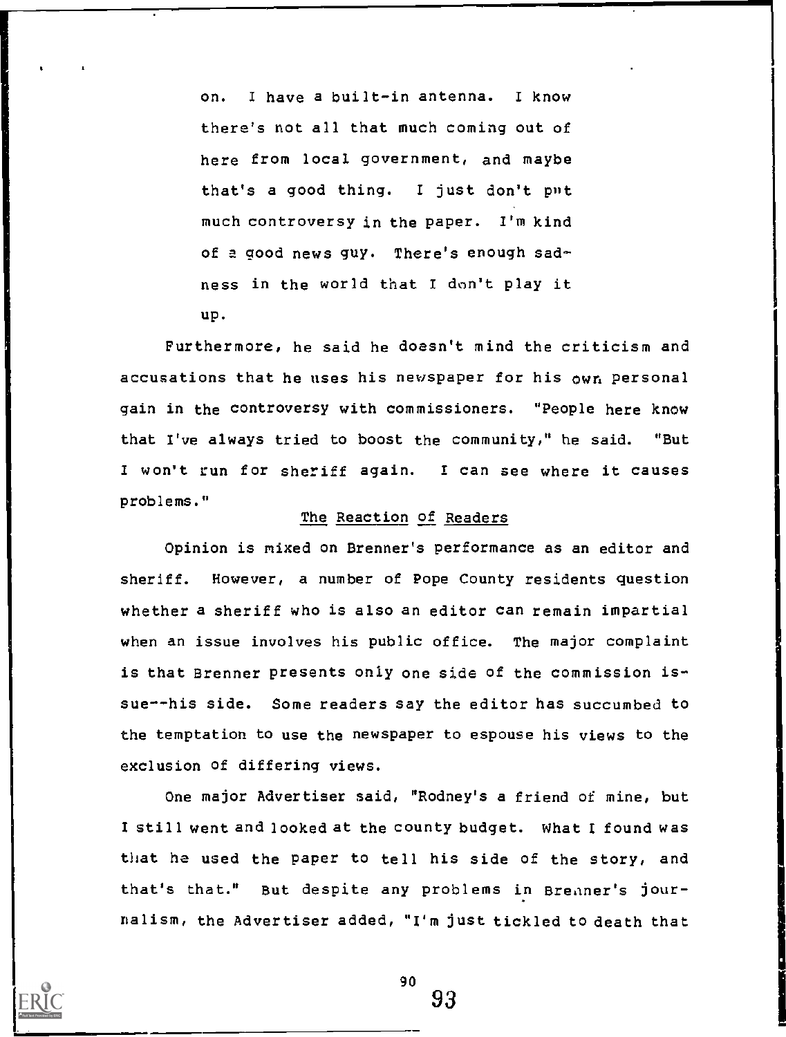> on. I have a built-in antenna. I know there's not all that much coming out of here from local government, and maybe that's a good thing. I just don't put much controversy in the paper. I'm kind of a good news guy. There's enough sadness in the world that I don't play it up.

Furthermore, he said he doesn't mind the criticism and accusations that he uses his newspaper for his own personal gain in the controversy with commissioners. "People here know that I've always tried to boost the community," he said. "But I won't run for sheriff again. I can see where it causes problems."

## The Reaction of Readers

Opinion is mixed on Brenner's performance as an editor and sheriff. However, a number of Pope County residents question whether a sheriff who is also an editor can remain impartial when an issue involves his public office. The major complaint is that Brenner presents only one side of the commission issue--his side. Some readers say the editor has succumbed to the temptation to use the newspaper to espouse his views to the exclusion of differing views.

One major Advertiser said, "Rodney's a friend of mine, but I still went and looked at the county budget. What I found was that he used the paper to tell his side of the story, and that's that." But despite any problems in Brenner's journalism, the Advertiser added, "I'm just tickled to death that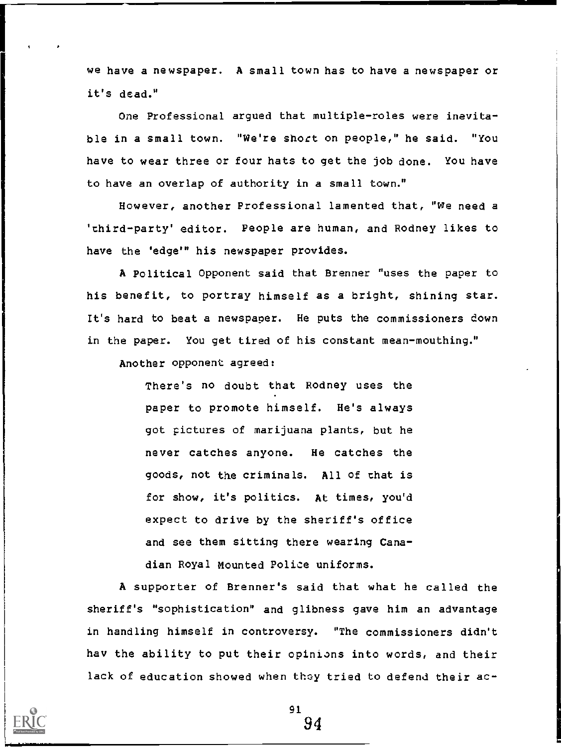we have a newspaper. A small town has to have a newspaper or it's dead."

One Professional argued that multiple-roles were inevitable in a small town. "We're short on people," he said. "You have to wear three or four hats to get the job done. You have to have an overlap of authority in a small town."

However, another Professional lamented that, "We need a 'third-party' editor. People are human, and Rodney likes to have the 'edge'" his newspaper provides.

A Political Opponent said that Brenner "uses the paper to his benefit, to portray himself as a bright, shining star. It's hard to beat a newspaper. He puts the commissioners down in the paper. You get tired of his constant mean-mouthing."

Another opponent agreed:

> There's no doubt that Rodney uses the paper to promote himself. He's always got pictures of marijuana plants, but he never catches anyone. He catches the goods, not the criminals. All of that is for show, it's politics. At times, you'd expect to drive by the sheriff's office and see them sitting there wearing Canadian Royal Mounted Police uniforms.

A supporter of Brenner's said that what he called the sheriff's "sophistication" and glibness gave him an advantage in handling himself in controversy. "The commissioners didn't hav the ability to put their opinions into words, and their lack of education showed when they tried to defend their ac-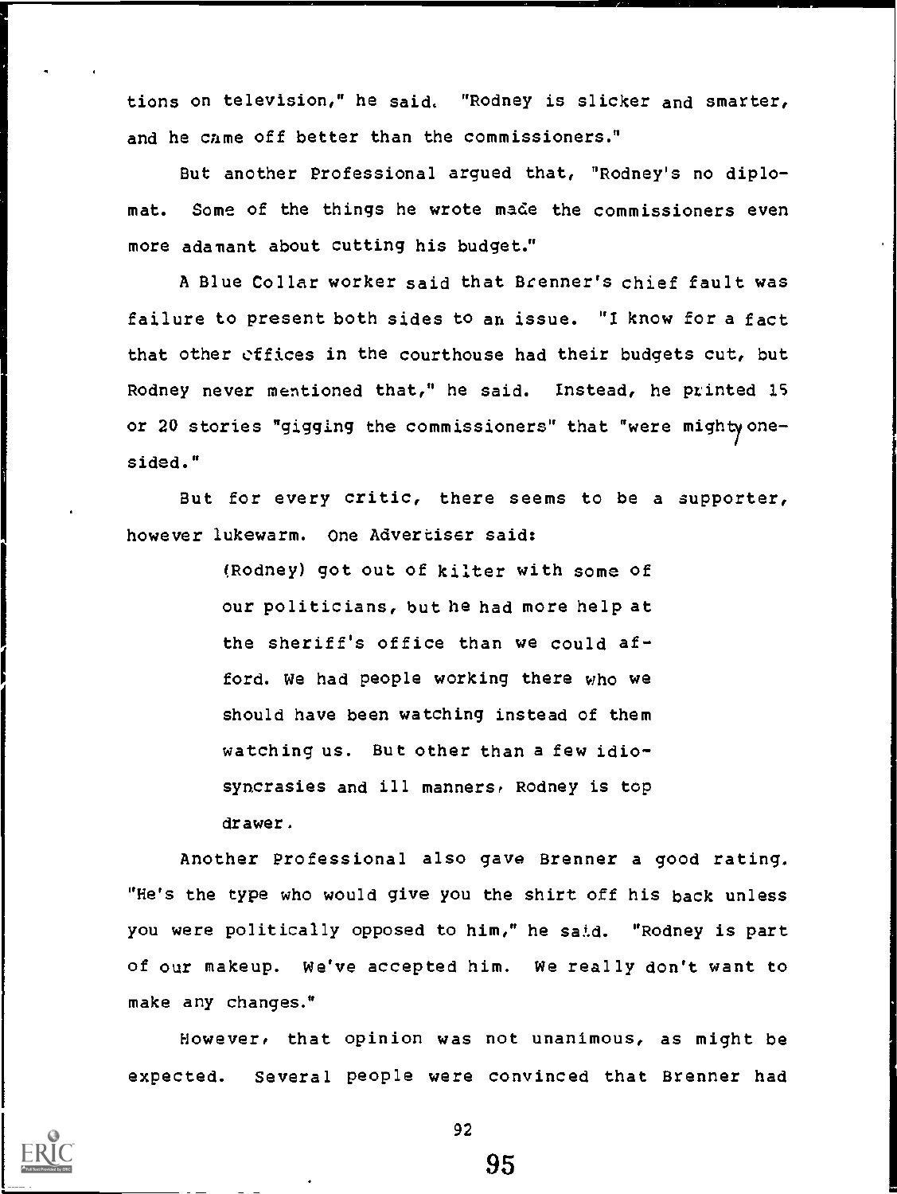tions on television," he said. "Rodney is slicker and smarter, and he came off better than the commissioners."

But another Professional argued that, "Rodney's no diplomat. Some of the things he wrote made the commissioners even more adamant about cutting his budget."

A Blue Collar worker said that Brenner's chief fault was failure to present both sides to an issue. "I know for a fact that other offices in the courthouse had their budgets cut, but Rodney never mentioned that," he said. Instead, he printed 15 or 20 stories "gigging the commissioners" that "were mighty one-sided."

But for every critic, there seems to be a supporter, however lukewarm. One Advertiser said:

> (Rodney) got out of kilter with some of our politicians, but he had more help at the sheriff's office than we could afford. We had people working there who we should have been watching instead of them watching us. But other than a few idiosyncrasies and ill manners, Rodney is top drawer.

Another Professional also gave Brenner a good rating. "He's the type who would give you the shirt off his back unless you were politically opposed to him," he said. "Rodney is part of our makeup. We've accepted him. We really don't want to make any changes."

However, that opinion was not unanimous, as might be expected. Several people were convinced that Brenner had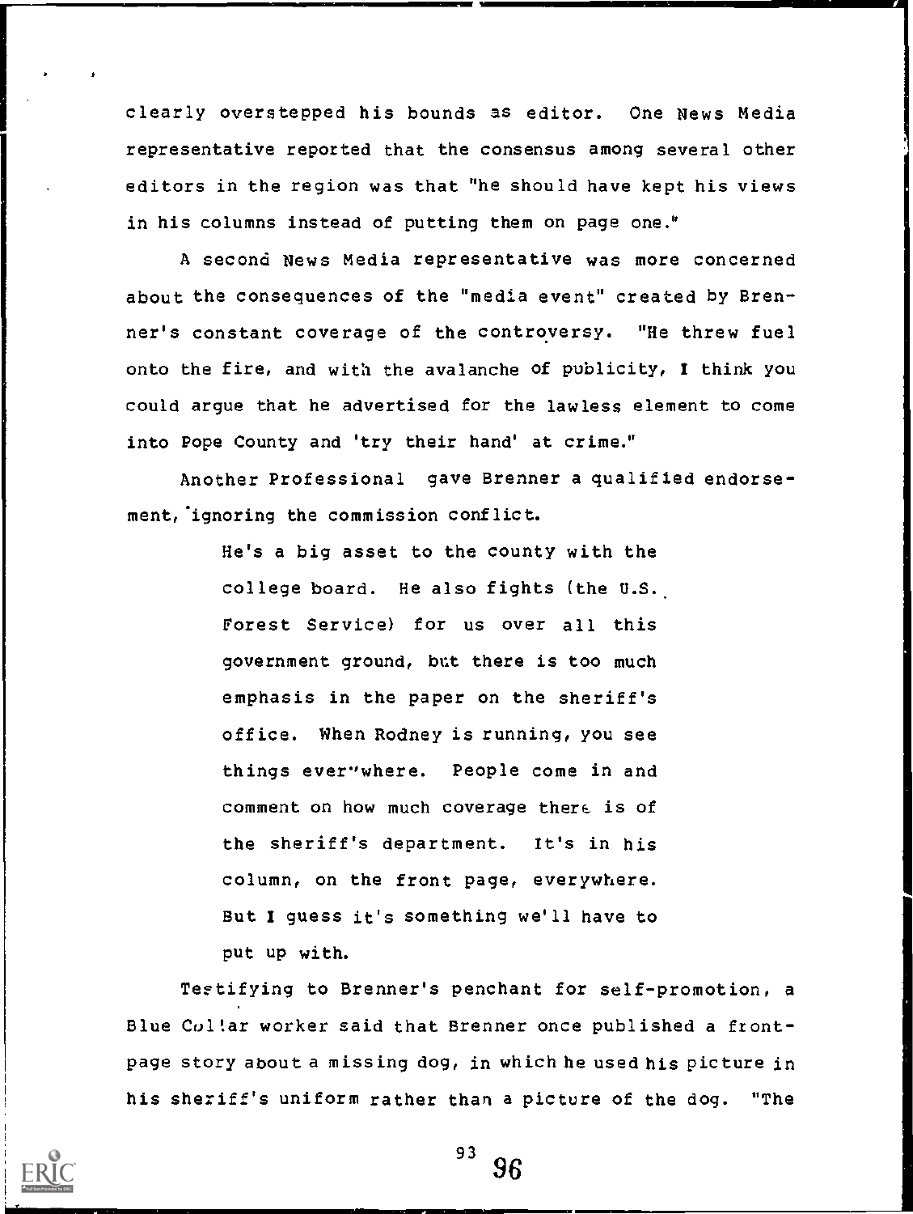clearly overstepped his bounds as editor. One News Media representative reported that the consensus among several other editors in the region was that "he should have kept his views in his columns instead of putting them on page one."

A second News Media representative was more concerned about the consequences of the "media event" created by Brenner's constant coverage of the controversy. "He threw fuel onto the fire, and with the avalanche of publicity, I think you could argue that he advertised for the lawless element to come into Pope County and 'try their hand' at crime."

Another Professional gave Brenner a qualified endorsement, ignoring the commission conflict.

> He's a big asset to the county with the college board. He also fights (the U.S. Forest Service) for us over all this government ground, but there is too much emphasis in the paper on the sheriff's office. When Rodney is running, you see things everywhere. People come in and comment on how much coverage there is of the sheriff's department. It's in his column, on the front page, everywhere. But I guess it's something we'll have to put up with.

Testifying to Brenner's penchant for self-promotion, a Blue Collar worker said that Brenner once published a front-page story about a missing dog, in which he used his picture in his sheriff's uniform rather than a picture of the dog. "The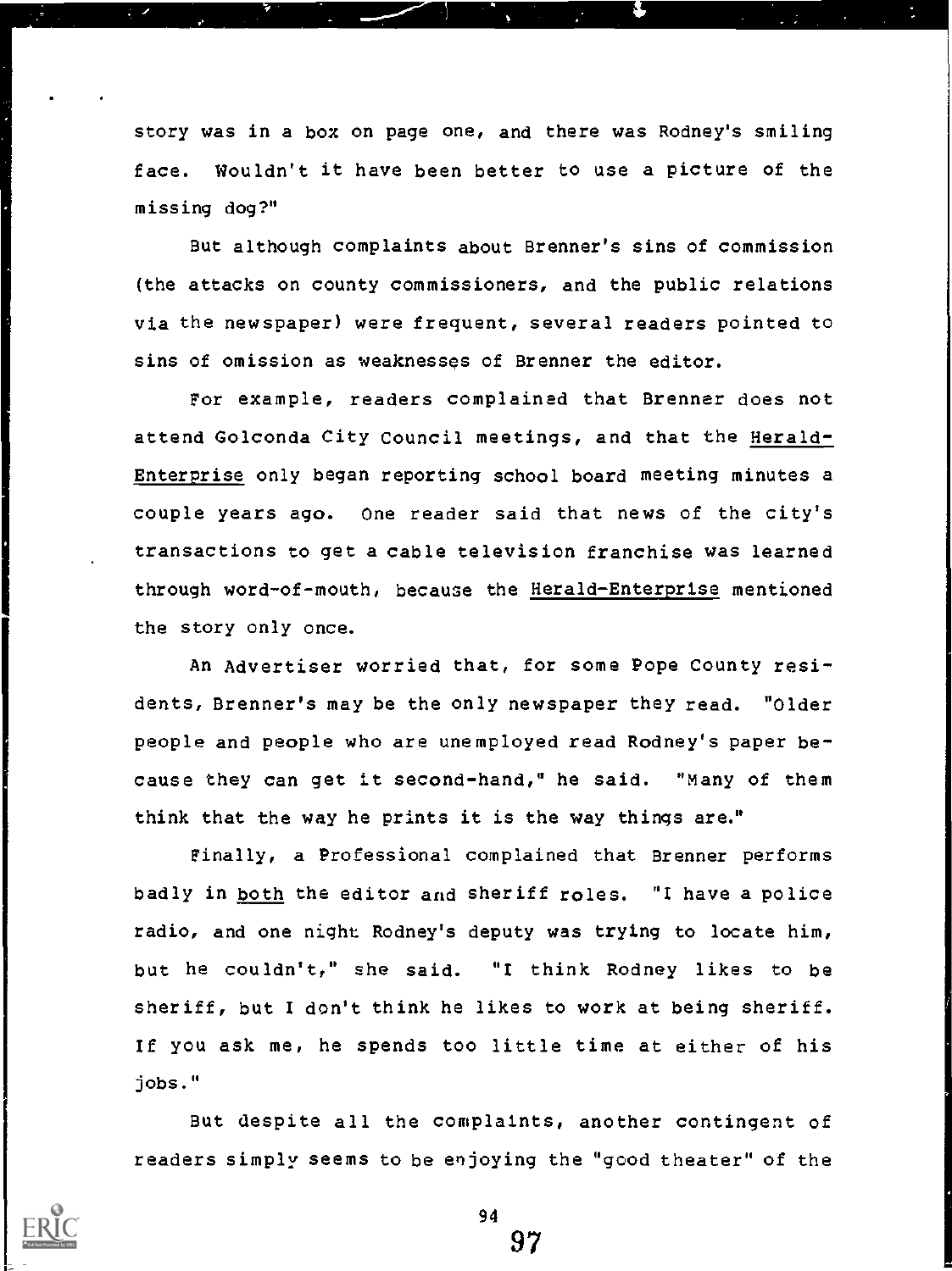story was in a box on page one, and there was Rodney's smiling face. Wouldn't it have been better to use a picture of the missing dog?"

But although complaints about Brenner's sins of commission (the attacks on county commissioners, and the public relations via the newspaper) were frequent, several readers pointed to sins of omission as weaknesses of Brenner the editor.

For example, readers complained that Brenner does not attend Golconda City Council meetings, and that the Herald-Enterprise only began reporting school board meeting minutes a couple years ago. One reader said that news of the city's transactions to get a cable television franchise was learned through word-of-mouth, because the Herald-Enterprise mentioned the story only once.

An Advertiser worried that, for some Pope County residents, Brenner's may be the only newspaper they read. "Older people and people who are unemployed read Rodney's paper because they can get it second-hand," he said. "Many of them think that the way he prints it is the way things are."

Finally, a Professional complained that Brenner performs badly in both the editor and sheriff roles. "I have a police radio, and one night Rodney's deputy was trying to locate him, but he couldn't," she said. "I think Rodney likes to be sheriff, but I don't think he likes to work at being sheriff. If you ask me, he spends too little time at either of his jobs."

But despite all the complaints, another contingent of readers simply seems to be enjoying the "good theater" of the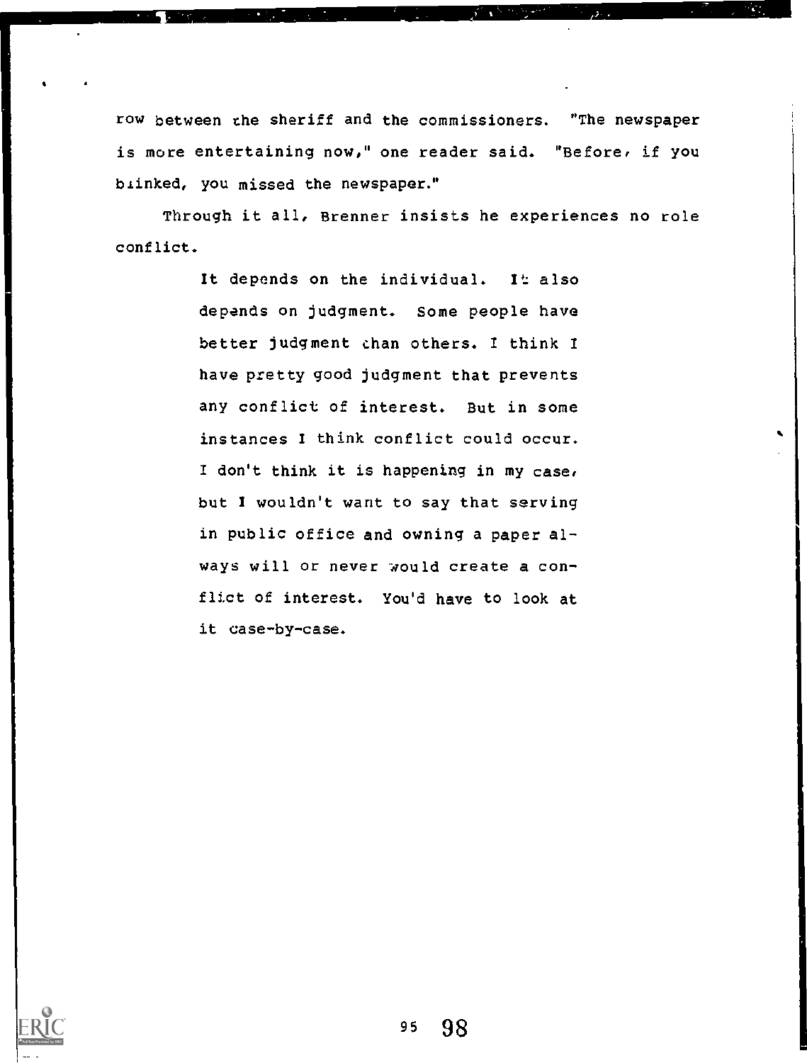row between the sheriff and the commissioners. "The newspaper is more entertaining now," one reader said. "Before, if you blinked, you missed the newspaper."

Through it all, Brenner insists he experiences no role conflict.

> It depends on the individual. It also depends on judgment. Some people have better judgment than others. I think I have pretty good judgment that prevents any conflict of interest. But in some instances I think conflict could occur. I don't think it is happening in my case, but I wouldn't want to say that serving in public office and owning a paper always will or never would create a conflict of interest. You'd have to look at it case-by-case.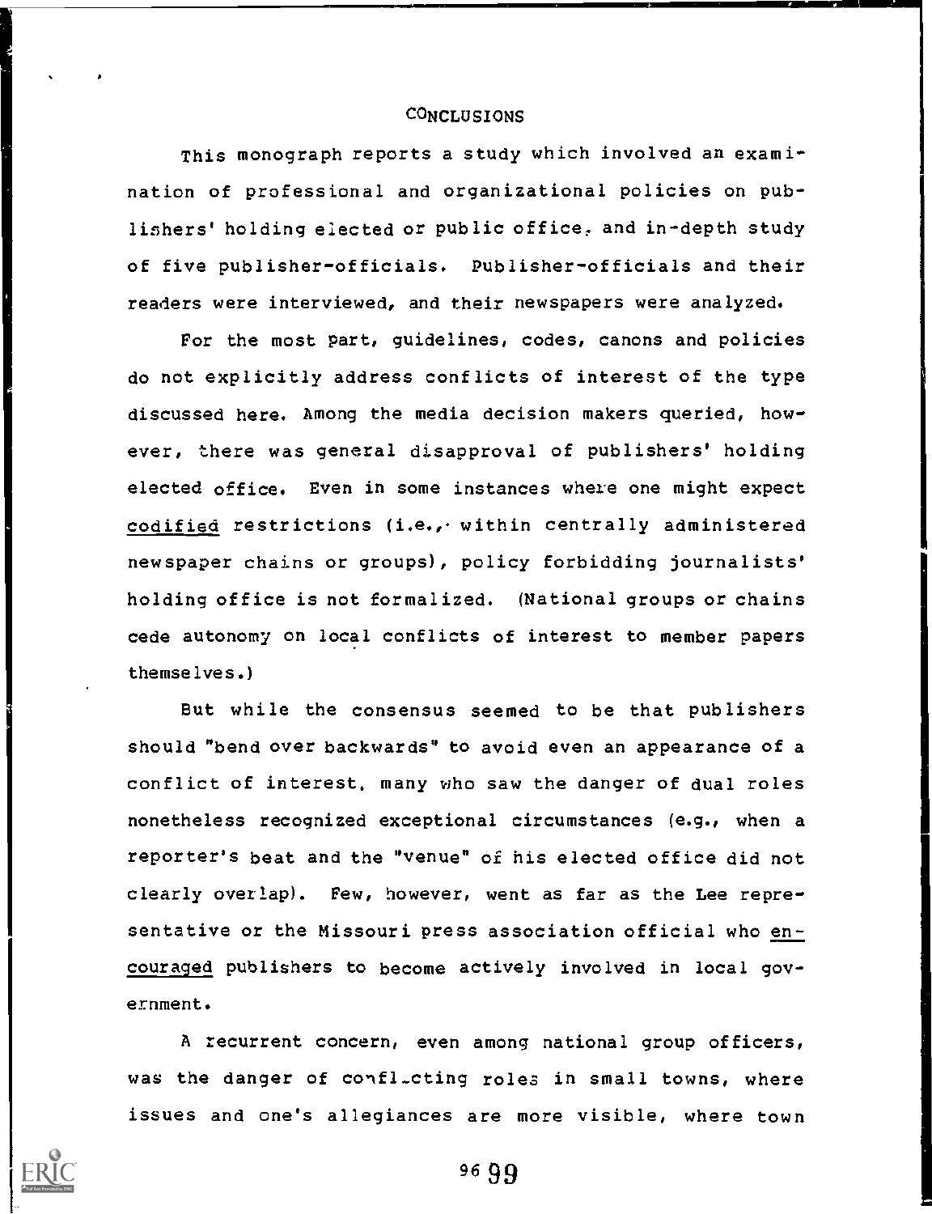## CONCLUSIONS

This monograph reports a study which involved an examination of professional and organizational policies on publishers' holding elected or public office, and in-depth study of five publisher-officials. Publisher-officials and their readers were interviewed, and their newspapers were analyzed.

For the most part, guidelines, codes, canons and policies do not explicitly address conflicts of interest of the type discussed here. Among the media decision makers queried, however, there was general disapproval of publishers' holding elected office. Even in some instances where one might expect codified restrictions (i.e., within centrally administered newspaper chains or groups), policy forbidding journalists' holding office is not formalized. (National groups or chains cede autonomy on local conflicts of interest to member papers themselves.)

But while the consensus seemed to be that publishers should "bend over backwards" to avoid even an appearance of a conflict of interest, many who saw the danger of dual roles nonetheless recognized exceptional circumstances (e.g., when a reporter's beat and the "venue" of his elected office did not clearly overlap). Few, however, went as far as the Lee representative or the Missouri press association official who encouraged publishers to become actively involved in local government.

A recurrent concern, even among national group officers, was the danger of conflicting roles in small towns, where issues and one's allegiances are more visible, where town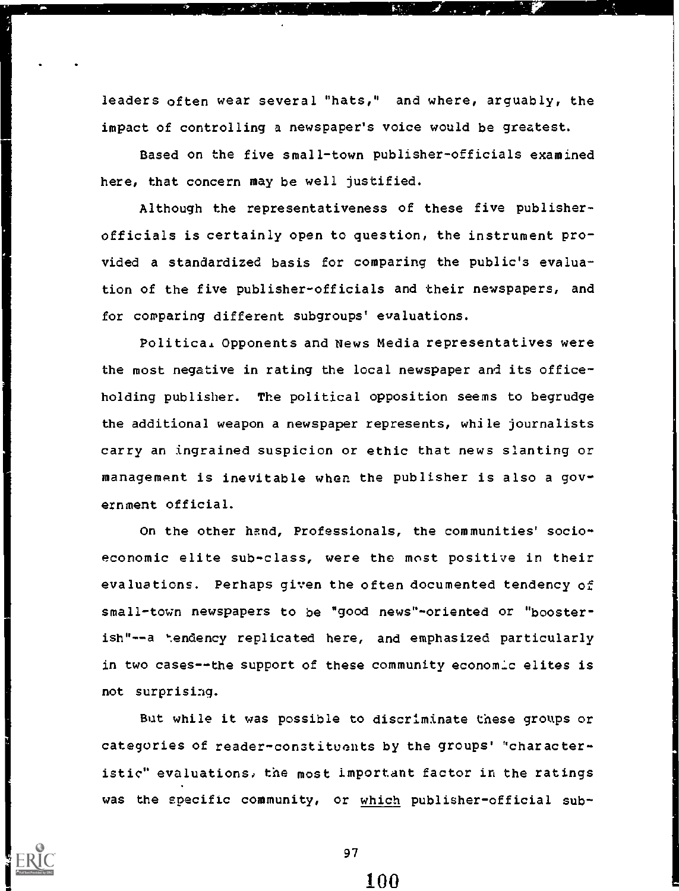leaders often wear several "hats," and where, arguably, the impact of controlling a newspaper's voice would be greatest.

Based on the five small-town publisher-officials examined here, that concern may be well justified.

Although the representativeness of these five publisher-officials is certainly open to question, the instrument provided a standardized basis for comparing the public's evaluation of the five publisher-officials and their newspapers, and for comparing different subgroups' evaluations.

Political Opponents and News Media representatives were the most negative in rating the local newspaper and its office-holding publisher. The political opposition seems to begrudge the additional weapon a newspaper represents, while journalists carry an ingrained suspicion or ethic that news slanting or management is inevitable when the publisher is also a government official.

On the other hand, Professionals, the communities' socio-economic elite sub-class, were the most positive in their evaluations. Perhaps given the often documented tendency of small-town newspapers to be "good news"-oriented or "boosterish"--a tendency replicated here, and emphasized particularly in two cases--the support of these community economic elites is not surprising.

But while it was possible to discriminate these groups or categories of reader-constituents by the groups' "characteristic" evaluations, the most important factor in the ratings was the specific community, or <u>which</u> publisher-official sub-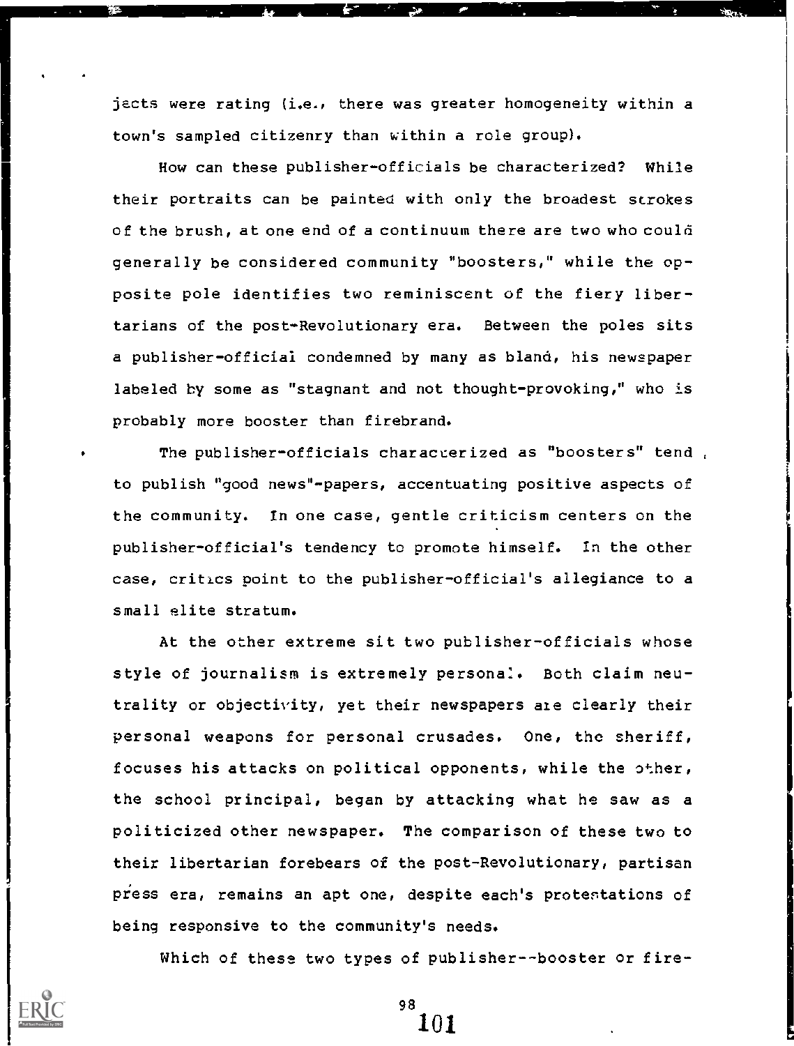jects were rating (i.e., there was greater homogeneity within a town's sampled citizenry than within a role group).

How can these publisher-officials be characterized? While their portraits can be painted with only the broadest strokes of the brush, at one end of a continuum there are two who could generally be considered community "boosters," while the opposite pole identifies two reminiscent of the fiery libertarians of the post-Revolutionary era. Between the poles sits a publisher-official condemned by many as bland, his newspaper labeled by some as "stagnant and not thought-provoking," who is probably more booster than firebrand.

The publisher-officials characterized as "boosters" tend to publish "good news"-papers, accentuating positive aspects of the community. In one case, gentle criticism centers on the publisher-official's tendency to promote himself. In the other case, critics point to the publisher-official's allegiance to a small elite stratum.

At the other extreme sit two publisher-officials whose style of journalism is extremely personal. Both claim neutrality or objectivity, yet their newspapers are clearly their personal weapons for personal crusades. One, the sheriff, focuses his attacks on political opponents, while the other, the school principal, began by attacking what he saw as a politicized other newspaper. The comparison of these two to their libertarian forebears of the post-Revolutionary, partisan press era, remains an apt one, despite each's protestations of being responsive to the community's needs.

Which of these two types of publisher--booster or fire-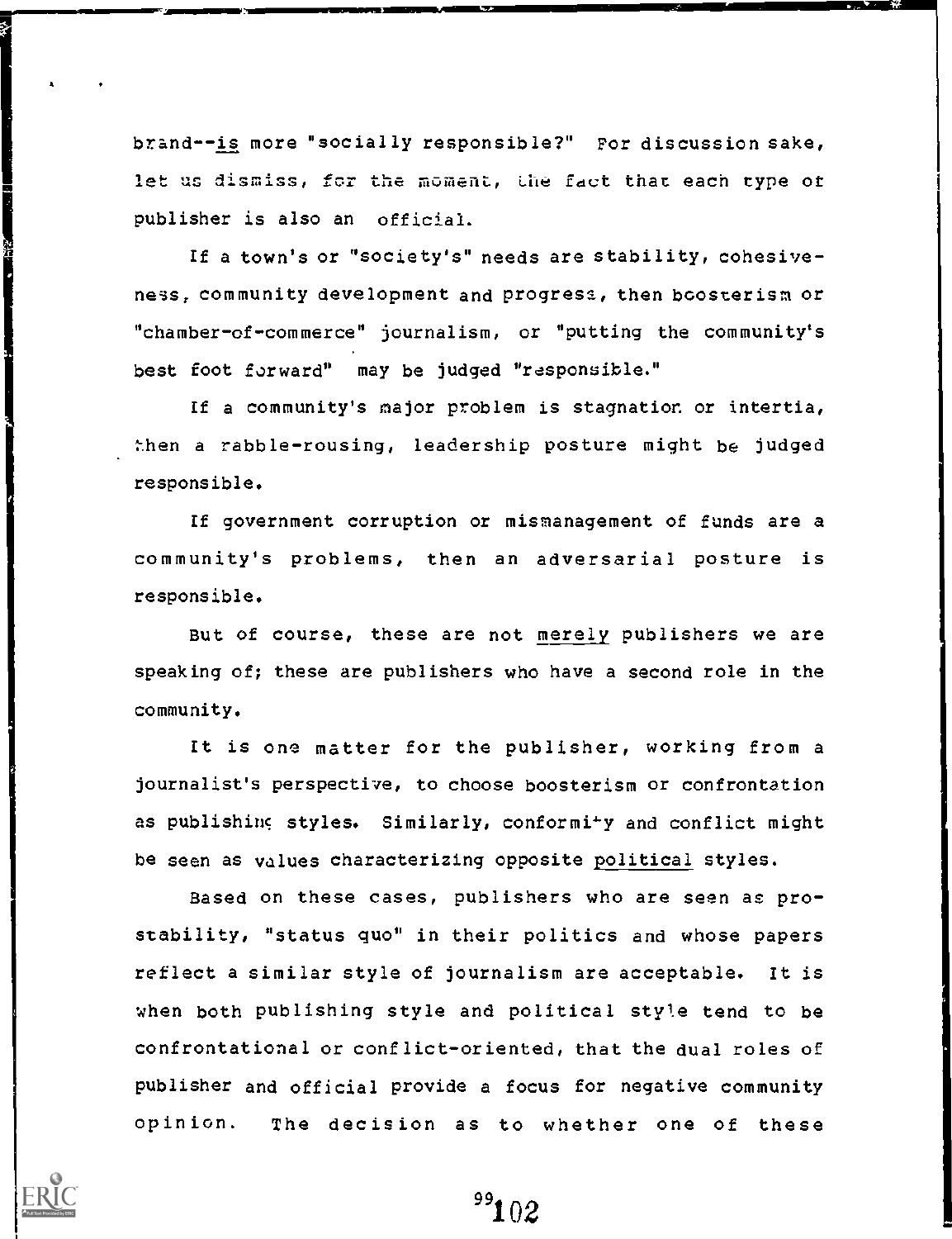brand--*is* more "socially responsible?" For discussion sake, let us dismiss, for the moment, the fact that each type of publisher is also an official.

If a town's or "society's" needs are stability, cohesiveness, community development and progress, then boosterism or "chamber-of-commerce" journalism, or "putting the community's best foot forward" may be judged "responsible."

If a community's major problem is stagnation or intertia, then a rabble-rousing, leadership posture might be judged responsible.

If government corruption or mismanagement of funds are a community's problems, then an adversarial posture is responsible.

But of course, these are not *merely* publishers we are speaking of; these are publishers who have a second role in the community.

It is one matter for the publisher, working from a journalist's perspective, to choose boosterism or confrontation as publishing styles. Similarly, conformity and conflict might be seen as values characterizing opposite *political* styles.

Based on these cases, publishers who are seen as pro-stability, "status quo" in their politics and whose papers reflect a similar style of journalism are acceptable. It is when both publishing style and political style tend to be confrontational or conflict-oriented, that the dual roles of publisher and official provide a focus for negative community opinion. The decision as to whether one of these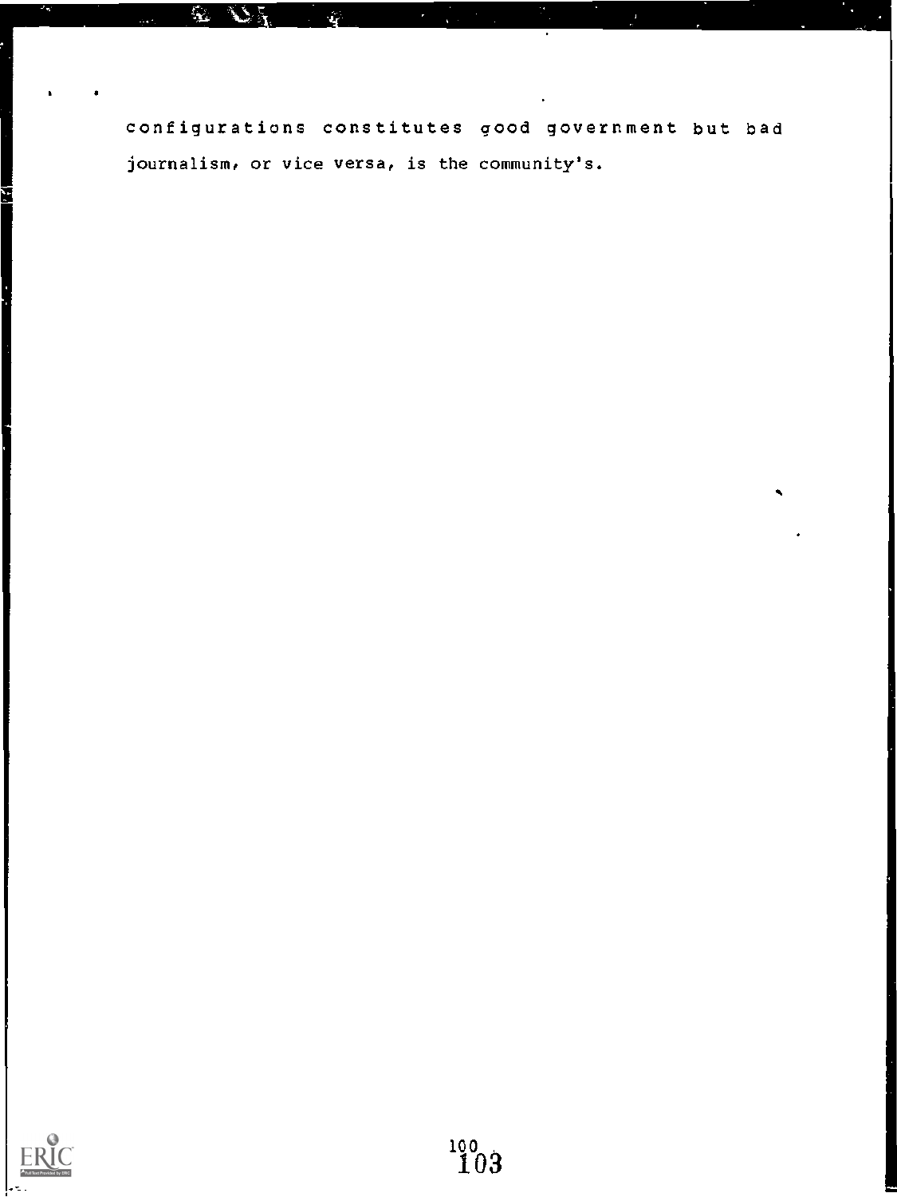configurations constitutes good government but bad journalism, or vice versa, is the community's.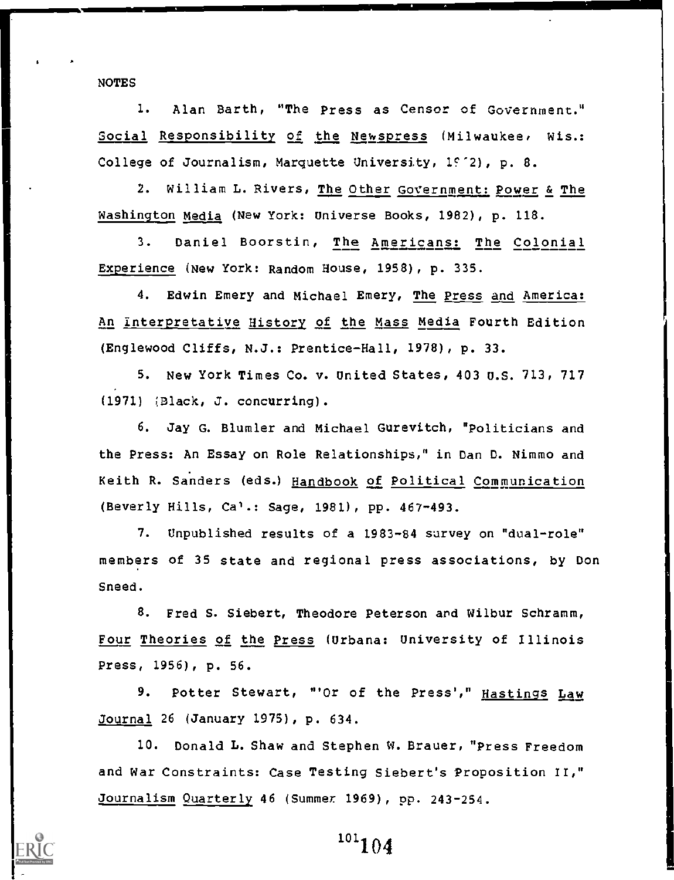NOTES

1. Alan Barth, "The Press as Censor of Government." Social Responsibility of the Newspress (Milwaukee, Wis.: College of Journalism, Marquette University, 1972), p. 8.

2. William L. Rivers, The Other Government: Power & The Washington Media (New York: Universe Books, 1982), p. 118.

3. Daniel Boorstin, The Americans: The Colonial Experience (New York: Random House, 1958), p. 335.

4. Edwin Emery and Michael Emery, The Press and America: An Interpretative History of the Mass Media Fourth Edition (Englewood Cliffs, N.J.: Prentice-Hall, 1978), p. 33.

5. New York Times Co. v. United States, 403 U.S. 713, 717 (1971) (Black, J. concurring).

6. Jay G. Blumler and Michael Gurevitch, "Politicians and the Press: An Essay on Role Relationships," in Dan D. Nimmo and Keith R. Sanders (eds.) Handbook of Political Communication (Beverly Hills, Cal.: Sage, 1981), pp. 467-493.

7. Unpublished results of a 1983-84 survey on "dual-role" members of 35 state and regional press associations, by Don Sneed.

8. Fred S. Siebert, Theodore Peterson and Wilbur Schramm, Four Theories of the Press (Urbana: University of Illinois Press, 1956), p. 56.

9. Potter Stewart, "'Or of the Press'," Hastings Law Journal 26 (January 1975), p. 634.

10. Donald L. Shaw and Stephen W. Brauer, "Press Freedom and War Constraints: Case Testing Siebert's Proposition II," Journalism Quarterly 46 (Summer 1969), pp. 243-254.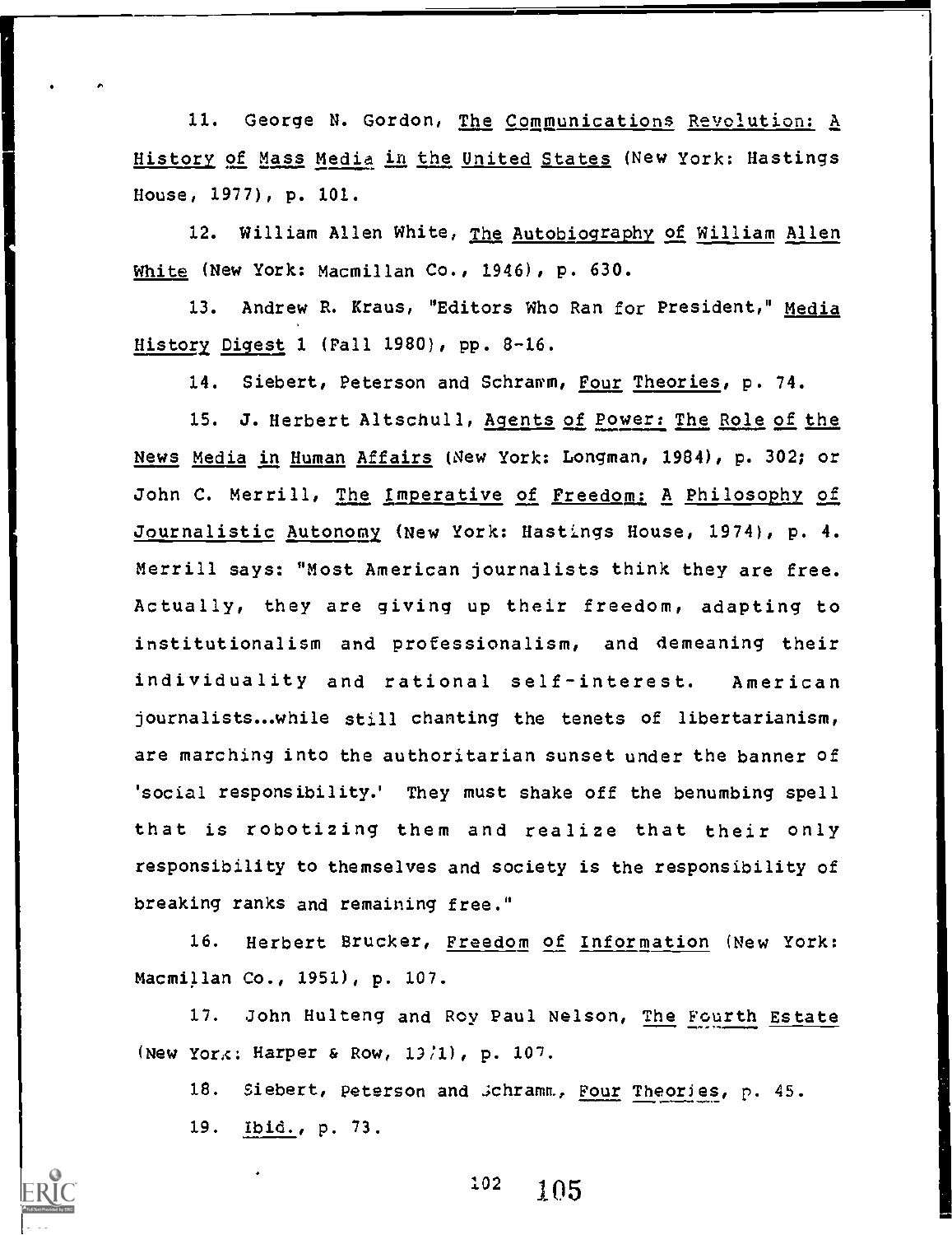11. George N. Gordon, *The Communications Revolution: A History of Mass Media in the United States* (New York: Hastings House, 1977), p. 101.

12. William Allen White, *The Autobiography of William Allen White* (New York: Macmillan Co., 1946), p. 630.

13. Andrew R. Kraus, "Editors Who Ran for President," *Media History Digest* 1 (Fall 1980), pp. 8-16.

14. Siebert, Peterson and Schramm, *Four Theories*, p. 74.

15. J. Herbert Altschull, *Agents of Power: The Role of the News Media in Human Affairs* (New York: Longman, 1984), p. 302; or John C. Merrill, *The Imperative of Freedom: A Philosophy of Journalistic Autonomy* (New York: Hastings House, 1974), p. 4. Merrill says: "Most American journalists think they are free. Actually, they are giving up their freedom, adapting to institutionalism and professionalism, and demeaning their individuality and rational self-interest. American journalists...while still chanting the tenets of libertarianism, are marching into the authoritarian sunset under the banner of 'social responsibility.' They must shake off the benumbing spell that is robotizing them and realize that their only responsibility to themselves and society is the responsibility of breaking ranks and remaining free."

16. Herbert Brucker, *Freedom of Information* (New York: Macmillan Co., 1951), p. 107.

17. John Hulteng and Roy Paul Nelson, *The Fourth Estate* (New York: Harper & Row, 1971), p. 107.

18. Siebert, Peterson and Schramm, *Four Theories*, p. 45.

19. *Ibid.*, p. 73.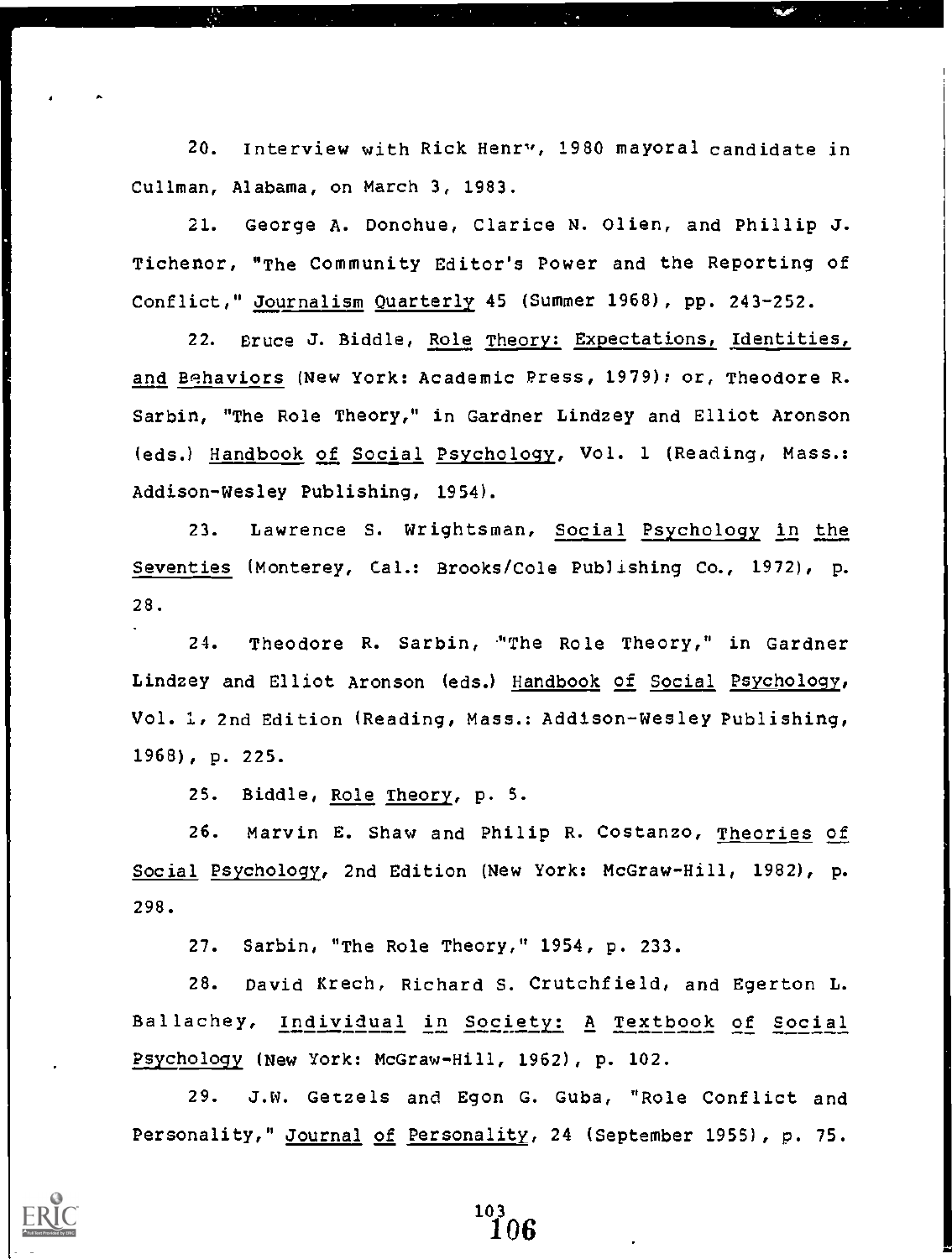20. Interview with Rick Henry, 1980 mayoral candidate in Cullman, Alabama, on March 3, 1983.

21. George A. Donohue, Clarice N. Olien, and Phillip J. Tichenor, "The Community Editor's Power and the Reporting of Conflict," Journalism Quarterly 45 (Summer 1968), pp. 243-252.

22. Bruce J. Biddle, Role Theory: Expectations, Identities, and Behaviors (New York: Academic Press, 1979); or, Theodore R. Sarbin, "The Role Theory," in Gardner Lindzey and Elliot Aronson (eds.) Handbook of Social Psychology, Vol. 1 (Reading, Mass.: Addison-Wesley Publishing, 1954).

23. Lawrence S. Wrightsman, Social Psychology in the Seventies (Monterey, Cal.: Brooks/Cole Publishing Co., 1972), p. 28.

24. Theodore R. Sarbin, "The Role Theory," in Gardner Lindzey and Elliot Aronson (eds.) Handbook of Social Psychology, Vol. 1, 2nd Edition (Reading, Mass.: Addison-Wesley Publishing, 1968), p. 225.

25. Biddle, Role Theory, p. 5.

26. Marvin E. Shaw and Philip R. Costanzo, Theories of Social Psychology, 2nd Edition (New York: McGraw-Hill, 1982), p. 298.

27. Sarbin, "The Role Theory," 1954, p. 233.

28. David Krech, Richard S. Crutchfield, and Egerton L. Ballachey, Individual in Society: A Textbook of Social Psychology (New York: McGraw-Hill, 1962), p. 102.

29. J.W. Getzels and Egon G. Guba, "Role Conflict and Personality," Journal of Personality, 24 (September 1955), p. 75.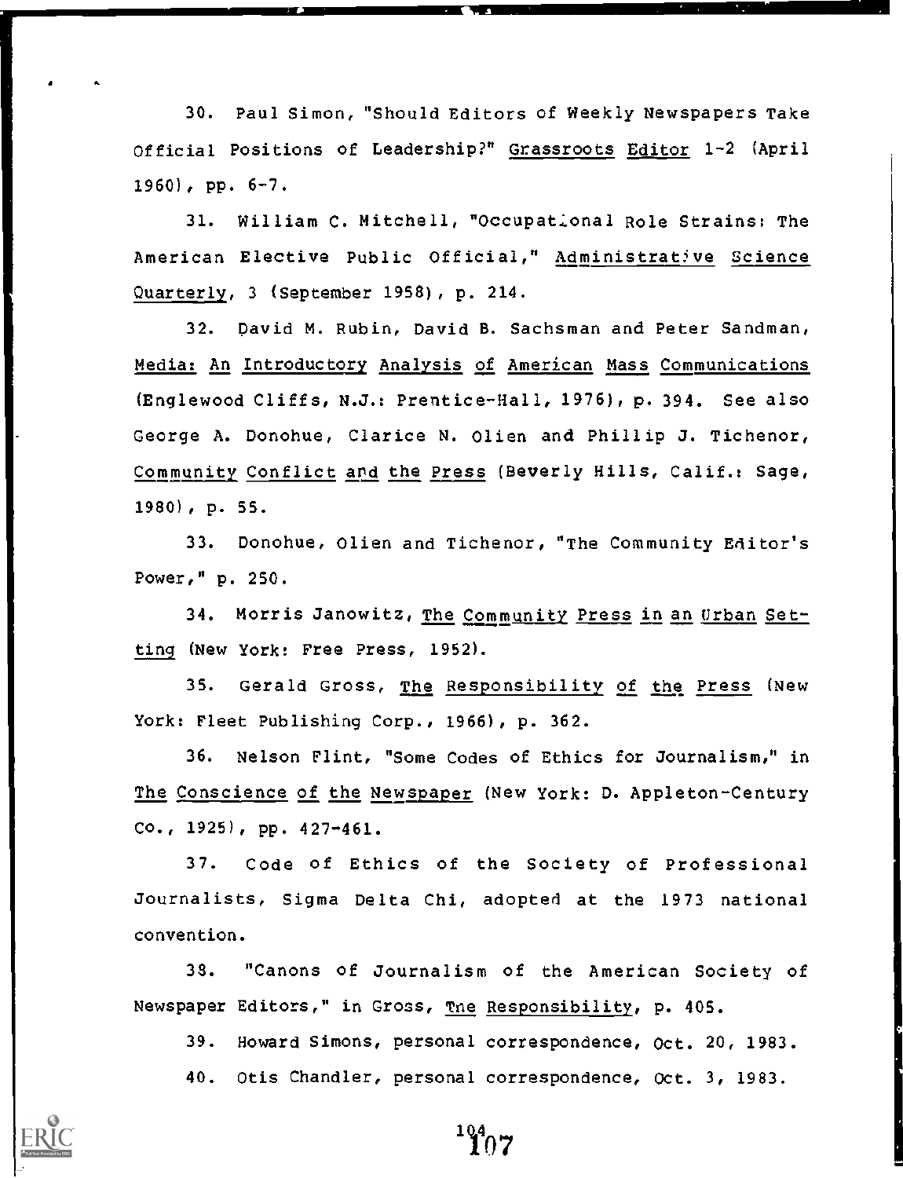30. Paul Simon, "Should Editors of Weekly Newspapers Take Official Positions of Leadership?" Grassroots Editor 1-2 (April 1960), pp. 6-7.

31. William C. Mitchell, "Occupational Role Strains: The American Elective Public Official," Administrative Science Quarterly, 3 (September 1958), p. 214.

32. David M. Rubin, David B. Sachsman and Peter Sandman, Media: An Introductory Analysis of American Mass Communications (Englewood Cliffs, N.J.: Prentice-Hall, 1976), p. 394. See also George A. Donohue, Clarice N. Olien and Phillip J. Tichenor, Community Conflict and the Press (Beverly Hills, Calif.: Sage, 1980), p. 55.

33. Donohue, Olien and Tichenor, "The Community Editor's Power," p. 250.

34. Morris Janowitz, The Community Press in an Urban Setting (New York: Free Press, 1952).

35. Gerald Gross, The Responsibility of the Press (New York: Fleet Publishing Corp., 1966), p. 362.

36. Nelson Flint, "Some Codes of Ethics for Journalism," in The Conscience of the Newspaper (New York: D. Appleton-Century Co., 1925), pp. 427-461.

37. Code of Ethics of the Society of Professional Journalists, Sigma Delta Chi, adopted at the 1973 national convention.

38. "Canons of Journalism of the American Society of Newspaper Editors," in Gross, The Responsibility, p. 405.

39. Howard Simons, personal correspondence, Oct. 20, 1983.

40. Otis Chandler, personal correspondence, Oct. 3, 1983.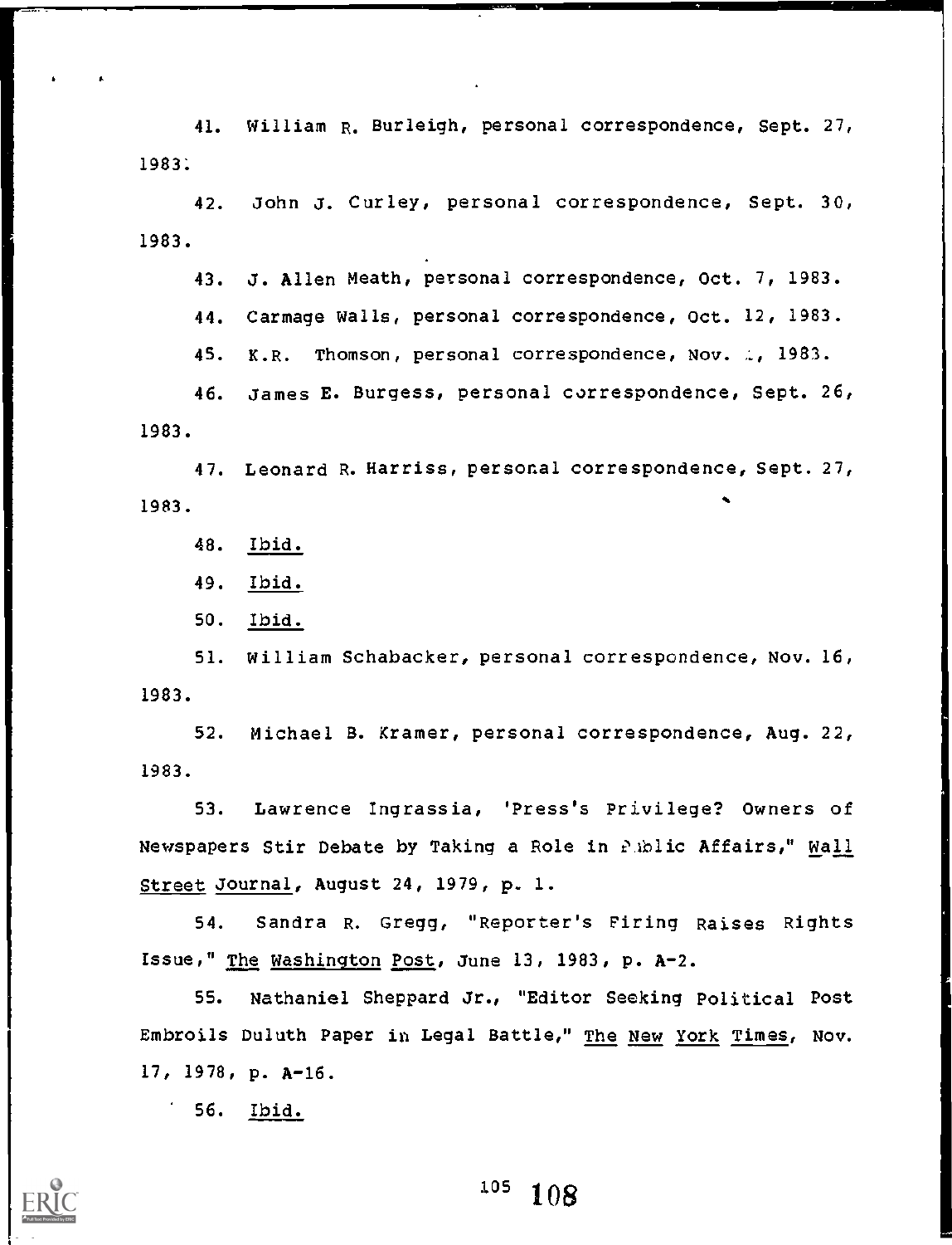41. William R. Burleigh, personal correspondence, Sept. 27, 1983.

42. John J. Curley, personal correspondence, Sept. 30, 1983.

43. J. Allen Meath, personal correspondence, Oct. 7, 1983.

44. Carmage Walls, personal correspondence, Oct. 12, 1983.

45. K.R. Thomson, personal correspondence, Nov. 1, 1983.

46. James E. Burgess, personal correspondence, Sept. 26, 1983.

47. Leonard R. Harriss, personal correspondence, Sept. 27, 1983.

48. Ibid.

49. Ibid.

50. Ibid.

51. William Schabacker, personal correspondence, Nov. 16, 1983.

52. Michael B. Kramer, personal correspondence, Aug. 22, 1983.

53. Lawrence Ingrassia, "Press's Privilege? Owners of Newspapers Stir Debate by Taking a Role in Public Affairs," Wall Street Journal, August 24, 1979, p. 1.

54. Sandra R. Gregg, "Reporter's Firing Raises Rights Issue," The Washington Post, June 13, 1983, p. A-2.

55. Nathaniel Sheppard Jr., "Editor Seeking Political Post Embroils Duluth Paper in Legal Battle," The New York Times, Nov. 17, 1978, p. A-16.

56. Ibid.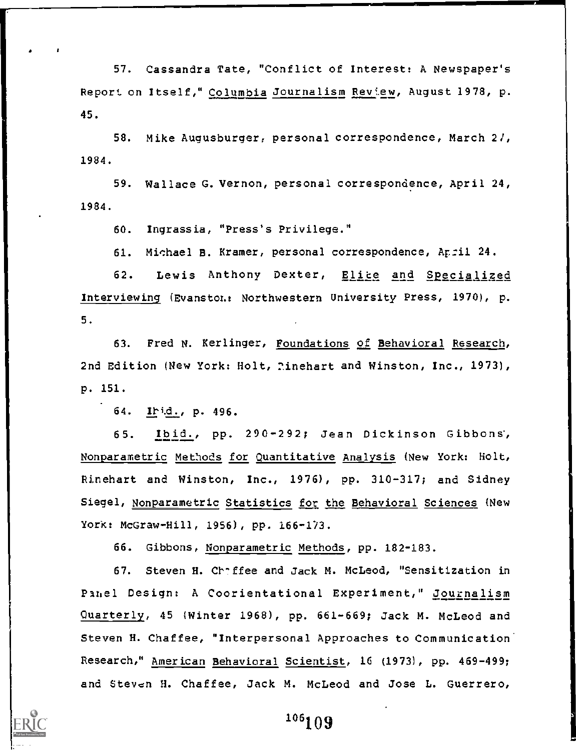57. Cassandra Tate, "Conflict of Interest: A Newspaper's Report on Itself," Columbia Journalism Review, August 1978, p. 45.

58. Mike Augusburger, personal correspondence, March 27, 1984.

59. Wallace G. Vernon, personal correspondence, April 24, 1984.

60. Ingrassia, "Press's Privilege."

61. Michael B. Kramer, personal correspondence, April 24.

62. Lewis Anthony Dexter, Elite and Specialized Interviewing (Evanston: Northwestern University Press, 1970), p. 5.

63. Fred N. Kerlinger, Foundations of Behavioral Research, 2nd Edition (New York: Holt, Rinehart and Winston, Inc., 1973), p. 151.

64. Ibid., p. 496.

65. Ibid., pp. 290-292; Jean Dickinson Gibbons, Nonparametric Methods for Quantitative Analysis (New York: Holt, Rinehart and Winston, Inc., 1976), pp. 310-317; and Sidney Siegel, Nonparametric Statistics for the Behavioral Sciences (New York: McGraw-Hill, 1956), pp. 166-173.

66. Gibbons, Nonparametric Methods, pp. 182-183.

67. Steven H. Chaffee and Jack M. McLeod, "Sensitization in Panel Design: A Coorientational Experiment," Journalism Quarterly, 45 (Winter 1968), pp. 661-669; Jack M. McLeod and Steven H. Chaffee, "Interpersonal Approaches to Communication Research," American Behavioral Scientist, 16 (1973), pp. 469-499; and Steven H. Chaffee, Jack M. McLeod and Jose L. Guerrero,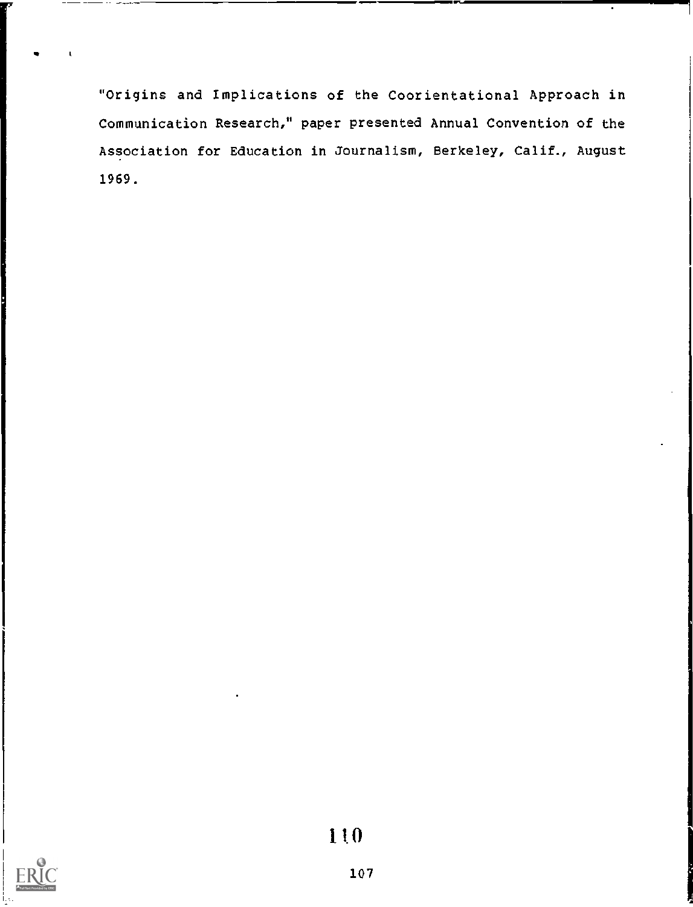"Origins and Implications of the Coorientational Approach in Communication Research," paper presented Annual Convention of the Association for Education in Journalism, Berkeley, Calif., August 1969.